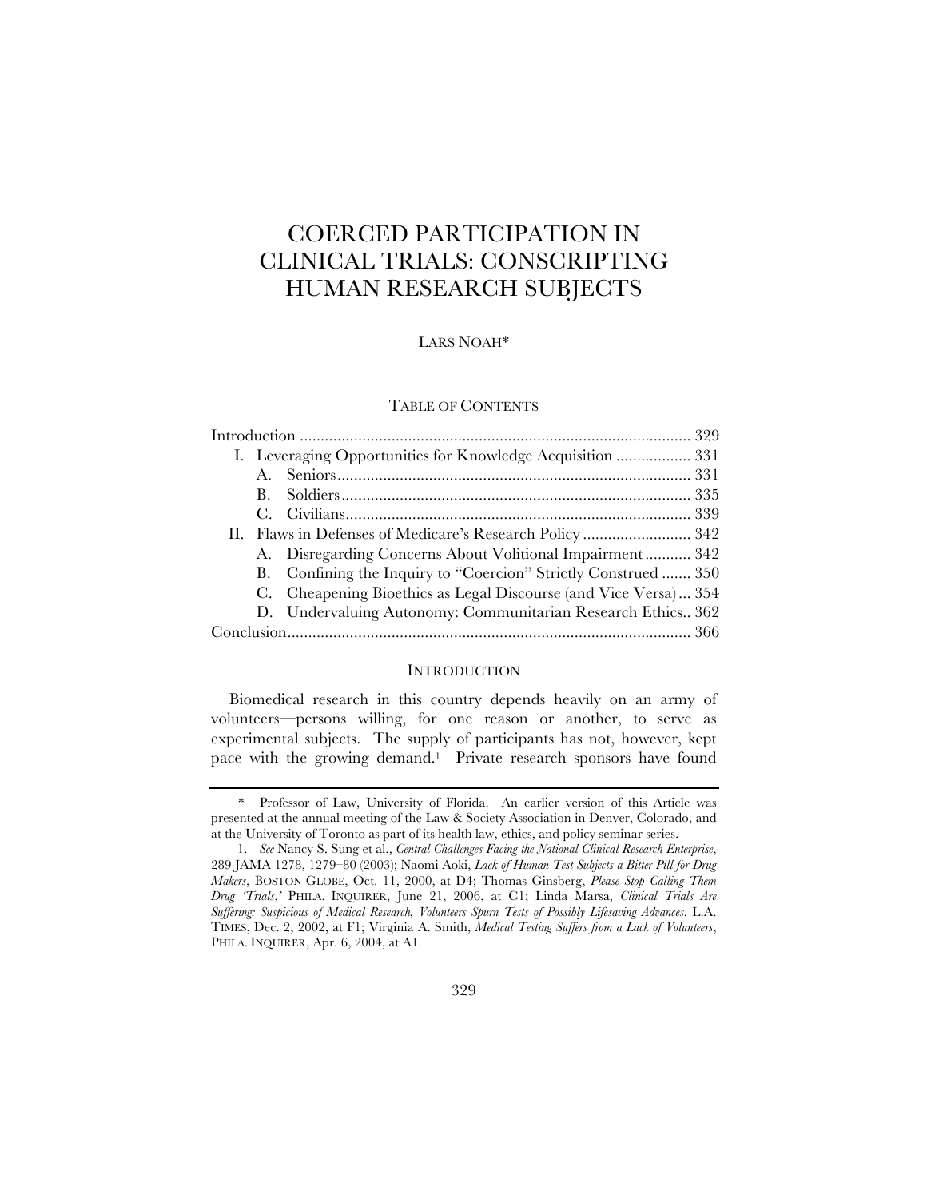# COERCED PARTICIPATION IN CLINICAL TRIALS: CONSCRIPTING HUMAN RESEARCH SUBJECTS

LARS NOAH*

TABLE OF CONTENTS

| | |
|---|---|
| Introduction | 329 |
| I. Leveraging Opportunities for Knowledge Acquisition | 331 |
| A. Seniors | 331 |
| B. Soldiers | 335 |
| C. Civilians | 339 |
| II. Flaws in Defenses of Medicare's Research Policy | 342 |
| A. Disregarding Concerns About Volitional Impairment | 342 |
| B. Confining the Inquiry to "Coercion" Strictly Construed | 350 |
| C. Cheapening Bioethics as Legal Discourse (and Vice Versa) | 354 |
| D. Undervaluing Autonomy: Communitarian Research Ethics | 362 |
| Conclusion | 366 |

## INTRODUCTION

Biomedical research in this country depends heavily on an army of volunteers—persons willing, for one reason or another, to serve as experimental subjects. The supply of participants has not, however, kept pace with the growing demand.[1] Private research sponsors have found

---

\* Professor of Law, University of Florida. An earlier version of this Article was presented at the annual meeting of the Law & Society Association in Denver, Colorado, and at the University of Toronto as part of its health law, ethics, and policy seminar series.

1. *See* Nancy S. Sung et al., *Central Challenges Facing the National Clinical Research Enterprise*, 289 JAMA 1278, 1279–80 (2003); Naomi Aoki, *Lack of Human Test Subjects a Bitter Pill for Drug Makers*, BOSTON GLOBE, Oct. 11, 2000, at D4; Thomas Ginsberg, *Please Stop Calling Them Drug 'Trials*,*'* PHILA. INQUIRER, June 21, 2006, at C1; Linda Marsa, *Clinical Trials Are Suffering: Suspicious of Medical Research, Volunteers Spurn Tests of Possibly Lifesaving Advances*, L.A. TIMES, Dec. 2, 2002, at F1; Virginia A. Smith, *Medical Testing Suffers from a Lack of Volunteers*, PHILA. INQUIRER, Apr. 6, 2004, at A1.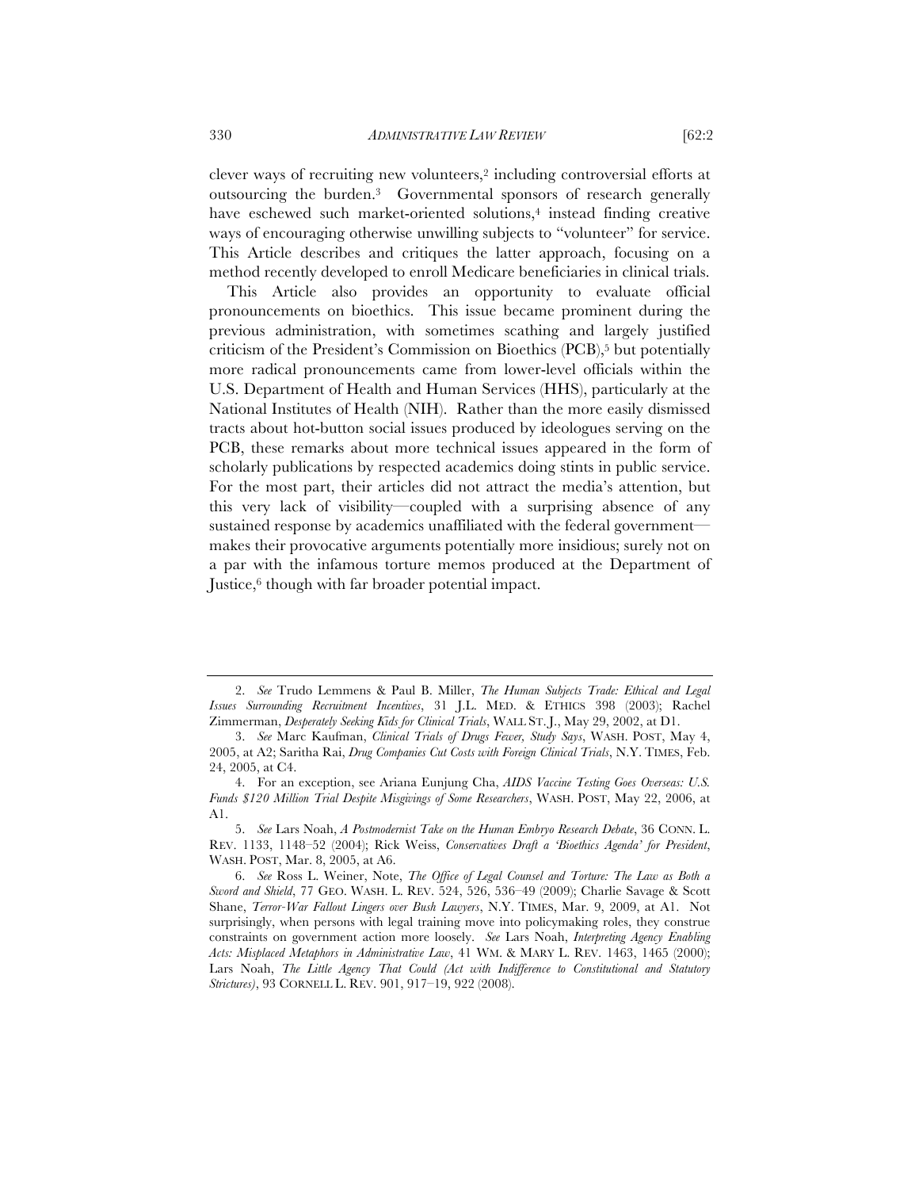clever ways of recruiting new volunteers,[2] including controversial efforts at outsourcing the burden.[3] Governmental sponsors of research generally have eschewed such market-oriented solutions,[4] instead finding creative ways of encouraging otherwise unwilling subjects to "volunteer" for service. This Article describes and critiques the latter approach, focusing on a method recently developed to enroll Medicare beneficiaries in clinical trials.

This Article also provides an opportunity to evaluate official pronouncements on bioethics. This issue became prominent during the previous administration, with sometimes scathing and largely justified criticism of the President's Commission on Bioethics (PCB),[5] but potentially more radical pronouncements came from lower-level officials within the U.S. Department of Health and Human Services (HHS), particularly at the National Institutes of Health (NIH). Rather than the more easily dismissed tracts about hot-button social issues produced by ideologues serving on the PCB, these remarks about more technical issues appeared in the form of scholarly publications by respected academics doing stints in public service. For the most part, their articles did not attract the media's attention, but this very lack of visibility—coupled with a surprising absence of any sustained response by academics unaffiliated with the federal government—makes their provocative arguments potentially more insidious; surely not on a par with the infamous torture memos produced at the Department of Justice,[6] though with far broader potential impact.

---

2. *See* Trudo Lemmens & Paul B. Miller, *The Human Subjects Trade: Ethical and Legal Issues Surrounding Recruitment Incentives*, 31 J.L. MED. & ETHICS 398 (2003); Rachel Zimmerman, *Desperately Seeking Kids for Clinical Trials*, WALL ST. J., May 29, 2002, at D1.

3. *See* Marc Kaufman, *Clinical Trials of Drugs Fewer, Study Says*, WASH. POST, May 4, 2005, at A2; Saritha Rai, *Drug Companies Cut Costs with Foreign Clinical Trials*, N.Y. TIMES, Feb. 24, 2005, at C4.

4. For an exception, see Ariana Eunjung Cha, *AIDS Vaccine Testing Goes Overseas: U.S. Funds $120 Million Trial Despite Misgivings of Some Researchers*, WASH. POST, May 22, 2006, at A1.

5. *See* Lars Noah, *A Postmodernist Take on the Human Embryo Research Debate*, 36 CONN. L. REV. 1133, 1148–52 (2004); Rick Weiss, *Conservatives Draft a 'Bioethics Agenda' for President*, WASH. POST, Mar. 8, 2005, at A6.

6. *See* Ross L. Weiner, Note, *The Office of Legal Counsel and Torture: The Law as Both a Sword and Shield*, 77 GEO. WASH. L. REV. 524, 526, 536–49 (2009); Charlie Savage & Scott Shane, *Terror-War Fallout Lingers over Bush Lawyers*, N.Y. TIMES, Mar. 9, 2009, at A1. Not surprisingly, when persons with legal training move into policymaking roles, they construe constraints on government action more loosely. *See* Lars Noah, *Interpreting Agency Enabling Acts: Misplaced Metaphors in Administrative Law*, 41 WM. & MARY L. REV. 1463, 1465 (2000); Lars Noah, *The Little Agency That Could (Act with Indifference to Constitutional and Statutory Strictures)*, 93 CORNELL L. REV. 901, 917–19, 922 (2008).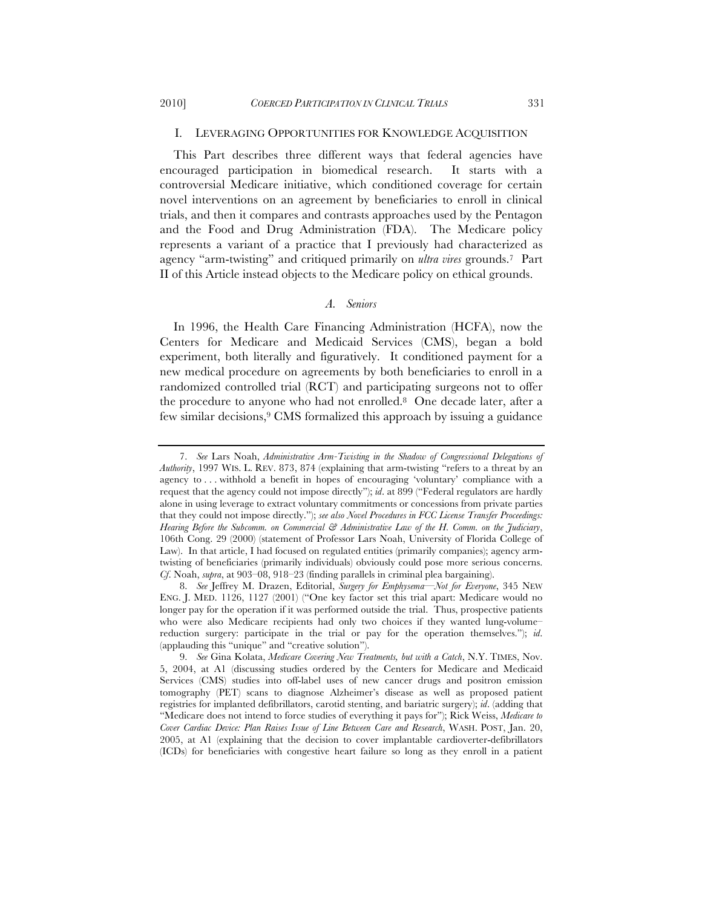## I. LEVERAGING OPPORTUNITIES FOR KNOWLEDGE ACQUISITION

This Part describes three different ways that federal agencies have encouraged participation in biomedical research. It starts with a controversial Medicare initiative, which conditioned coverage for certain novel interventions on an agreement by beneficiaries to enroll in clinical trials, and then it compares and contrasts approaches used by the Pentagon and the Food and Drug Administration (FDA). The Medicare policy represents a variant of a practice that I previously had characterized as agency "arm-twisting" and critiqued primarily on *ultra vires* grounds.[7] Part II of this Article instead objects to the Medicare policy on ethical grounds.

### A. Seniors

In 1996, the Health Care Financing Administration (HCFA), now the Centers for Medicare and Medicaid Services (CMS), began a bold experiment, both literally and figuratively. It conditioned payment for a new medical procedure on agreements by both beneficiaries to enroll in a randomized controlled trial (RCT) and participating surgeons not to offer the procedure to anyone who had not enrolled.[8] One decade later, after a few similar decisions,[9] CMS formalized this approach by issuing a guidance

---

7. *See* Lars Noah, *Administrative Arm-Twisting in the Shadow of Congressional Delegations of Authority*, 1997 WIS. L. REV. 873, 874 (explaining that arm-twisting "refers to a threat by an agency to . . . withhold a benefit in hopes of encouraging 'voluntary' compliance with a request that the agency could not impose directly"); *id*. at 899 ("Federal regulators are hardly alone in using leverage to extract voluntary commitments or concessions from private parties that they could not impose directly."); *see also Novel Procedures in FCC License Transfer Proceedings: Hearing Before the Subcomm. on Commercial & Administrative Law of the H. Comm. on the Judiciary*, 106th Cong. 29 (2000) (statement of Professor Lars Noah, University of Florida College of Law). In that article, I had focused on regulated entities (primarily companies); agency arm-twisting of beneficiaries (primarily individuals) obviously could pose more serious concerns. *Cf*. Noah, *supra*, at 903–08, 918–23 (finding parallels in criminal plea bargaining).

8. *See* Jeffrey M. Drazen, Editorial, *Surgery for Emphysema—Not for Everyone*, 345 NEW ENG. J. MED. 1126, 1127 (2001) ("One key factor set this trial apart: Medicare would no longer pay for the operation if it was performed outside the trial. Thus, prospective patients who were also Medicare recipients had only two choices if they wanted lung-volume–reduction surgery: participate in the trial or pay for the operation themselves."); *id*. (applauding this "unique" and "creative solution").

9. *See* Gina Kolata, *Medicare Covering New Treatments, but with a Catch*, N.Y. TIMES, Nov. 5, 2004, at A1 (discussing studies ordered by the Centers for Medicare and Medicaid Services (CMS) studies into off-label uses of new cancer drugs and positron emission tomography (PET) scans to diagnose Alzheimer's disease as well as proposed patient registries for implanted defibrillators, carotid stenting, and bariatric surgery); *id*. (adding that "Medicare does not intend to force studies of everything it pays for"); Rick Weiss, *Medicare to Cover Cardiac Device: Plan Raises Issue of Line Between Care and Research*, WASH. POST, Jan. 20, 2005, at A1 (explaining that the decision to cover implantable cardioverter-defibrillators (ICDs) for beneficiaries with congestive heart failure so long as they enroll in a patient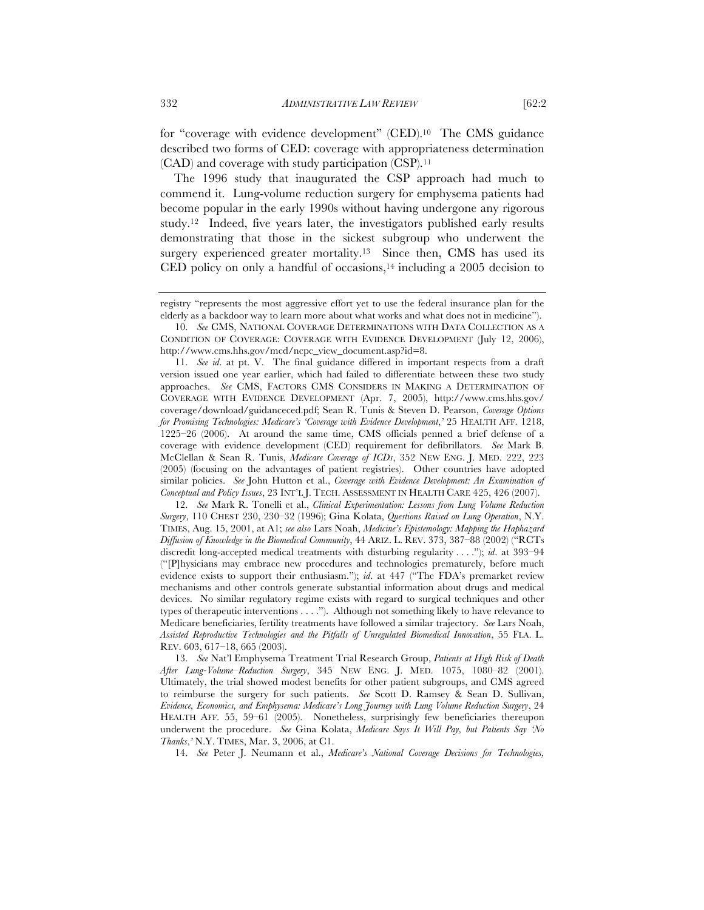for "coverage with evidence development" (CED).[10] The CMS guidance described two forms of CED: coverage with appropriateness determination (CAD) and coverage with study participation (CSP).[11]

The 1996 study that inaugurated the CSP approach had much to commend it. Lung-volume reduction surgery for emphysema patients had become popular in the early 1990s without having undergone any rigorous study.[12] Indeed, five years later, the investigators published early results demonstrating that those in the sickest subgroup who underwent the surgery experienced greater mortality.[13] Since then, CMS has used its CED policy on only a handful of occasions,[14] including a 2005 decision to

---

registry "represents the most aggressive effort yet to use the federal insurance plan for the elderly as a backdoor way to learn more about what works and what does not in medicine").

10. *See* CMS, NATIONAL COVERAGE DETERMINATIONS WITH DATA COLLECTION AS A CONDITION OF COVERAGE: COVERAGE WITH EVIDENCE DEVELOPMENT (July 12, 2006), http://www.cms.hhs.gov/mcd/ncpc_view_document.asp?id=8.

11. *See id*. at pt. V. The final guidance differed in important respects from a draft version issued one year earlier, which had failed to differentiate between these two study approaches. *See* CMS, FACTORS CMS CONSIDERS IN MAKING A DETERMINATION OF COVERAGE WITH EVIDENCE DEVELOPMENT (Apr. 7, 2005), http://www.cms.hhs.gov/coverage/download/guidanceced.pdf; Sean R. Tunis & Steven D. Pearson, *Coverage Options for Promising Technologies: Medicare's 'Coverage with Evidence Development*,' 25 HEALTH AFF. 1218, 1225–26 (2006). At around the same time, CMS officials penned a brief defense of a coverage with evidence development (CED) requirement for defibrillators. *See* Mark B. McClellan & Sean R. Tunis, *Medicare Coverage of ICDs*, 352 NEW ENG. J. MED. 222, 223 (2005) (focusing on the advantages of patient registries). Other countries have adopted similar policies. *See* John Hutton et al., *Coverage with Evidence Development: An Examination of Conceptual and Policy Issues*, 23 INT'L J. TECH. ASSESSMENT IN HEALTH CARE 425, 426 (2007).

12. *See* Mark R. Tonelli et al., *Clinical Experimentation: Lessons from Lung Volume Reduction Surgery*, 110 CHEST 230, 230–32 (1996); Gina Kolata, *Questions Raised on Lung Operation*, N.Y. TIMES, Aug. 15, 2001, at A1; *see also* Lars Noah, *Medicine's Epistemology: Mapping the Haphazard Diffusion of Knowledge in the Biomedical Community*, 44 ARIZ. L. REV. 373, 387–88 (2002) ("RCTs discredit long-accepted medical treatments with disturbing regularity . . . ."); *id*. at 393–94 ("[P]hysicians may embrace new procedures and technologies prematurely, before much evidence exists to support their enthusiasm."); *id*. at 447 ("The FDA's premarket review mechanisms and other controls generate substantial information about drugs and medical devices. No similar regulatory regime exists with regard to surgical techniques and other types of therapeutic interventions . . . ."). Although not something likely to have relevance to Medicare beneficiaries, fertility treatments have followed a similar trajectory. *See* Lars Noah, *Assisted Reproductive Technologies and the Pitfalls of Unregulated Biomedical Innovation*, 55 FLA. L. REV. 603, 617–18, 665 (2003).

13. *See* Nat'l Emphysema Treatment Trial Research Group, *Patients at High Risk of Death After Lung-Volume–Reduction Surgery*, 345 NEW ENG. J. MED. 1075, 1080–82 (2001). Ultimately, the trial showed modest benefits for other patient subgroups, and CMS agreed to reimburse the surgery for such patients. *See* Scott D. Ramsey & Sean D. Sullivan, *Evidence, Economics, and Emphysema: Medicare's Long Journey with Lung Volume Reduction Surgery*, 24 HEALTH AFF. 55, 59–61 (2005). Nonetheless, surprisingly few beneficiaries thereupon underwent the procedure. *See* Gina Kolata, *Medicare Says It Will Pay, but Patients Say 'No Thanks*,' N.Y. TIMES, Mar. 3, 2006, at C1.

14. *See* Peter J. Neumann et al., *Medicare's National Coverage Decisions for Technologies,*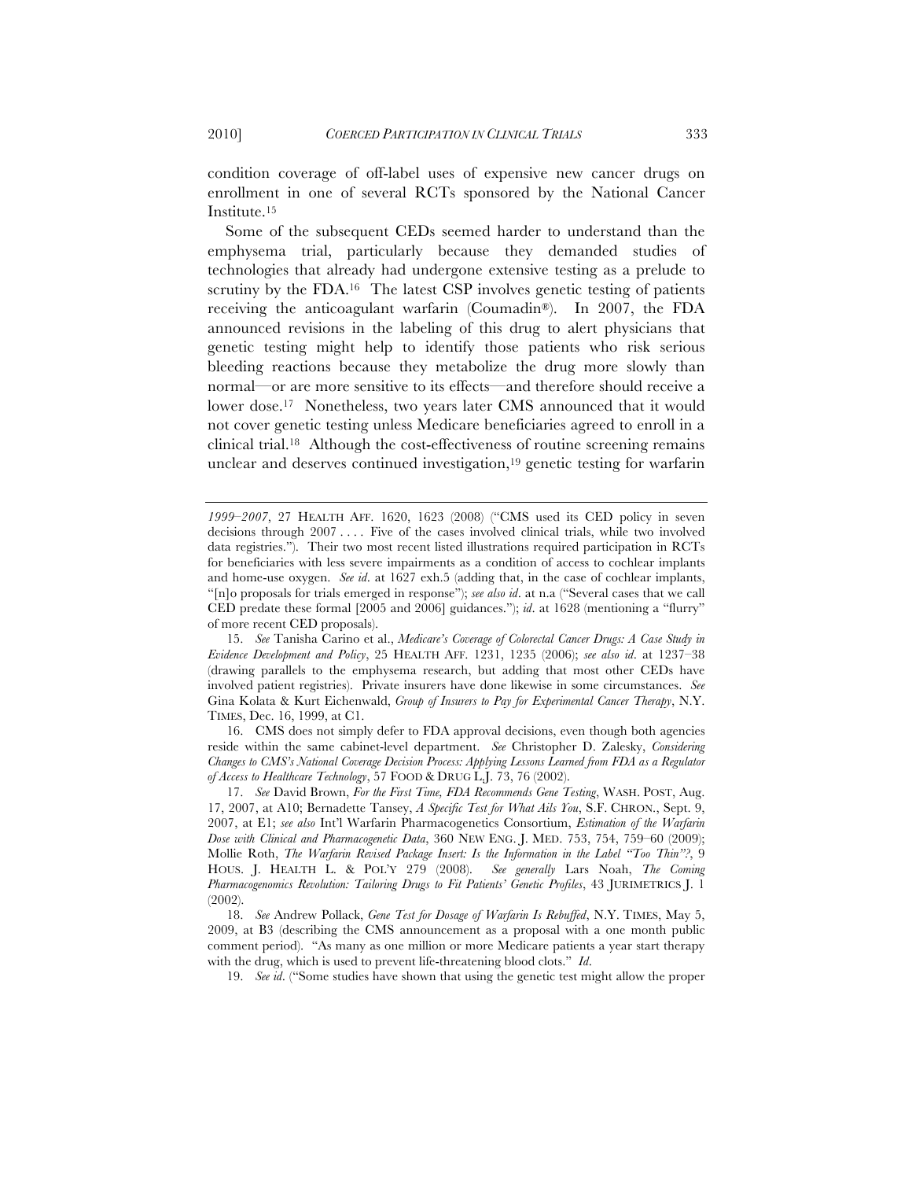condition coverage of off-label uses of expensive new cancer drugs on enrollment in one of several RCTs sponsored by the National Cancer Institute.[15]

Some of the subsequent CEDs seemed harder to understand than the emphysema trial, particularly because they demanded studies of technologies that already had undergone extensive testing as a prelude to scrutiny by the FDA.[16] The latest CSP involves genetic testing of patients receiving the anticoagulant warfarin (Coumadin®). In 2007, the FDA announced revisions in the labeling of this drug to alert physicians that genetic testing might help to identify those patients who risk serious bleeding reactions because they metabolize the drug more slowly than normal—or are more sensitive to its effects—and therefore should receive a lower dose.[17] Nonetheless, two years later CMS announced that it would not cover genetic testing unless Medicare beneficiaries agreed to enroll in a clinical trial.[18] Although the cost-effectiveness of routine screening remains unclear and deserves continued investigation,[19] genetic testing for warfarin

---

*1999–2007*, 27 HEALTH AFF. 1620, 1623 (2008) ("CMS used its CED policy in seven decisions through 2007 . . . . Five of the cases involved clinical trials, while two involved data registries."). Their two most recent listed illustrations required participation in RCTs for beneficiaries with less severe impairments as a condition of access to cochlear implants and home-use oxygen. *See id.* at 1627 exh.5 (adding that, in the case of cochlear implants, "[n]o proposals for trials emerged in response"); *see also id.* at n.a ("Several cases that we call CED predate these formal [2005 and 2006] guidances."); *id.* at 1628 (mentioning a "flurry" of more recent CED proposals).

15. *See* Tanisha Carino et al., *Medicare's Coverage of Colorectal Cancer Drugs: A Case Study in Evidence Development and Policy*, 25 HEALTH AFF. 1231, 1235 (2006); *see also id.* at 1237–38 (drawing parallels to the emphysema research, but adding that most other CEDs have involved patient registries). Private insurers have done likewise in some circumstances. *See* Gina Kolata & Kurt Eichenwald, *Group of Insurers to Pay for Experimental Cancer Therapy*, N.Y. TIMES, Dec. 16, 1999, at C1.

16. CMS does not simply defer to FDA approval decisions, even though both agencies reside within the same cabinet-level department. *See* Christopher D. Zalesky, *Considering Changes to CMS's National Coverage Decision Process: Applying Lessons Learned from FDA as a Regulator of Access to Healthcare Technology*, 57 FOOD & DRUG L.J. 73, 76 (2002).

17. *See* David Brown, *For the First Time, FDA Recommends Gene Testing*, WASH. POST, Aug. 17, 2007, at A10; Bernadette Tansey, *A Specific Test for What Ails You*, S.F. CHRON., Sept. 9, 2007, at E1; *see also* Int'l Warfarin Pharmacogenetics Consortium, *Estimation of the Warfarin Dose with Clinical and Pharmacogenetic Data*, 360 NEW ENG. J. MED. 753, 754, 759–60 (2009); Mollie Roth, *The Warfarin Revised Package Insert: Is the Information in the Label "Too Thin"?*, 9 HOUS. J. HEALTH L. & POL'Y 279 (2008). *See generally* Lars Noah, *The Coming Pharmacogenomics Revolution: Tailoring Drugs to Fit Patients' Genetic Profiles*, 43 JURIMETRICS J. 1 (2002).

18. *See* Andrew Pollack, *Gene Test for Dosage of Warfarin Is Rebuffed*, N.Y. TIMES, May 5, 2009, at B3 (describing the CMS announcement as a proposal with a one month public comment period). "As many as one million or more Medicare patients a year start therapy with the drug, which is used to prevent life-threatening blood clots." *Id.*

19. *See id.* ("Some studies have shown that using the genetic test might allow the proper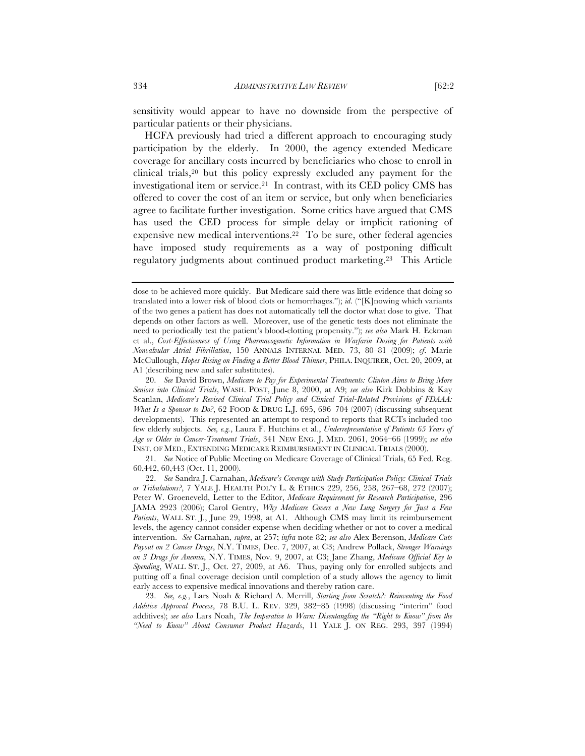sensitivity would appear to have no downside from the perspective of particular patients or their physicians.

HCFA previously had tried a different approach to encouraging study participation by the elderly. In 2000, the agency extended Medicare coverage for ancillary costs incurred by beneficiaries who chose to enroll in clinical trials,[20] but this policy expressly excluded any payment for the investigational item or service.[21] In contrast, with its CED policy CMS has offered to cover the cost of an item or service, but only when beneficiaries agree to facilitate further investigation. Some critics have argued that CMS has used the CED process for simple delay or implicit rationing of expensive new medical interventions.[22] To be sure, other federal agencies have imposed study requirements as a way of postponing difficult regulatory judgments about continued product marketing.[23] This Article

---

dose to be achieved more quickly. But Medicare said there was little evidence that doing so translated into a lower risk of blood clots or hemorrhages."); *id.* ("[K]nowing which variants of the two genes a patient has does not automatically tell the doctor what dose to give. That depends on other factors as well. Moreover, use of the genetic tests does not eliminate the need to periodically test the patient's blood-clotting propensity."); *see also* Mark H. Eckman et al., *Cost-Effectiveness of Using Pharmacogenetic Information in Warfarin Dosing for Patients with Nonvalvular Atrial Fibrillation*, 150 ANNALS INTERNAL MED. 73, 80–81 (2009); *cf.* Marie McCullough, *Hopes Rising on Finding a Better Blood Thinner*, PHILA. INQUIRER, Oct. 20, 2009, at A1 (describing new and safer substitutes).

20. *See* David Brown, *Medicare to Pay for Experimental Treatments: Clinton Aims to Bring More Seniors into Clinical Trials*, WASH. POST, June 8, 2000, at A9; *see also* Kirk Dobbins & Kay Scanlan, *Medicare's Revised Clinical Trial Policy and Clinical Trial-Related Provisions of FDAAA: What Is a Sponsor to Do?*, 62 FOOD & DRUG L.J. 695, 696–704 (2007) (discussing subsequent developments). This represented an attempt to respond to reports that RCTs included too few elderly subjects. *See, e.g.*, Laura F. Hutchins et al., *Underrepresentation of Patients 65 Years of Age or Older in Cancer-Treatment Trials*, 341 NEW ENG. J. MED. 2061, 2064–66 (1999); *see also* INST. OF MED., EXTENDING MEDICARE REIMBURSEMENT IN CLINICAL TRIALS (2000).

21. *See* Notice of Public Meeting on Medicare Coverage of Clinical Trials, 65 Fed. Reg. 60,442, 60,443 (Oct. 11, 2000).

22. *See* Sandra J. Carnahan, *Medicare's Coverage with Study Participation Policy: Clinical Trials or Tribulations?*, 7 YALE J. HEALTH POL'Y L. & ETHICS 229, 256, 258, 267–68, 272 (2007); Peter W. Groeneveld, Letter to the Editor, *Medicare Requirement for Research Participation*, 296 JAMA 2923 (2006); Carol Gentry, *Why Medicare Covers a New Lung Surgery for Just a Few Patients*, WALL ST. J., June 29, 1998, at A1. Although CMS may limit its reimbursement levels, the agency cannot consider expense when deciding whether or not to cover a medical intervention. *See* Carnahan, *supra*, at 257; *infra* note 82; *see also* Alex Berenson, *Medicare Cuts Payout on 2 Cancer Drugs*, N.Y. TIMES, Dec. 7, 2007, at C3; Andrew Pollack, *Stronger Warnings on 3 Drugs for Anemia*, N.Y. TIMES, Nov. 9, 2007, at C3; Jane Zhang, *Medicare Official Key to Spending*, WALL ST. J., Oct. 27, 2009, at A6. Thus, paying only for enrolled subjects and putting off a final coverage decision until completion of a study allows the agency to limit early access to expensive medical innovations and thereby ration care.

23. *See, e.g.*, Lars Noah & Richard A. Merrill, *Starting from Scratch?: Reinventing the Food Additive Approval Process*, 78 B.U. L. REV. 329, 382–85 (1998) (discussing "interim" food additives); *see also* Lars Noah, *The Imperative to Warn: Disentangling the "Right to Know" from the "Need to Know" About Consumer Product Hazards*, 11 YALE J. ON REG. 293, 397 (1994)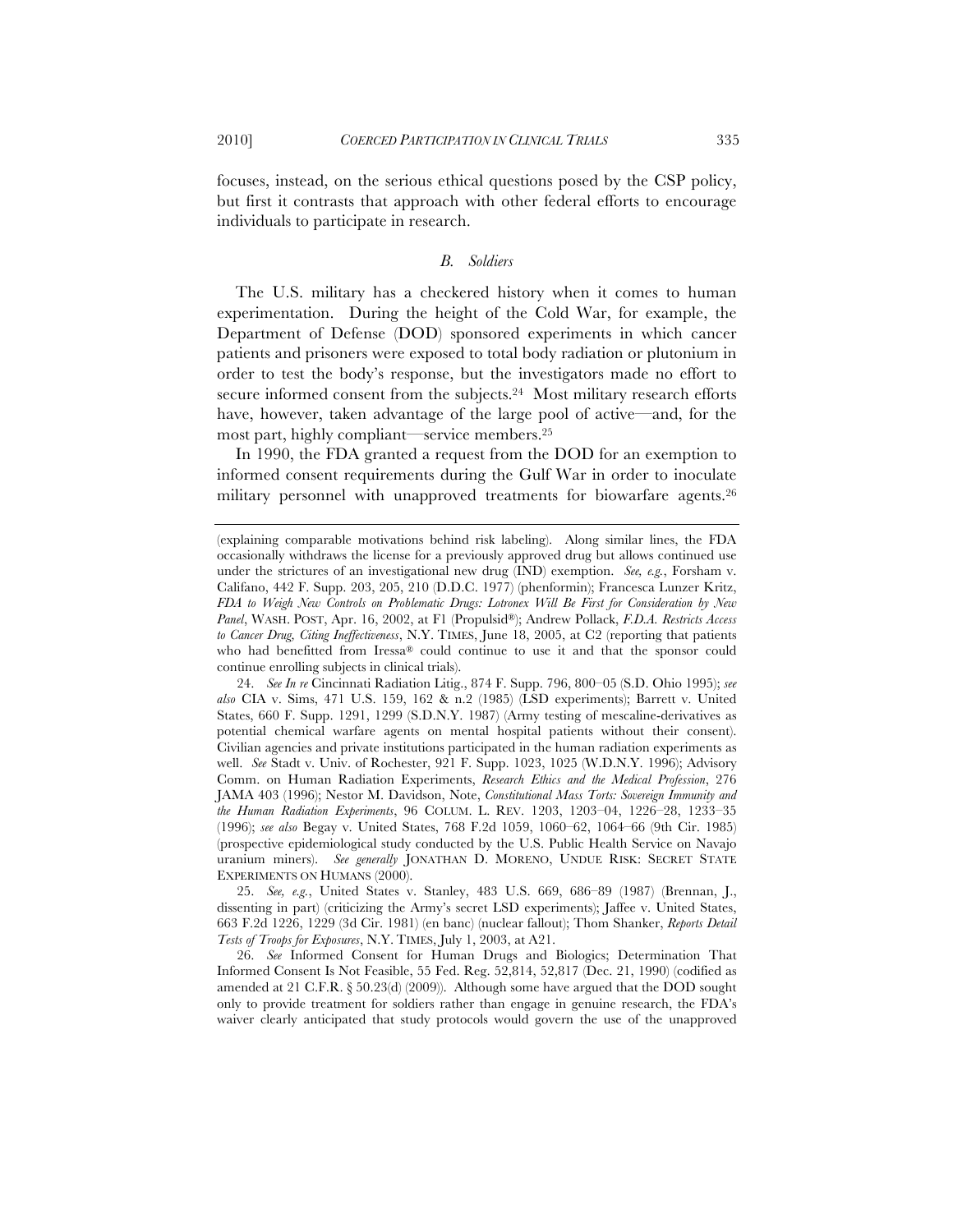focuses, instead, on the serious ethical questions posed by the CSP policy, but first it contrasts that approach with other federal efforts to encourage individuals to participate in research.

### *B. Soldiers*

The U.S. military has a checkered history when it comes to human experimentation. During the height of the Cold War, for example, the Department of Defense (DOD) sponsored experiments in which cancer patients and prisoners were exposed to total body radiation or plutonium in order to test the body's response, but the investigators made no effort to secure informed consent from the subjects.[24] Most military research efforts have, however, taken advantage of the large pool of active—and, for the most part, highly compliant—service members.[25]

In 1990, the FDA granted a request from the DOD for an exemption to informed consent requirements during the Gulf War in order to inoculate military personnel with unapproved treatments for biowarfare agents.[26]

---

(explaining comparable motivations behind risk labeling). Along similar lines, the FDA occasionally withdraws the license for a previously approved drug but allows continued use under the strictures of an investigational new drug (IND) exemption. *See, e.g.*, Forsham v. Califano, 442 F. Supp. 203, 205, 210 (D.D.C. 1977) (phenformin); Francesca Lunzer Kritz, *FDA to Weigh New Controls on Problematic Drugs: Lotronex Will Be First for Consideration by New Panel*, WASH. POST, Apr. 16, 2002, at F1 (Propulsid®); Andrew Pollack, *F.D.A. Restricts Access to Cancer Drug, Citing Ineffectiveness*, N.Y. TIMES, June 18, 2005, at C2 (reporting that patients who had benefitted from Iressa® could continue to use it and that the sponsor could continue enrolling subjects in clinical trials).

24. *See In re* Cincinnati Radiation Litig., 874 F. Supp. 796, 800–05 (S.D. Ohio 1995); *see also* CIA v. Sims, 471 U.S. 159, 162 & n.2 (1985) (LSD experiments); Barrett v. United States, 660 F. Supp. 1291, 1299 (S.D.N.Y. 1987) (Army testing of mescaline-derivatives as potential chemical warfare agents on mental hospital patients without their consent). Civilian agencies and private institutions participated in the human radiation experiments as well. *See* Stadt v. Univ. of Rochester, 921 F. Supp. 1023, 1025 (W.D.N.Y. 1996); Advisory Comm. on Human Radiation Experiments, *Research Ethics and the Medical Profession*, 276 JAMA 403 (1996); Nestor M. Davidson, Note, *Constitutional Mass Torts: Sovereign Immunity and the Human Radiation Experiments*, 96 COLUM. L. REV. 1203, 1203–04, 1226–28, 1233–35 (1996); *see also* Begay v. United States, 768 F.2d 1059, 1060–62, 1064–66 (9th Cir. 1985) (prospective epidemiological study conducted by the U.S. Public Health Service on Navajo uranium miners). *See generally* JONATHAN D. MORENO, UNDUE RISK: SECRET STATE EXPERIMENTS ON HUMANS (2000).

25. *See, e.g.*, United States v. Stanley, 483 U.S. 669, 686–89 (1987) (Brennan, J., dissenting in part) (criticizing the Army's secret LSD experiments); Jaffee v. United States, 663 F.2d 1226, 1229 (3d Cir. 1981) (en banc) (nuclear fallout); Thom Shanker, *Reports Detail Tests of Troops for Exposures*, N.Y. TIMES, July 1, 2003, at A21.

26. *See* Informed Consent for Human Drugs and Biologics; Determination That Informed Consent Is Not Feasible, 55 Fed. Reg. 52,814, 52,817 (Dec. 21, 1990) (codified as amended at 21 C.F.R. § 50.23(d) (2009)). Although some have argued that the DOD sought only to provide treatment for soldiers rather than engage in genuine research, the FDA's waiver clearly anticipated that study protocols would govern the use of the unapproved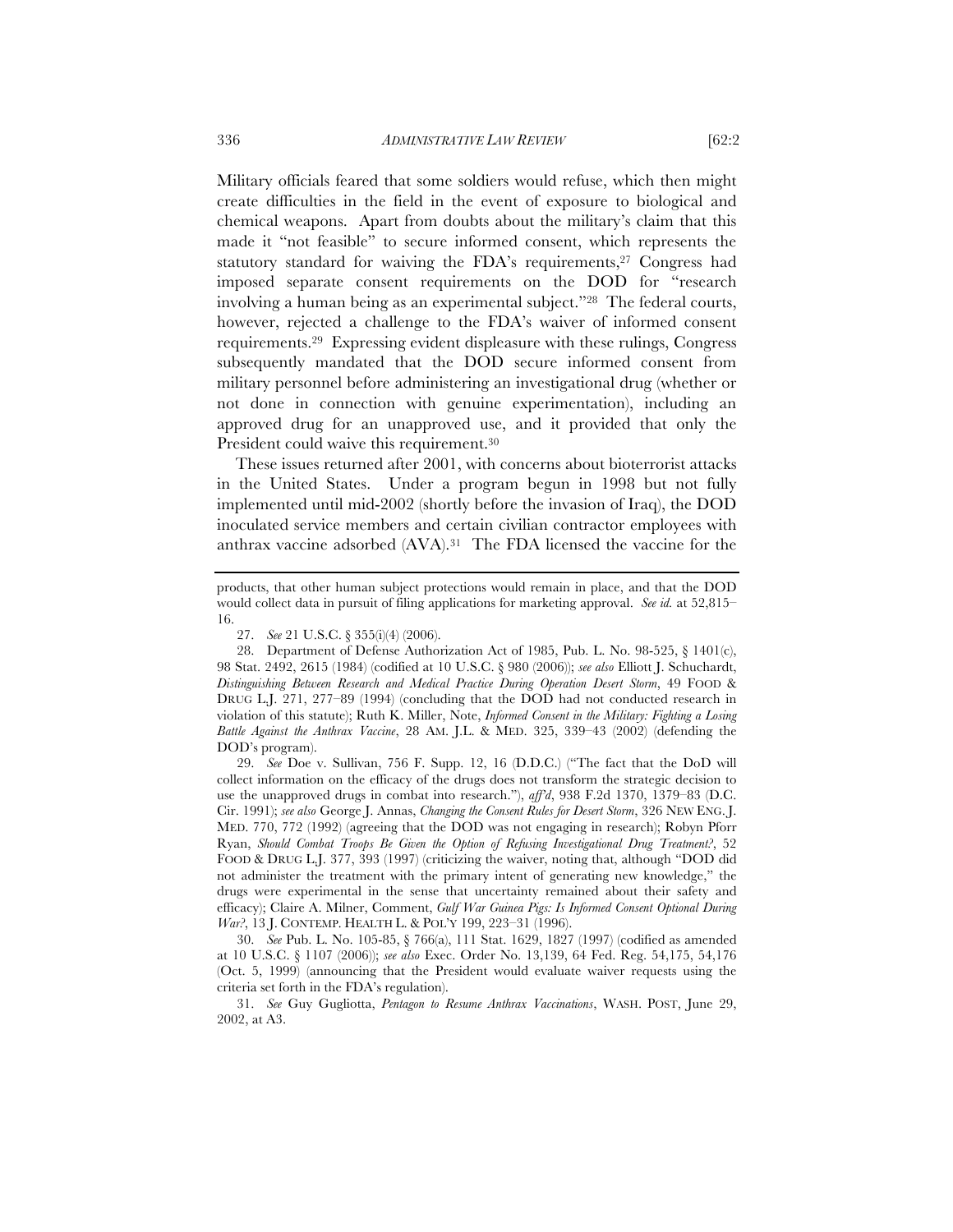Military officials feared that some soldiers would refuse, which then might create difficulties in the field in the event of exposure to biological and chemical weapons. Apart from doubts about the military's claim that this made it "not feasible" to secure informed consent, which represents the statutory standard for waiving the FDA's requirements,[27] Congress had imposed separate consent requirements on the DOD for "research involving a human being as an experimental subject."[28] The federal courts, however, rejected a challenge to the FDA's waiver of informed consent requirements.[29] Expressing evident displeasure with these rulings, Congress subsequently mandated that the DOD secure informed consent from military personnel before administering an investigational drug (whether or not done in connection with genuine experimentation), including an approved drug for an unapproved use, and it provided that only the President could waive this requirement.[30]

These issues returned after 2001, with concerns about bioterrorist attacks in the United States. Under a program begun in 1998 but not fully implemented until mid-2002 (shortly before the invasion of Iraq), the DOD inoculated service members and certain civilian contractor employees with anthrax vaccine adsorbed (AVA).[31] The FDA licensed the vaccine for the

---

products, that other human subject protections would remain in place, and that the DOD would collect data in pursuit of filing applications for marketing approval. *See id.* at 52,815–16.

27. *See* 21 U.S.C. § 355(i)(4) (2006).

28. Department of Defense Authorization Act of 1985, Pub. L. No. 98-525, § 1401(c), 98 Stat. 2492, 2615 (1984) (codified at 10 U.S.C. § 980 (2006)); *see also* Elliott J. Schuchardt, *Distinguishing Between Research and Medical Practice During Operation Desert Storm*, 49 FOOD & DRUG L.J. 271, 277–89 (1994) (concluding that the DOD had not conducted research in violation of this statute); Ruth K. Miller, Note, *Informed Consent in the Military: Fighting a Losing Battle Against the Anthrax Vaccine*, 28 AM. J.L. & MED. 325, 339–43 (2002) (defending the DOD's program).

29. *See* Doe v. Sullivan, 756 F. Supp. 12, 16 (D.D.C.) ("The fact that the DoD will collect information on the efficacy of the drugs does not transform the strategic decision to use the unapproved drugs in combat into research."), *aff'd*, 938 F.2d 1370, 1379–83 (D.C. Cir. 1991); *see also* George J. Annas, *Changing the Consent Rules for Desert Storm*, 326 NEW ENG. J. MED. 770, 772 (1992) (agreeing that the DOD was not engaging in research); Robyn Pforr Ryan, *Should Combat Troops Be Given the Option of Refusing Investigational Drug Treatment?*, 52 FOOD & DRUG L.J. 377, 393 (1997) (criticizing the waiver, noting that, although "DOD did not administer the treatment with the primary intent of generating new knowledge," the drugs were experimental in the sense that uncertainty remained about their safety and efficacy); Claire A. Milner, Comment, *Gulf War Guinea Pigs: Is Informed Consent Optional During War?*, 13 J. CONTEMP. HEALTH L. & POL'Y 199, 223–31 (1996).

30. *See* Pub. L. No. 105-85, § 766(a), 111 Stat. 1629, 1827 (1997) (codified as amended at 10 U.S.C. § 1107 (2006)); *see also* Exec. Order No. 13,139, 64 Fed. Reg. 54,175, 54,176 (Oct. 5, 1999) (announcing that the President would evaluate waiver requests using the criteria set forth in the FDA's regulation).

31. *See* Guy Gugliotta, *Pentagon to Resume Anthrax Vaccinations*, WASH. POST, June 29, 2002, at A3.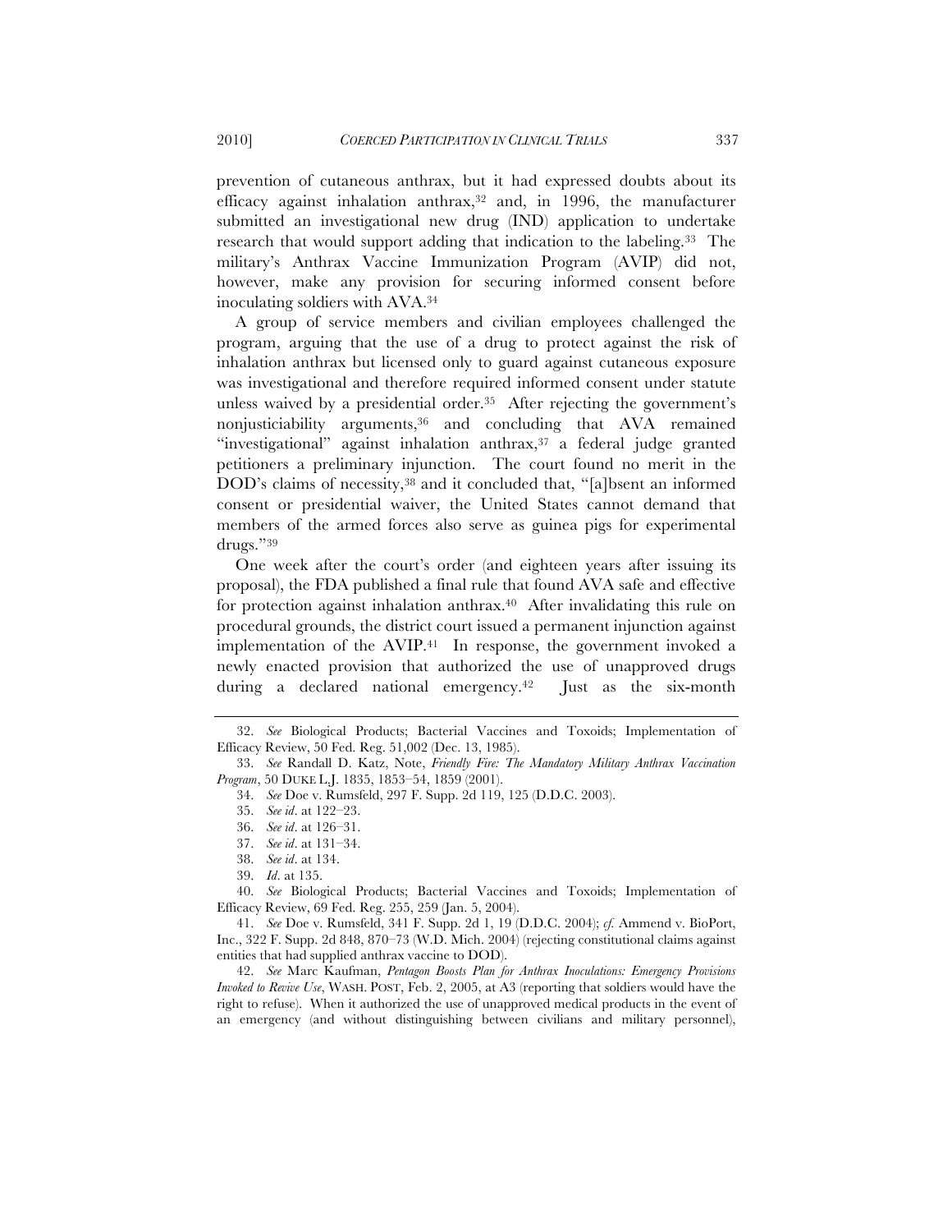prevention of cutaneous anthrax, but it had expressed doubts about its efficacy against inhalation anthrax,[32] and, in 1996, the manufacturer submitted an investigational new drug (IND) application to undertake research that would support adding that indication to the labeling.[33] The military's Anthrax Vaccine Immunization Program (AVIP) did not, however, make any provision for securing informed consent before inoculating soldiers with AVA.[34]

A group of service members and civilian employees challenged the program, arguing that the use of a drug to protect against the risk of inhalation anthrax but licensed only to guard against cutaneous exposure was investigational and therefore required informed consent under statute unless waived by a presidential order.[35] After rejecting the government's nonjusticiability arguments,[36] and concluding that AVA remained "investigational" against inhalation anthrax,[37] a federal judge granted petitioners a preliminary injunction. The court found no merit in the DOD's claims of necessity,[38] and it concluded that, "[a]bsent an informed consent or presidential waiver, the United States cannot demand that members of the armed forces also serve as guinea pigs for experimental drugs."[39]

One week after the court's order (and eighteen years after issuing its proposal), the FDA published a final rule that found AVA safe and effective for protection against inhalation anthrax.[40] After invalidating this rule on procedural grounds, the district court issued a permanent injunction against implementation of the AVIP.[41] In response, the government invoked a newly enacted provision that authorized the use of unapproved drugs during a declared national emergency.[42] Just as the six-month

---

32. *See* Biological Products; Bacterial Vaccines and Toxoids; Implementation of Efficacy Review, 50 Fed. Reg. 51,002 (Dec. 13, 1985).

33. *See* Randall D. Katz, Note, *Friendly Fire: The Mandatory Military Anthrax Vaccination Program*, 50 DUKE L.J. 1835, 1853–54, 1859 (2001).

34. *See* Doe v. Rumsfeld, 297 F. Supp. 2d 119, 125 (D.D.C. 2003).

35. *See id*. at 122–23.

36. *See id*. at 126–31.

37. *See id*. at 131–34.

38. *See id*. at 134.

39. *Id*. at 135.

40. *See* Biological Products; Bacterial Vaccines and Toxoids; Implementation of Efficacy Review, 69 Fed. Reg. 255, 259 (Jan. 5, 2004).

41. *See* Doe v. Rumsfeld, 341 F. Supp. 2d 1, 19 (D.D.C. 2004); *cf.* Ammend v. BioPort, Inc., 322 F. Supp. 2d 848, 870–73 (W.D. Mich. 2004) (rejecting constitutional claims against entities that had supplied anthrax vaccine to DOD).

42. *See* Marc Kaufman, *Pentagon Boosts Plan for Anthrax Inoculations: Emergency Provisions Invoked to Revive Use*, WASH. POST, Feb. 2, 2005, at A3 (reporting that soldiers would have the right to refuse). When it authorized the use of unapproved medical products in the event of an emergency (and without distinguishing between civilians and military personnel),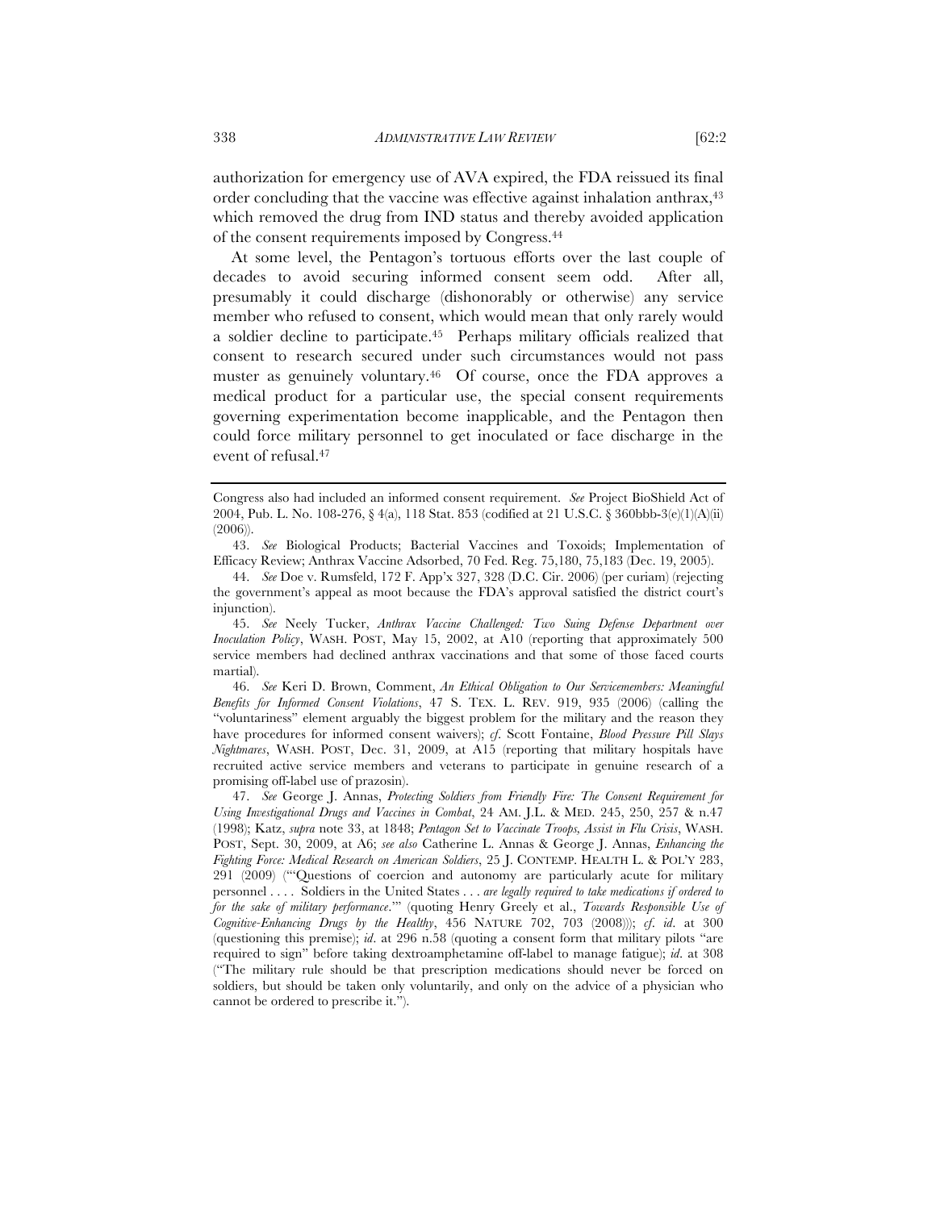authorization for emergency use of AVA expired, the FDA reissued its final order concluding that the vaccine was effective against inhalation anthrax,[43] which removed the drug from IND status and thereby avoided application of the consent requirements imposed by Congress.[44]

At some level, the Pentagon's tortuous efforts over the last couple of decades to avoid securing informed consent seem odd. After all, presumably it could discharge (dishonorably or otherwise) any service member who refused to consent, which would mean that only rarely would a soldier decline to participate.[45] Perhaps military officials realized that consent to research secured under such circumstances would not pass muster as genuinely voluntary.[46] Of course, once the FDA approves a medical product for a particular use, the special consent requirements governing experimentation become inapplicable, and the Pentagon then could force military personnel to get inoculated or face discharge in the event of refusal.[47]

---

Congress also had included an informed consent requirement. *See* Project BioShield Act of 2004, Pub. L. No. 108-276, § 4(a), 118 Stat. 853 (codified at 21 U.S.C. § 360bbb-3(e)(1)(A)(ii) (2006)).

43. *See* Biological Products; Bacterial Vaccines and Toxoids; Implementation of Efficacy Review; Anthrax Vaccine Adsorbed, 70 Fed. Reg. 75,180, 75,183 (Dec. 19, 2005).

44. *See* Doe v. Rumsfeld, 172 F. App'x 327, 328 (D.C. Cir. 2006) (per curiam) (rejecting the government's appeal as moot because the FDA's approval satisfied the district court's injunction).

45. *See* Neely Tucker, *Anthrax Vaccine Challenged: Two Suing Defense Department over Inoculation Policy*, WASH. POST, May 15, 2002, at A10 (reporting that approximately 500 service members had declined anthrax vaccinations and that some of those faced courts martial).

46. *See* Keri D. Brown, Comment, *An Ethical Obligation to Our Servicemembers: Meaningful Benefits for Informed Consent Violations*, 47 S. TEX. L. REV. 919, 935 (2006) (calling the "voluntariness" element arguably the biggest problem for the military and the reason they have procedures for informed consent waivers); *cf.* Scott Fontaine, *Blood Pressure Pill Slays Nightmares*, WASH. POST, Dec. 31, 2009, at A15 (reporting that military hospitals have recruited active service members and veterans to participate in genuine research of a promising off-label use of prazosin).

47. *See* George J. Annas, *Protecting Soldiers from Friendly Fire: The Consent Requirement for Using Investigational Drugs and Vaccines in Combat*, 24 AM. J.L. & MED. 245, 250, 257 & n.47 (1998); Katz, *supra* note 33, at 1848; *Pentagon Set to Vaccinate Troops, Assist in Flu Crisis*, WASH. POST, Sept. 30, 2009, at A6; *see also* Catherine L. Annas & George J. Annas, *Enhancing the Fighting Force: Medical Research on American Soldiers*, 25 J. CONTEMP. HEALTH L. & POL'Y 283, 291 (2009) ("'Questions of coercion and autonomy are particularly acute for military personnel . . . . Soldiers in the United States . . . *are legally required to take medications if ordered to for the sake of military performance*.'" (quoting Henry Greely et al., *Towards Responsible Use of Cognitive-Enhancing Drugs by the Healthy*, 456 NATURE 702, 703 (2008))); *cf. id.* at 300 (questioning this premise); *id.* at 296 n.58 (quoting a consent form that military pilots "are required to sign" before taking dextroamphetamine off-label to manage fatigue); *id.* at 308 ("The military rule should be that prescription medications should never be forced on soldiers, but should be taken only voluntarily, and only on the advice of a physician who cannot be ordered to prescribe it.").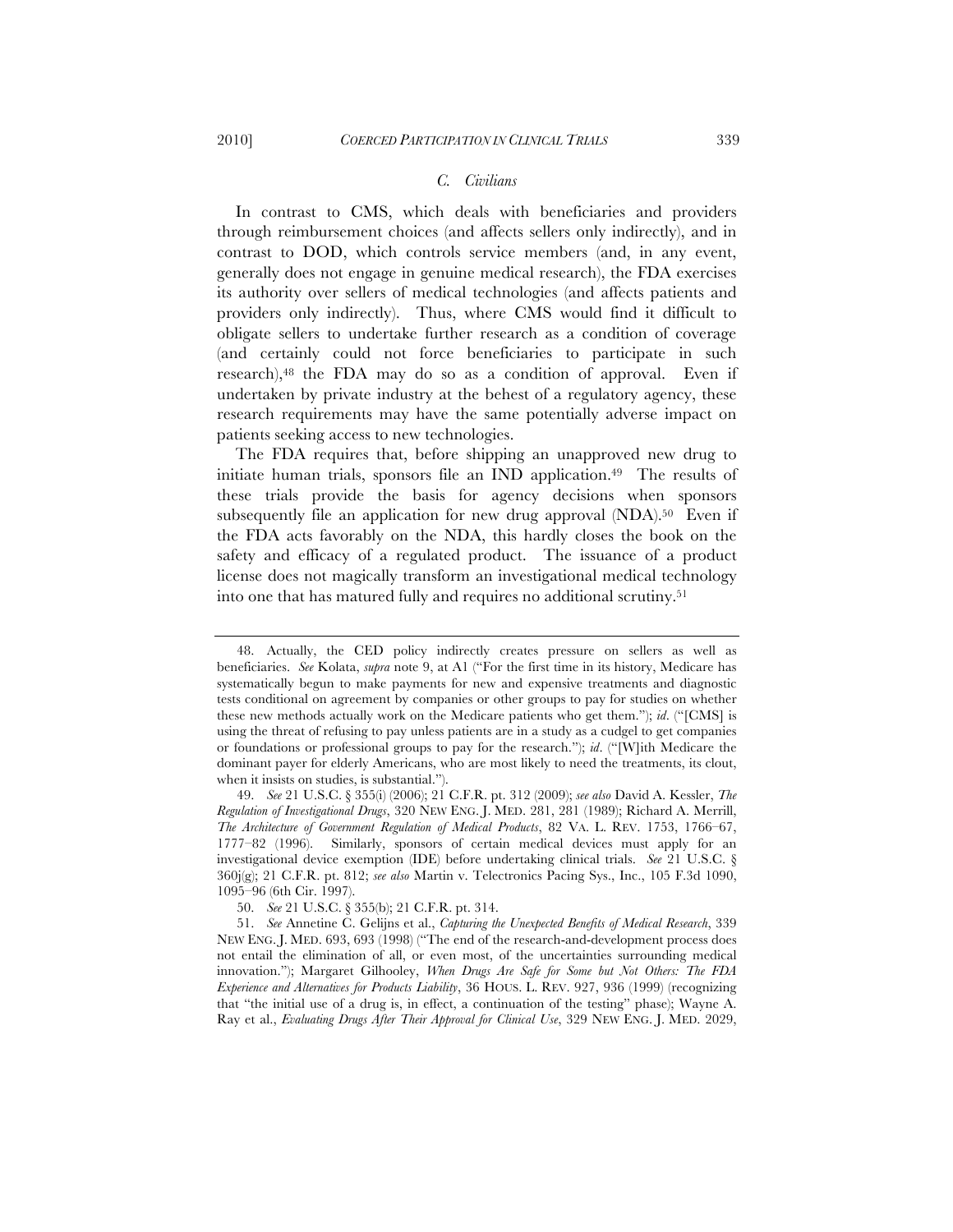### *C. Civilians*

In contrast to CMS, which deals with beneficiaries and providers through reimbursement choices (and affects sellers only indirectly), and in contrast to DOD, which controls service members (and, in any event, generally does not engage in genuine medical research), the FDA exercises its authority over sellers of medical technologies (and affects patients and providers only indirectly). Thus, where CMS would find it difficult to obligate sellers to undertake further research as a condition of coverage (and certainly could not force beneficiaries to participate in such research),[48] the FDA may do so as a condition of approval. Even if undertaken by private industry at the behest of a regulatory agency, these research requirements may have the same potentially adverse impact on patients seeking access to new technologies.

The FDA requires that, before shipping an unapproved new drug to initiate human trials, sponsors file an IND application.[49] The results of these trials provide the basis for agency decisions when sponsors subsequently file an application for new drug approval (NDA).[50] Even if the FDA acts favorably on the NDA, this hardly closes the book on the safety and efficacy of a regulated product. The issuance of a product license does not magically transform an investigational medical technology into one that has matured fully and requires no additional scrutiny.[51]

---

48. Actually, the CED policy indirectly creates pressure on sellers as well as beneficiaries. *See* Kolata, *supra* note 9, at A1 ("For the first time in its history, Medicare has systematically begun to make payments for new and expensive treatments and diagnostic tests conditional on agreement by companies or other groups to pay for studies on whether these new methods actually work on the Medicare patients who get them."); *id*. ("[CMS] is using the threat of refusing to pay unless patients are in a study as a cudgel to get companies or foundations or professional groups to pay for the research."); *id*. ("[W]ith Medicare the dominant payer for elderly Americans, who are most likely to need the treatments, its clout, when it insists on studies, is substantial.").

49. *See* 21 U.S.C. § 355(i) (2006); 21 C.F.R. pt. 312 (2009); *see also* David A. Kessler, *The Regulation of Investigational Drugs*, 320 NEW ENG. J. MED. 281, 281 (1989); Richard A. Merrill, *The Architecture of Government Regulation of Medical Products*, 82 VA. L. REV. 1753, 1766–67, 1777–82 (1996). Similarly, sponsors of certain medical devices must apply for an investigational device exemption (IDE) before undertaking clinical trials. *See* 21 U.S.C. § 360j(g); 21 C.F.R. pt. 812; *see also* Martin v. Telectronics Pacing Sys., Inc., 105 F.3d 1090, 1095–96 (6th Cir. 1997).

50. *See* 21 U.S.C. § 355(b); 21 C.F.R. pt. 314.

51. *See* Annetine C. Gelijns et al., *Capturing the Unexpected Benefits of Medical Research*, 339 NEW ENG. J. MED. 693, 693 (1998) ("The end of the research-and-development process does not entail the elimination of all, or even most, of the uncertainties surrounding medical innovation."); Margaret Gilhooley, *When Drugs Are Safe for Some but Not Others: The FDA Experience and Alternatives for Products Liability*, 36 HOUS. L. REV. 927, 936 (1999) (recognizing that "the initial use of a drug is, in effect, a continuation of the testing" phase); Wayne A. Ray et al., *Evaluating Drugs After Their Approval for Clinical Use*, 329 NEW ENG. J. MED. 2029,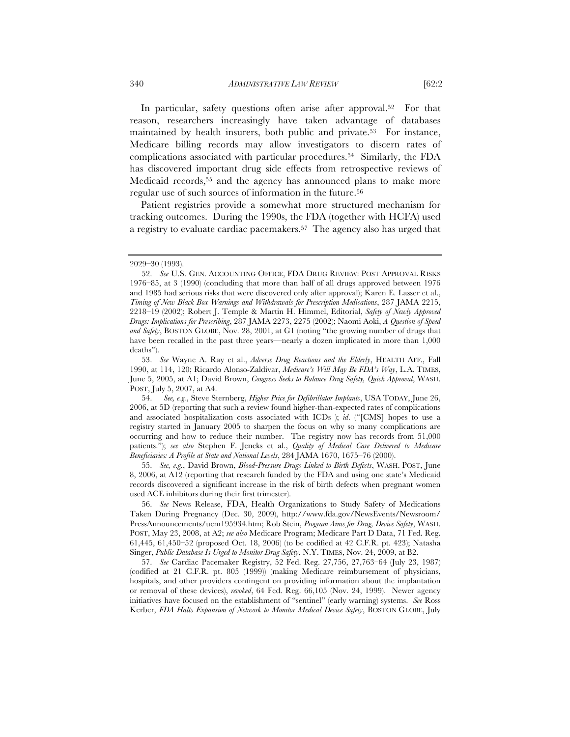In particular, safety questions often arise after approval.[52] For that reason, researchers increasingly have taken advantage of databases maintained by health insurers, both public and private.[53] For instance, Medicare billing records may allow investigators to discern rates of complications associated with particular procedures.[54] Similarly, the FDA has discovered important drug side effects from retrospective reviews of Medicaid records,[55] and the agency has announced plans to make more regular use of such sources of information in the future.[56]

Patient registries provide a somewhat more structured mechanism for tracking outcomes. During the 1990s, the FDA (together with HCFA) used a registry to evaluate cardiac pacemakers.[57] The agency also has urged that

---

2029–30 (1993).

52. *See* U.S. GEN. ACCOUNTING OFFICE, FDA DRUG REVIEW: POST APPROVAL RISKS 1976–85, at 3 (1990) (concluding that more than half of all drugs approved between 1976 and 1985 had serious risks that were discovered only after approval); Karen E. Lasser et al., *Timing of New Black Box Warnings and Withdrawals for Prescription Medications*, 287 JAMA 2215, 2218–19 (2002); Robert J. Temple & Martin H. Himmel, Editorial, *Safety of Newly Approved Drugs: Implications for Prescribing*, 287 JAMA 2273, 2275 (2002); Naomi Aoki, *A Question of Speed and Safety*, BOSTON GLOBE, Nov. 28, 2001, at G1 (noting "the growing number of drugs that have been recalled in the past three years—nearly a dozen implicated in more than 1,000 deaths").

53. *See* Wayne A. Ray et al., *Adverse Drug Reactions and the Elderly*, HEALTH AFF., Fall 1990, at 114, 120; Ricardo Alonso-Zaldivar, *Medicare's Will May Be FDA's Way*, L.A. TIMES, June 5, 2005, at A1; David Brown, *Congress Seeks to Balance Drug Safety, Quick Approval*, WASH. POST, July 5, 2007, at A4.

54. *See, e.g.*, Steve Sternberg, *Higher Price for Defibrillator Implants*, USA TODAY, June 26, 2006, at 5D (reporting that such a review found higher-than-expected rates of complications and associated hospitalization costs associated with ICDs ); *id*. ("[CMS] hopes to use a registry started in January 2005 to sharpen the focus on why so many complications are occurring and how to reduce their number. The registry now has records from 51,000 patients."); *see also* Stephen F. Jencks et al., *Quality of Medical Care Delivered to Medicare Beneficiaries: A Profile at State and National Levels*, 284 JAMA 1670, 1675–76 (2000).

55. *See, e.g.*, David Brown, *Blood-Pressure Drugs Linked to Birth Defects*, WASH. POST, June 8, 2006, at A12 (reporting that research funded by the FDA and using one state's Medicaid records discovered a significant increase in the risk of birth defects when pregnant women used ACE inhibitors during their first trimester).

56. *See* News Release, FDA, Health Organizations to Study Safety of Medications Taken During Pregnancy (Dec. 30, 2009), http://www.fda.gov/NewsEvents/Newsroom/PressAnnouncements/ucm195934.htm; Rob Stein, *Program Aims for Drug, Device Safety*, WASH. POST, May 23, 2008, at A2; *see also* Medicare Program; Medicare Part D Data, 71 Fed. Reg. 61,445, 61,450–52 (proposed Oct. 18, 2006) (to be codified at 42 C.F.R. pt. 423); Natasha Singer, *Public Database Is Urged to Monitor Drug Safety*, N.Y. TIMES, Nov. 24, 2009, at B2.

57. *See* Cardiac Pacemaker Registry, 52 Fed. Reg. 27,756, 27,763–64 (July 23, 1987) (codified at 21 C.F.R. pt. 805 (1999)) (making Medicare reimbursement of physicians, hospitals, and other providers contingent on providing information about the implantation or removal of these devices), *revoked*, 64 Fed. Reg. 66,105 (Nov. 24, 1999). Newer agency initiatives have focused on the establishment of "sentinel" (early warning) systems. *See* Ross Kerber, *FDA Halts Expansion of Network to Monitor Medical Device Safety*, BOSTON GLOBE, July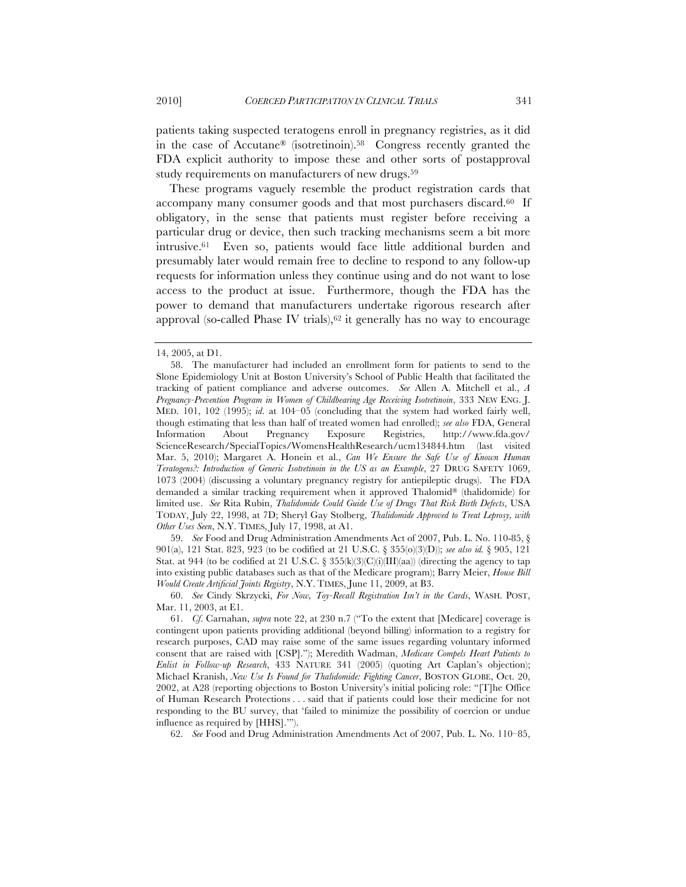patients taking suspected teratogens enroll in pregnancy registries, as it did in the case of Accutane® (isotretinoin).[58] Congress recently granted the FDA explicit authority to impose these and other sorts of postapproval study requirements on manufacturers of new drugs.[59]

These programs vaguely resemble the product registration cards that accompany many consumer goods and that most purchasers discard.[60] If obligatory, in the sense that patients must register before receiving a particular drug or device, then such tracking mechanisms seem a bit more intrusive.[61] Even so, patients would face little additional burden and presumably later would remain free to decline to respond to any follow-up requests for information unless they continue using and do not want to lose access to the product at issue. Furthermore, though the FDA has the power to demand that manufacturers undertake rigorous research after approval (so-called Phase IV trials),[62] it generally has no way to encourage

---

14, 2005, at D1.

58. The manufacturer had included an enrollment form for patients to send to the Slone Epidemiology Unit at Boston University's School of Public Health that facilitated the tracking of patient compliance and adverse outcomes. *See* Allen A. Mitchell et al., *A Pregnancy-Prevention Program in Women of Childbearing Age Receiving Isotretinoin*, 333 NEW ENG. J. MED. 101, 102 (1995); *id.* at 104–05 (concluding that the system had worked fairly well, though estimating that less than half of treated women had enrolled); *see also* FDA, General Information About Pregnancy Exposure Registries, http://www.fda.gov/ScienceResearch/SpecialTopics/WomensHealthResearch/ucm134844.htm (last visited Mar. 5, 2010); Margaret A. Honein et al., *Can We Ensure the Safe Use of Known Human Teratogens?: Introduction of Generic Isotretinoin in the US as an Example*, 27 DRUG SAFETY 1069, 1073 (2004) (discussing a voluntary pregnancy registry for antiepileptic drugs). The FDA demanded a similar tracking requirement when it approved Thalomid® (thalidomide) for limited use. *See* Rita Rubin, *Thalidomide Could Guide Use of Drugs That Risk Birth Defects*, USA TODAY, July 22, 1998, at 7D; Sheryl Gay Stolberg, *Thalidomide Approved to Treat Leprosy, with Other Uses Seen*, N.Y. TIMES, July 17, 1998, at A1.

59. *See* Food and Drug Administration Amendments Act of 2007, Pub. L. No. 110-85, § 901(a), 121 Stat. 823, 923 (to be codified at 21 U.S.C. § 355(o)(3)(D)); *see also id.* § 905, 121 Stat. at 944 (to be codified at 21 U.S.C. § 355(k)(3)(C)(i)(III)(aa)) (directing the agency to tap into existing public databases such as that of the Medicare program); Barry Meier, *House Bill Would Create Artificial Joints Registry*, N.Y. TIMES, June 11, 2009, at B3.

60. *See* Cindy Skrzycki, *For Now, Toy-Recall Registration Isn't in the Cards*, WASH. POST, Mar. 11, 2003, at E1.

61. *Cf.* Carnahan, *supra* note 22, at 230 n.7 ("To the extent that [Medicare] coverage is contingent upon patients providing additional (beyond billing) information to a registry for research purposes, CAD may raise some of the same issues regarding voluntary informed consent that are raised with [CSP]."); Meredith Wadman, *Medicare Compels Heart Patients to Enlist in Follow-up Research*, 433 NATURE 341 (2005) (quoting Art Caplan's objection); Michael Kranish, *New Use Is Found for Thalidomide: Fighting Cancer*, BOSTON GLOBE, Oct. 20, 2002, at A28 (reporting objections to Boston University's initial policing role: "[T]he Office of Human Research Protections . . . said that if patients could lose their medicine for not responding to the BU survey, that 'failed to minimize the possibility of coercion or undue influence as required by [HHS].'").

62. *See* Food and Drug Administration Amendments Act of 2007, Pub. L. No. 110–85,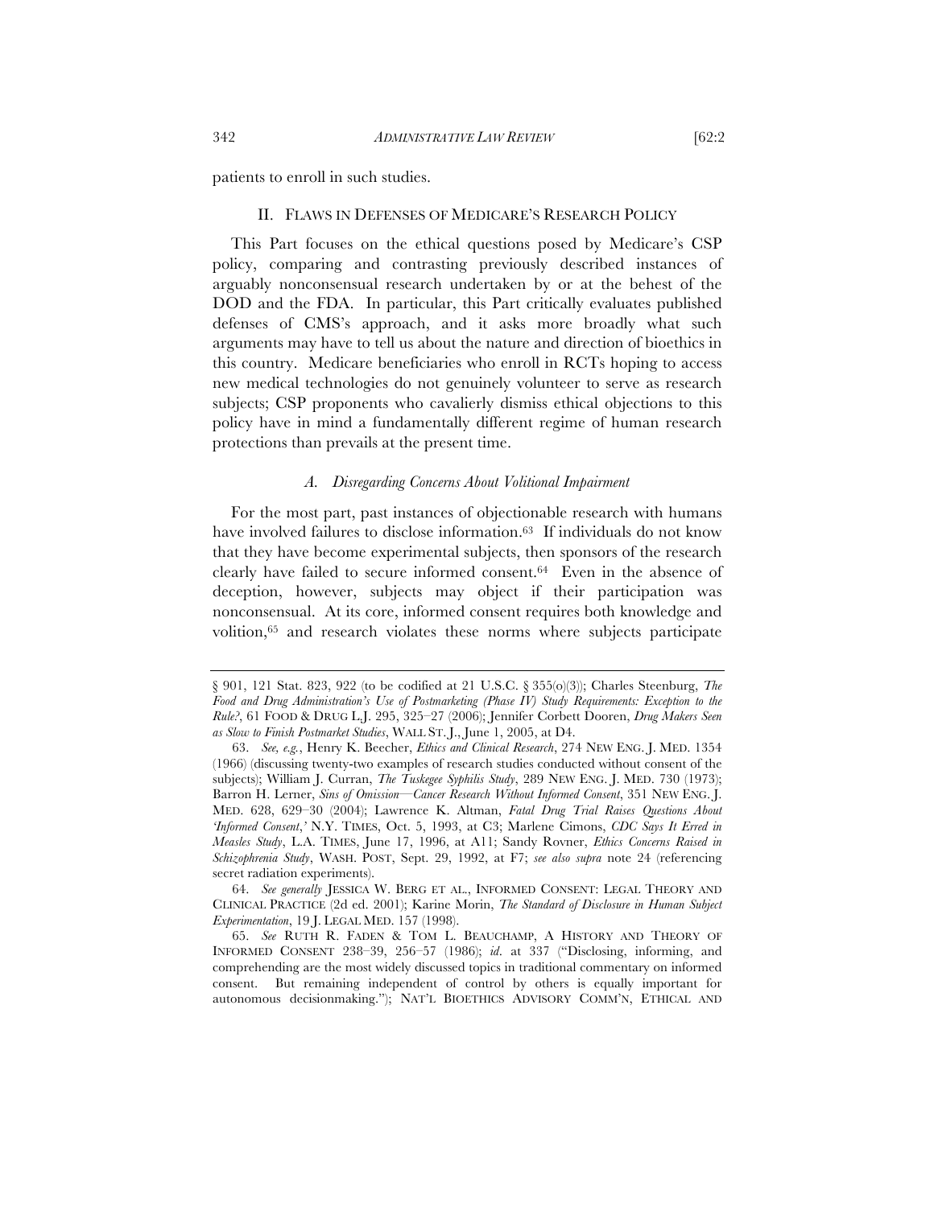patients to enroll in such studies.

## II. FLAWS IN DEFENSES OF MEDICARE'S RESEARCH POLICY

This Part focuses on the ethical questions posed by Medicare's CSP policy, comparing and contrasting previously described instances of arguably nonconsensual research undertaken by or at the behest of the DOD and the FDA. In particular, this Part critically evaluates published defenses of CMS's approach, and it asks more broadly what such arguments may have to tell us about the nature and direction of bioethics in this country. Medicare beneficiaries who enroll in RCTs hoping to access new medical technologies do not genuinely volunteer to serve as research subjects; CSP proponents who cavalierly dismiss ethical objections to this policy have in mind a fundamentally different regime of human research protections than prevails at the present time.

### *A. Disregarding Concerns About Volitional Impairment*

For the most part, past instances of objectionable research with humans have involved failures to disclose information.[63] If individuals do not know that they have become experimental subjects, then sponsors of the research clearly have failed to secure informed consent.[64] Even in the absence of deception, however, subjects may object if their participation was nonconsensual. At its core, informed consent requires both knowledge and volition,[65] and research violates these norms where subjects participate

---

§ 901, 121 Stat. 823, 922 (to be codified at 21 U.S.C. § 355(o)(3)); Charles Steenburg, *The Food and Drug Administration's Use of Postmarketing (Phase IV) Study Requirements: Exception to the Rule?*, 61 FOOD & DRUG L.J. 295, 325–27 (2006); Jennifer Corbett Dooren, *Drug Makers Seen as Slow to Finish Postmarket Studies*, WALL ST. J., June 1, 2005, at D4.

63. *See, e.g.*, Henry K. Beecher, *Ethics and Clinical Research*, 274 NEW ENG. J. MED. 1354 (1966) (discussing twenty-two examples of research studies conducted without consent of the subjects); William J. Curran, *The Tuskegee Syphilis Study*, 289 NEW ENG. J. MED. 730 (1973); Barron H. Lerner, *Sins of Omission—Cancer Research Without Informed Consent*, 351 NEW ENG. J. MED. 628, 629–30 (2004); Lawrence K. Altman, *Fatal Drug Trial Raises Questions About 'Informed Consent*,' N.Y. TIMES, Oct. 5, 1993, at C3; Marlene Cimons, *CDC Says It Erred in Measles Study*, L.A. TIMES, June 17, 1996, at A11; Sandy Rovner, *Ethics Concerns Raised in Schizophrenia Study*, WASH. POST, Sept. 29, 1992, at F7; *see also supra* note 24 (referencing secret radiation experiments).

64. *See generally* JESSICA W. BERG ET AL., INFORMED CONSENT: LEGAL THEORY AND CLINICAL PRACTICE (2d ed. 2001); Karine Morin, *The Standard of Disclosure in Human Subject Experimentation*, 19 J. LEGAL MED. 157 (1998).

65. *See* RUTH R. FADEN & TOM L. BEAUCHAMP, A HISTORY AND THEORY OF INFORMED CONSENT 238–39, 256–57 (1986); *id.* at 337 ("Disclosing, informing, and comprehending are the most widely discussed topics in traditional commentary on informed consent. But remaining independent of control by others is equally important for autonomous decisionmaking."); NAT'L BIOETHICS ADVISORY COMM'N, ETHICAL AND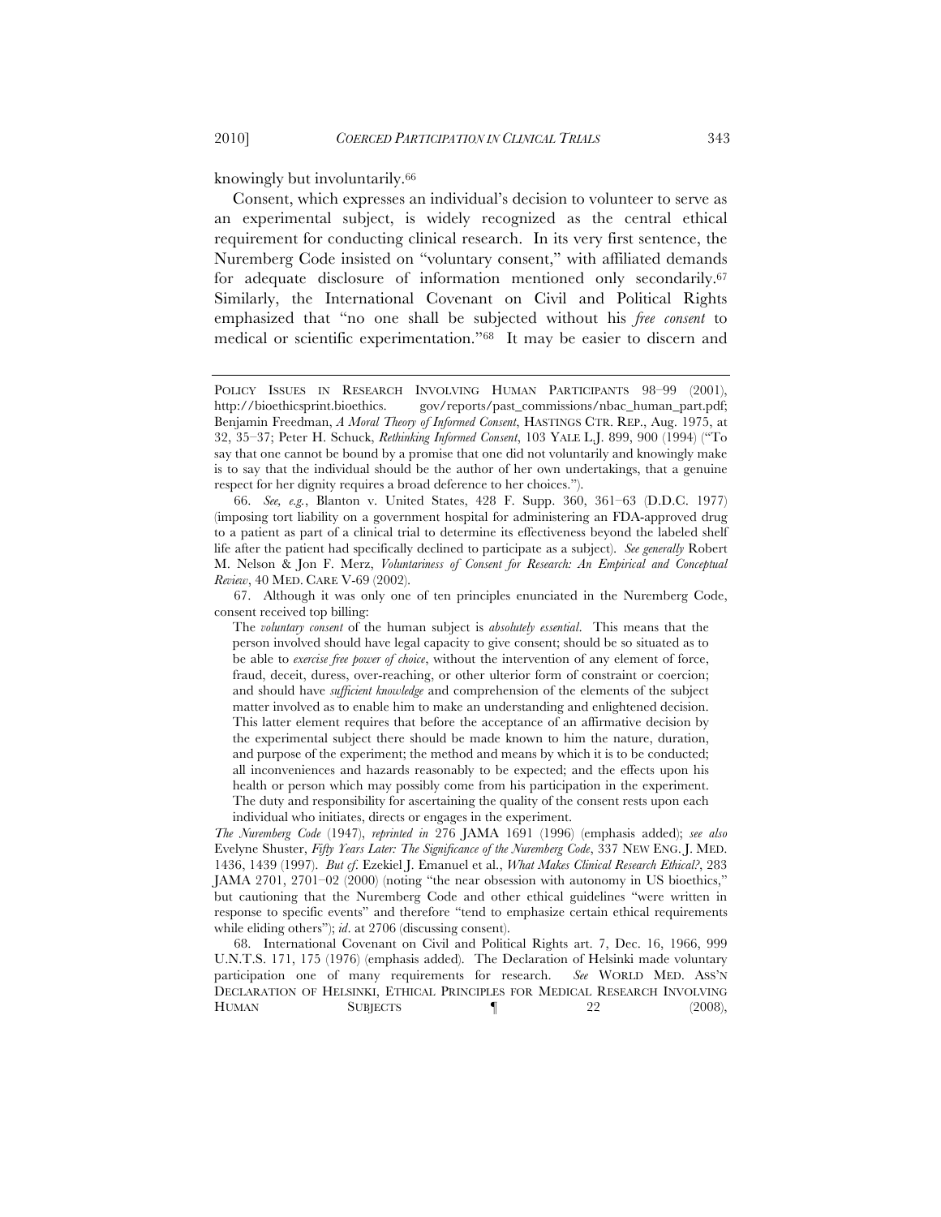knowingly but involuntarily.[66]

Consent, which expresses an individual's decision to volunteer to serve as an experimental subject, is widely recognized as the central ethical requirement for conducting clinical research. In its very first sentence, the Nuremberg Code insisted on "voluntary consent," with affiliated demands for adequate disclosure of information mentioned only secondarily.[67] Similarly, the International Covenant on Civil and Political Rights emphasized that "no one shall be subjected without his *free consent* to medical or scientific experimentation."[68] It may be easier to discern and

---

POLICY ISSUES IN RESEARCH INVOLVING HUMAN PARTICIPANTS 98–99 (2001), http://bioethicsprint.bioethics. gov/reports/past_commissions/nbac_human_part.pdf; Benjamin Freedman, *A Moral Theory of Informed Consent*, HASTINGS CTR. REP., Aug. 1975, at 32, 35–37; Peter H. Schuck, *Rethinking Informed Consent*, 103 YALE L.J. 899, 900 (1994) ("To say that one cannot be bound by a promise that one did not voluntarily and knowingly make is to say that the individual should be the author of her own undertakings, that a genuine respect for her dignity requires a broad deference to her choices.").

66. *See, e.g.*, Blanton v. United States, 428 F. Supp. 360, 361–63 (D.D.C. 1977) (imposing tort liability on a government hospital for administering an FDA-approved drug to a patient as part of a clinical trial to determine its effectiveness beyond the labeled shelf life after the patient had specifically declined to participate as a subject). *See generally* Robert M. Nelson & Jon F. Merz, *Voluntariness of Consent for Research: An Empirical and Conceptual Review*, 40 MED. CARE V-69 (2002).

67. Although it was only one of ten principles enunciated in the Nuremberg Code, consent received top billing:

> The *voluntary consent* of the human subject is *absolutely essential*. This means that the person involved should have legal capacity to give consent; should be so situated as to be able to *exercise free power of choice*, without the intervention of any element of force, fraud, deceit, duress, over-reaching, or other ulterior form of constraint or coercion; and should have *sufficient knowledge* and comprehension of the elements of the subject matter involved as to enable him to make an understanding and enlightened decision. This latter element requires that before the acceptance of an affirmative decision by the experimental subject there should be made known to him the nature, duration, and purpose of the experiment; the method and means by which it is to be conducted; all inconveniences and hazards reasonably to be expected; and the effects upon his health or person which may possibly come from his participation in the experiment. The duty and responsibility for ascertaining the quality of the consent rests upon each individual who initiates, directs or engages in the experiment.

*The Nuremberg Code* (1947), *reprinted in* 276 JAMA 1691 (1996) (emphasis added); *see also* Evelyne Shuster, *Fifty Years Later: The Significance of the Nuremberg Code*, 337 NEW ENG. J. MED. 1436, 1439 (1997). *But cf.* Ezekiel J. Emanuel et al., *What Makes Clinical Research Ethical?*, 283 JAMA 2701, 2701–02 (2000) (noting "the near obsession with autonomy in US bioethics," but cautioning that the Nuremberg Code and other ethical guidelines "were written in response to specific events" and therefore "tend to emphasize certain ethical requirements while eliding others"); *id*. at 2706 (discussing consent).

68. International Covenant on Civil and Political Rights art. 7, Dec. 16, 1966, 999 U.N.T.S. 171, 175 (1976) (emphasis added). The Declaration of Helsinki made voluntary participation one of many requirements for research. *See* WORLD MED. ASS'N DECLARATION OF HELSINKI, ETHICAL PRINCIPLES FOR MEDICAL RESEARCH INVOLVING HUMAN SUBJECTS ¶ 22 (2008),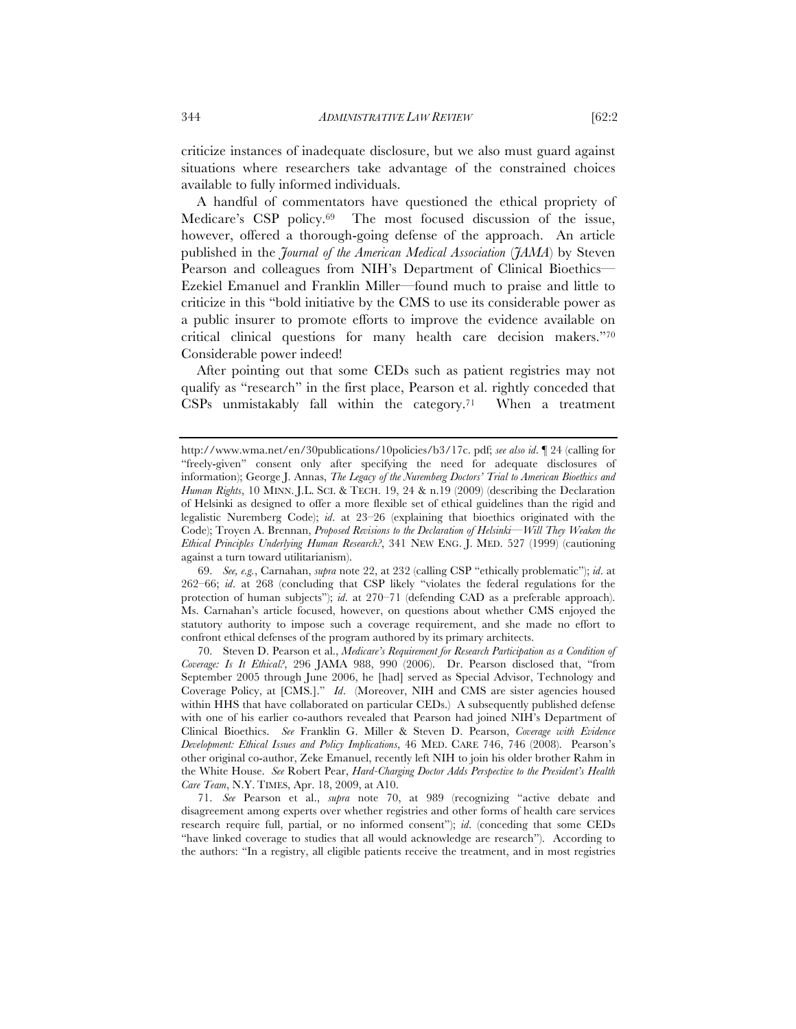criticize instances of inadequate disclosure, but we also must guard against situations where researchers take advantage of the constrained choices available to fully informed individuals.

A handful of commentators have questioned the ethical propriety of Medicare's CSP policy.[69] The most focused discussion of the issue, however, offered a thorough-going defense of the approach. An article published in the *Journal of the American Medical Association* (*JAMA*) by Steven Pearson and colleagues from NIH's Department of Clinical Bioethics—Ezekiel Emanuel and Franklin Miller—found much to praise and little to criticize in this "bold initiative by the CMS to use its considerable power as a public insurer to promote efforts to improve the evidence available on critical clinical questions for many health care decision makers."[70] Considerable power indeed!

After pointing out that some CEDs such as patient registries may not qualify as "research" in the first place, Pearson et al. rightly conceded that CSPs unmistakably fall within the category.[71] When a treatment

---

http://www.wma.net/en/30publications/10policies/b3/17c. pdf; *see also id*. ¶ 24 (calling for "freely-given" consent only after specifying the need for adequate disclosures of information); George J. Annas, *The Legacy of the Nuremberg Doctors' Trial to American Bioethics and Human Rights*, 10 MINN. J.L. SCI. & TECH. 19, 24 & n.19 (2009) (describing the Declaration of Helsinki as designed to offer a more flexible set of ethical guidelines than the rigid and legalistic Nuremberg Code); *id*. at 23–26 (explaining that bioethics originated with the Code); Troyen A. Brennan, *Proposed Revisions to the Declaration of Helsinki—Will They Weaken the Ethical Principles Underlying Human Research?*, 341 NEW ENG. J. MED. 527 (1999) (cautioning against a turn toward utilitarianism).

69. *See, e.g.*, Carnahan, *supra* note 22, at 232 (calling CSP "ethically problematic"); *id*. at 262–66; *id*. at 268 (concluding that CSP likely "violates the federal regulations for the protection of human subjects"); *id*. at 270–71 (defending CAD as a preferable approach). Ms. Carnahan's article focused, however, on questions about whether CMS enjoyed the statutory authority to impose such a coverage requirement, and she made no effort to confront ethical defenses of the program authored by its primary architects.

70. Steven D. Pearson et al., *Medicare's Requirement for Research Participation as a Condition of Coverage: Is It Ethical?*, 296 JAMA 988, 990 (2006). Dr. Pearson disclosed that, "from September 2005 through June 2006, he [had] served as Special Advisor, Technology and Coverage Policy, at [CMS.]." *Id*. (Moreover, NIH and CMS are sister agencies housed within HHS that have collaborated on particular CEDs.) A subsequently published defense with one of his earlier co-authors revealed that Pearson had joined NIH's Department of Clinical Bioethics. *See* Franklin G. Miller & Steven D. Pearson, *Coverage with Evidence Development: Ethical Issues and Policy Implications*, 46 MED. CARE 746, 746 (2008). Pearson's other original co-author, Zeke Emanuel, recently left NIH to join his older brother Rahm in the White House. *See* Robert Pear, *Hard-Charging Doctor Adds Perspective to the President's Health Care Team*, N.Y. TIMES, Apr. 18, 2009, at A10.

71. *See* Pearson et al., *supra* note 70, at 989 (recognizing "active debate and disagreement among experts over whether registries and other forms of health care services research require full, partial, or no informed consent"); *id*. (conceding that some CEDs "have linked coverage to studies that all would acknowledge are research"). According to the authors: "In a registry, all eligible patients receive the treatment, and in most registries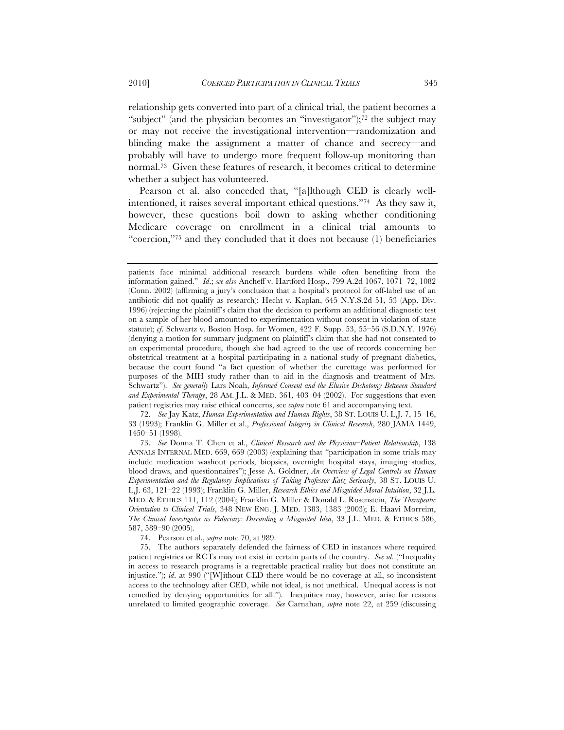relationship gets converted into part of a clinical trial, the patient becomes a "subject" (and the physician becomes an "investigator");[72] the subject may or may not receive the investigational intervention—randomization and blinding make the assignment a matter of chance and secrecy—and probably will have to undergo more frequent follow-up monitoring than normal.[73] Given these features of research, it becomes critical to determine whether a subject has volunteered.

Pearson et al. also conceded that, "[a]lthough CED is clearly well-intentioned, it raises several important ethical questions."[74] As they saw it, however, these questions boil down to asking whether conditioning Medicare coverage on enrollment in a clinical trial amounts to "coercion,"[75] and they concluded that it does not because (1) beneficiaries

---

patients face minimal additional research burdens while often benefiting from the information gained." *Id*.; *see also* Ancheff v. Hartford Hosp., 799 A.2d 1067, 1071–72, 1082 (Conn. 2002) (affirming a jury's conclusion that a hospital's protocol for off-label use of an antibiotic did not qualify as research); Hecht v. Kaplan, 645 N.Y.S.2d 51, 53 (App. Div. 1996) (rejecting the plaintiff's claim that the decision to perform an additional diagnostic test on a sample of her blood amounted to experimentation without consent in violation of state statute); *cf*. Schwartz v. Boston Hosp. for Women, 422 F. Supp. 53, 55–56 (S.D.N.Y. 1976) (denying a motion for summary judgment on plaintiff's claim that she had not consented to an experimental procedure, though she had agreed to the use of records concerning her obstetrical treatment at a hospital participating in a national study of pregnant diabetics, because the court found "a fact question of whether the curettage was performed for purposes of the MIH study rather than to aid in the diagnosis and treatment of Mrs. Schwartz"). *See generally* Lars Noah, *Informed Consent and the Elusive Dichotomy Between Standard and Experimental Therapy*, 28 AM. J.L. & MED. 361, 403–04 (2002). For suggestions that even patient registries may raise ethical concerns, see *supra* note 61 and accompanying text.

72. *See* Jay Katz, *Human Experimentation and Human Rights*, 38 ST. LOUIS U. L.J. 7, 15–16, 33 (1993); Franklin G. Miller et al., *Professional Integrity in Clinical Research*, 280 JAMA 1449, 1450–51 (1998).

73. *See* Donna T. Chen et al., *Clinical Research and the Physician–Patient Relationship*, 138 ANNALS INTERNAL MED. 669, 669 (2003) (explaining that "participation in some trials may include medication washout periods, biopsies, overnight hospital stays, imaging studies, blood draws, and questionnaires"); Jesse A. Goldner, *An Overview of Legal Controls on Human Experimentation and the Regulatory Implications of Taking Professor Katz Seriously*, 38 ST. LOUIS U. L.J. 63, 121–22 (1993); Franklin G. Miller, *Research Ethics and Misguided Moral Intuition*, 32 J.L. MED. & ETHICS 111, 112 (2004); Franklin G. Miller & Donald L. Rosenstein, *The Therapeutic Orientation to Clinical Trials*, 348 NEW ENG. J. MED. 1383, 1383 (2003); E. Haavi Morreim, *The Clinical Investigator as Fiduciary: Discarding a Misguided Idea*, 33 J.L. MED. & ETHICS 586, 587, 589–90 (2005).

74. Pearson et al., *supra* note 70, at 989.

75. The authors separately defended the fairness of CED in instances where required patient registries or RCTs may not exist in certain parts of the country. *See id*. ("Inequality in access to research programs is a regrettable practical reality but does not constitute an injustice."); *id*. at 990 ("[W]ithout CED there would be no coverage at all, so inconsistent access to the technology after CED, while not ideal, is not unethical. Unequal access is not remedied by denying opportunities for all."). Inequities may, however, arise for reasons unrelated to limited geographic coverage. *See* Carnahan, *supra* note 22, at 259 (discussing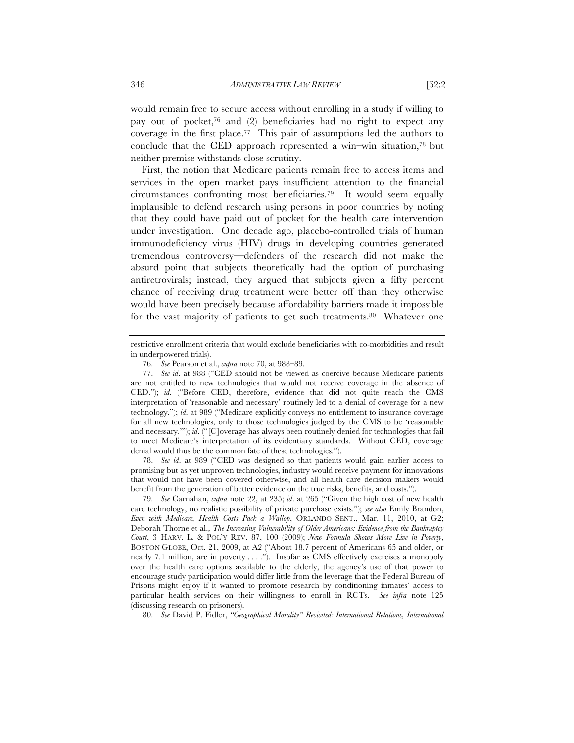would remain free to secure access without enrolling in a study if willing to pay out of pocket,[76] and (2) beneficiaries had no right to expect any coverage in the first place.[77] This pair of assumptions led the authors to conclude that the CED approach represented a win–win situation,[78] but neither premise withstands close scrutiny.

First, the notion that Medicare patients remain free to access items and services in the open market pays insufficient attention to the financial circumstances confronting most beneficiaries.[79] It would seem equally implausible to defend research using persons in poor countries by noting that they could have paid out of pocket for the health care intervention under investigation. One decade ago, placebo-controlled trials of human immunodeficiency virus (HIV) drugs in developing countries generated tremendous controversy—defenders of the research did not make the absurd point that subjects theoretically had the option of purchasing antiretrovirals; instead, they argued that subjects given a fifty percent chance of receiving drug treatment were better off than they otherwise would have been precisely because affordability barriers made it impossible for the vast majority of patients to get such treatments.[80] Whatever one

---

restrictive enrollment criteria that would exclude beneficiaries with co-morbidities and result in underpowered trials).

76. *See* Pearson et al., *supra* note 70, at 988–89.

77. *See id*. at 988 ("CED should not be viewed as coercive because Medicare patients are not entitled to new technologies that would not receive coverage in the absence of CED."); *id*. ("Before CED, therefore, evidence that did not quite reach the CMS interpretation of 'reasonable and necessary' routinely led to a denial of coverage for a new technology."); *id*. at 989 ("Medicare explicitly conveys no entitlement to insurance coverage for all new technologies, only to those technologies judged by the CMS to be 'reasonable and necessary.'"); *id*. ("[C]overage has always been routinely denied for technologies that fail to meet Medicare's interpretation of its evidentiary standards. Without CED, coverage denial would thus be the common fate of these technologies.").

78. *See id*. at 989 ("CED was designed so that patients would gain earlier access to promising but as yet unproven technologies, industry would receive payment for innovations that would not have been covered otherwise, and all health care decision makers would benefit from the generation of better evidence on the true risks, benefits, and costs.").

79. *See* Carnahan, *supra* note 22, at 235; *id*. at 265 ("Given the high cost of new health care technology, no realistic possibility of private purchase exists."); *see also* Emily Brandon, *Even with Medicare, Health Costs Pack a Wallop*, ORLANDO SENT., Mar. 11, 2010, at G2; Deborah Thorne et al., *The Increasing Vulnerability of Older Americans: Evidence from the Bankruptcy Court*, 3 HARV. L. & POL'Y REV. 87, 100 (2009); *New Formula Shows More Live in Poverty*, BOSTON GLOBE, Oct. 21, 2009, at A2 ("About 18.7 percent of Americans 65 and older, or nearly 7.1 million, are in poverty . . . ."). Insofar as CMS effectively exercises a monopoly over the health care options available to the elderly, the agency's use of that power to encourage study participation would differ little from the leverage that the Federal Bureau of Prisons might enjoy if it wanted to promote research by conditioning inmates' access to particular health services on their willingness to enroll in RCTs. *See infra* note 125 (discussing research on prisoners).

80. *See* David P. Fidler, *"Geographical Morality" Revisited: International Relations, International*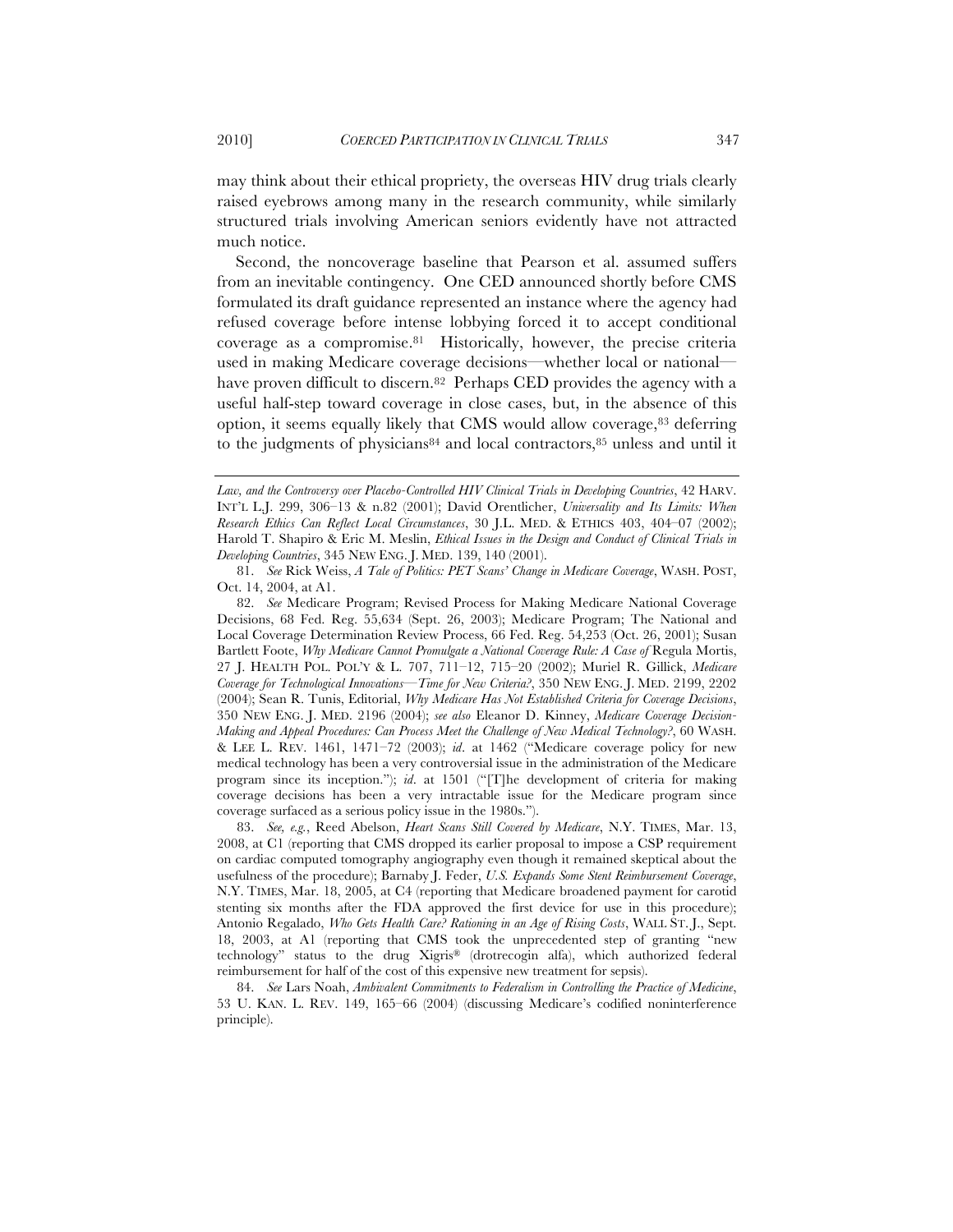may think about their ethical propriety, the overseas HIV drug trials clearly raised eyebrows among many in the research community, while similarly structured trials involving American seniors evidently have not attracted much notice.

Second, the noncoverage baseline that Pearson et al. assumed suffers from an inevitable contingency. One CED announced shortly before CMS formulated its draft guidance represented an instance where the agency had refused coverage before intense lobbying forced it to accept conditional coverage as a compromise.[81] Historically, however, the precise criteria used in making Medicare coverage decisions—whether local or national—have proven difficult to discern.[82] Perhaps CED provides the agency with a useful half-step toward coverage in close cases, but, in the absence of this option, it seems equally likely that CMS would allow coverage,[83] deferring to the judgments of physicians[84] and local contractors,[85] unless and until it

---

*Law, and the Controversy over Placebo-Controlled HIV Clinical Trials in Developing Countries*, 42 HARV. INT'L L.J. 299, 306–13 & n.82 (2001); David Orentlicher, *Universality and Its Limits: When Research Ethics Can Reflect Local Circumstances*, 30 J.L. MED. & ETHICS 403, 404–07 (2002); Harold T. Shapiro & Eric M. Meslin, *Ethical Issues in the Design and Conduct of Clinical Trials in Developing Countries*, 345 NEW ENG. J. MED. 139, 140 (2001).

81. *See* Rick Weiss, *A Tale of Politics: PET Scans' Change in Medicare Coverage*, WASH. POST, Oct. 14, 2004, at A1.

82. *See* Medicare Program; Revised Process for Making Medicare National Coverage Decisions, 68 Fed. Reg. 55,634 (Sept. 26, 2003); Medicare Program; The National and Local Coverage Determination Review Process, 66 Fed. Reg. 54,253 (Oct. 26, 2001); Susan Bartlett Foote, *Why Medicare Cannot Promulgate a National Coverage Rule: A Case of* Regula Mortis, 27 J. HEALTH POL. POL'Y & L. 707, 711–12, 715–20 (2002); Muriel R. Gillick, *Medicare Coverage for Technological Innovations—Time for New Criteria?*, 350 NEW ENG. J. MED. 2199, 2202 (2004); Sean R. Tunis, Editorial, *Why Medicare Has Not Established Criteria for Coverage Decisions*, 350 NEW ENG. J. MED. 2196 (2004); *see also* Eleanor D. Kinney, *Medicare Coverage Decision-Making and Appeal Procedures: Can Process Meet the Challenge of New Medical Technology?*, 60 WASH. & LEE L. REV. 1461, 1471–72 (2003); *id*. at 1462 ("Medicare coverage policy for new medical technology has been a very controversial issue in the administration of the Medicare program since its inception."); *id*. at 1501 ("[T]he development of criteria for making coverage decisions has been a very intractable issue for the Medicare program since coverage surfaced as a serious policy issue in the 1980s.").

83. *See, e.g.*, Reed Abelson, *Heart Scans Still Covered by Medicare*, N.Y. TIMES, Mar. 13, 2008, at C1 (reporting that CMS dropped its earlier proposal to impose a CSP requirement on cardiac computed tomography angiography even though it remained skeptical about the usefulness of the procedure); Barnaby J. Feder, *U.S. Expands Some Stent Reimbursement Coverage*, N.Y. TIMES, Mar. 18, 2005, at C4 (reporting that Medicare broadened payment for carotid stenting six months after the FDA approved the first device for use in this procedure); Antonio Regalado, *Who Gets Health Care? Rationing in an Age of Rising Costs*, WALL ST. J., Sept. 18, 2003, at A1 (reporting that CMS took the unprecedented step of granting "new technology" status to the drug Xigris® (drotrecogin alfa), which authorized federal reimbursement for half of the cost of this expensive new treatment for sepsis).

84. *See* Lars Noah, *Ambivalent Commitments to Federalism in Controlling the Practice of Medicine*, 53 U. KAN. L. REV. 149, 165–66 (2004) (discussing Medicare's codified noninterference principle).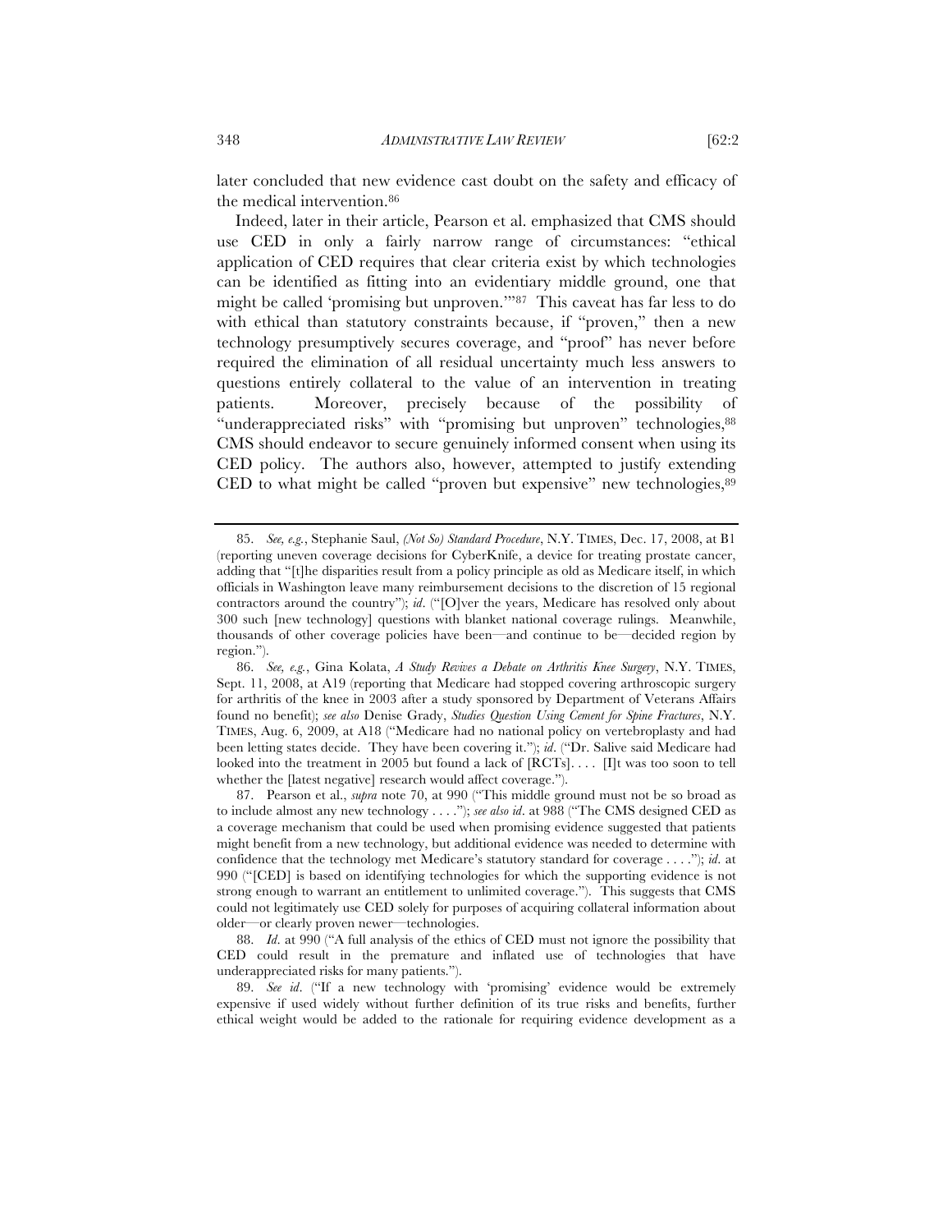later concluded that new evidence cast doubt on the safety and efficacy of the medical intervention.[86]

Indeed, later in their article, Pearson et al. emphasized that CMS should use CED in only a fairly narrow range of circumstances: "ethical application of CED requires that clear criteria exist by which technologies can be identified as fitting into an evidentiary middle ground, one that might be called 'promising but unproven.'"[87] This caveat has far less to do with ethical than statutory constraints because, if "proven," then a new technology presumptively secures coverage, and "proof" has never before required the elimination of all residual uncertainty much less answers to questions entirely collateral to the value of an intervention in treating patients. Moreover, precisely because of the possibility of "underappreciated risks" with "promising but unproven" technologies,[88] CMS should endeavor to secure genuinely informed consent when using its CED policy. The authors also, however, attempted to justify extending CED to what might be called "proven but expensive" new technologies,[89]

---

85. *See, e.g.*, Stephanie Saul, *(Not So) Standard Procedure*, N.Y. TIMES, Dec. 17, 2008, at B1 (reporting uneven coverage decisions for CyberKnife, a device for treating prostate cancer, adding that "[t]he disparities result from a policy principle as old as Medicare itself, in which officials in Washington leave many reimbursement decisions to the discretion of 15 regional contractors around the country"); *id*. ("[O]ver the years, Medicare has resolved only about 300 such [new technology] questions with blanket national coverage rulings. Meanwhile, thousands of other coverage policies have been—and continue to be—decided region by region.").

86. *See, e.g.*, Gina Kolata, *A Study Revives a Debate on Arthritis Knee Surgery*, N.Y. TIMES, Sept. 11, 2008, at A19 (reporting that Medicare had stopped covering arthroscopic surgery for arthritis of the knee in 2003 after a study sponsored by Department of Veterans Affairs found no benefit); *see also* Denise Grady, *Studies Question Using Cement for Spine Fractures*, N.Y. TIMES, Aug. 6, 2009, at A18 ("Medicare had no national policy on vertebroplasty and had been letting states decide. They have been covering it."); *id*. ("Dr. Salive said Medicare had looked into the treatment in 2005 but found a lack of [RCTs]. . . . [I]t was too soon to tell whether the [latest negative] research would affect coverage.").

87. Pearson et al., *supra* note 70, at 990 ("This middle ground must not be so broad as to include almost any new technology . . . ."); *see also id*. at 988 ("The CMS designed CED as a coverage mechanism that could be used when promising evidence suggested that patients might benefit from a new technology, but additional evidence was needed to determine with confidence that the technology met Medicare's statutory standard for coverage . . . ."); *id*. at 990 ("[CED] is based on identifying technologies for which the supporting evidence is not strong enough to warrant an entitlement to unlimited coverage."). This suggests that CMS could not legitimately use CED solely for purposes of acquiring collateral information about older—or clearly proven newer—technologies.

88. *Id*. at 990 ("A full analysis of the ethics of CED must not ignore the possibility that CED could result in the premature and inflated use of technologies that have underappreciated risks for many patients.").

89. *See id*. ("If a new technology with 'promising' evidence would be extremely expensive if used widely without further definition of its true risks and benefits, further ethical weight would be added to the rationale for requiring evidence development as a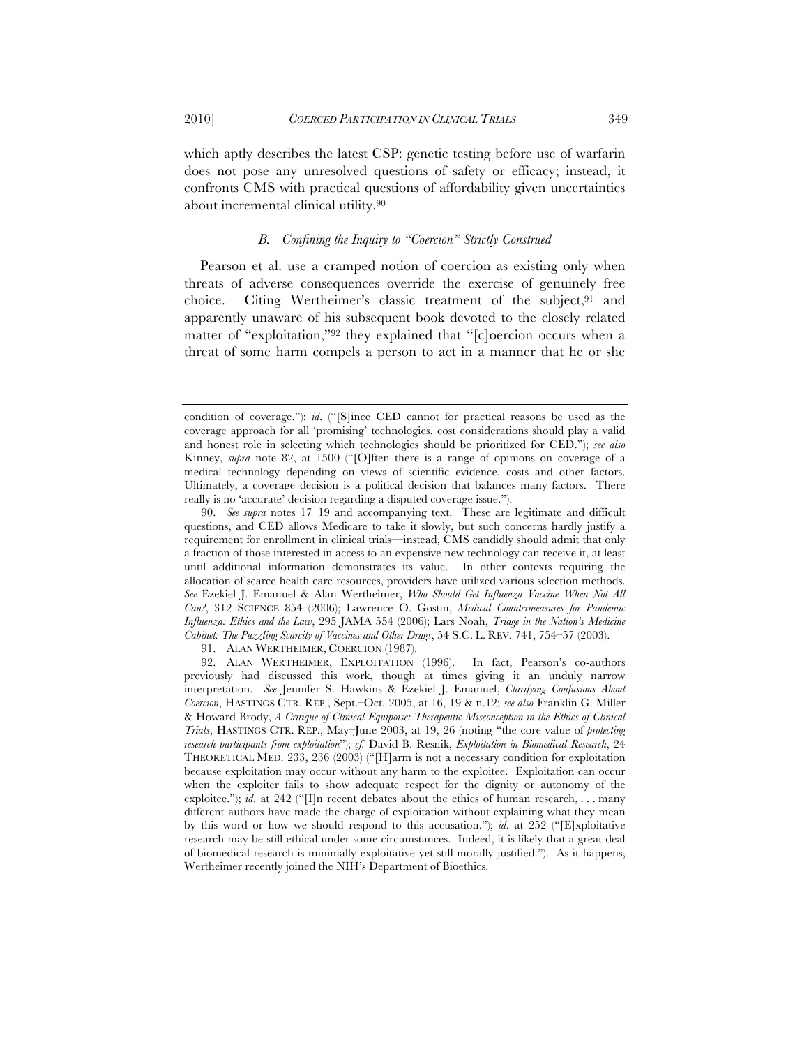which aptly describes the latest CSP: genetic testing before use of warfarin does not pose any unresolved questions of safety or efficacy; instead, it confronts CMS with practical questions of affordability given uncertainties about incremental clinical utility.[90]

### *B. Confining the Inquiry to "Coercion" Strictly Construed*

Pearson et al. use a cramped notion of coercion as existing only when threats of adverse consequences override the exercise of genuinely free choice. Citing Wertheimer's classic treatment of the subject,[91] and apparently unaware of his subsequent book devoted to the closely related matter of "exploitation,"[92] they explained that "[c]oercion occurs when a threat of some harm compels a person to act in a manner that he or she

---

condition of coverage."); *id.* ("[S]ince CED cannot for practical reasons be used as the coverage approach for all 'promising' technologies, cost considerations should play a valid and honest role in selecting which technologies should be prioritized for CED."); *see also* Kinney, *supra* note 82, at 1500 ("[O]ften there is a range of opinions on coverage of a medical technology depending on views of scientific evidence, costs and other factors. Ultimately, a coverage decision is a political decision that balances many factors. There really is no 'accurate' decision regarding a disputed coverage issue.").

90. *See supra* notes 17–19 and accompanying text. These are legitimate and difficult questions, and CED allows Medicare to take it slowly, but such concerns hardly justify a requirement for enrollment in clinical trials—instead, CMS candidly should admit that only a fraction of those interested in access to an expensive new technology can receive it, at least until additional information demonstrates its value. In other contexts requiring the allocation of scarce health care resources, providers have utilized various selection methods. *See* Ezekiel J. Emanuel & Alan Wertheimer, *Who Should Get Influenza Vaccine When Not All Can?*, 312 SCIENCE 854 (2006); Lawrence O. Gostin, *Medical Countermeasures for Pandemic Influenza: Ethics and the Law*, 295 JAMA 554 (2006); Lars Noah, *Triage in the Nation's Medicine Cabinet: The Puzzling Scarcity of Vaccines and Other Drugs*, 54 S.C. L. REV. 741, 754–57 (2003).

91. ALAN WERTHEIMER, COERCION (1987).

92. ALAN WERTHEIMER, EXPLOITATION (1996). In fact, Pearson's co-authors previously had discussed this work, though at times giving it an unduly narrow interpretation. *See* Jennifer S. Hawkins & Ezekiel J. Emanuel, *Clarifying Confusions About Coercion*, HASTINGS CTR. REP., Sept.–Oct. 2005, at 16, 19 & n.12; *see also* Franklin G. Miller & Howard Brody, *A Critique of Clinical Equipoise: Therapeutic Misconception in the Ethics of Clinical Trials*, HASTINGS CTR. REP., May–June 2003, at 19, 26 (noting "the core value of *protecting research participants from exploitation*"); *cf.* David B. Resnik, *Exploitation in Biomedical Research*, 24 THEORETICAL MED. 233, 236 (2003) ("[H]arm is not a necessary condition for exploitation because exploitation may occur without any harm to the exploitee. Exploitation can occur when the exploiter fails to show adequate respect for the dignity or autonomy of the exploitee."); *id.* at 242 ("[I]n recent debates about the ethics of human research, . . . many different authors have made the charge of exploitation without explaining what they mean by this word or how we should respond to this accusation."); *id.* at 252 ("[E]xploitative research may be still ethical under some circumstances. Indeed, it is likely that a great deal of biomedical research is minimally exploitative yet still morally justified."). As it happens, Wertheimer recently joined the NIH's Department of Bioethics.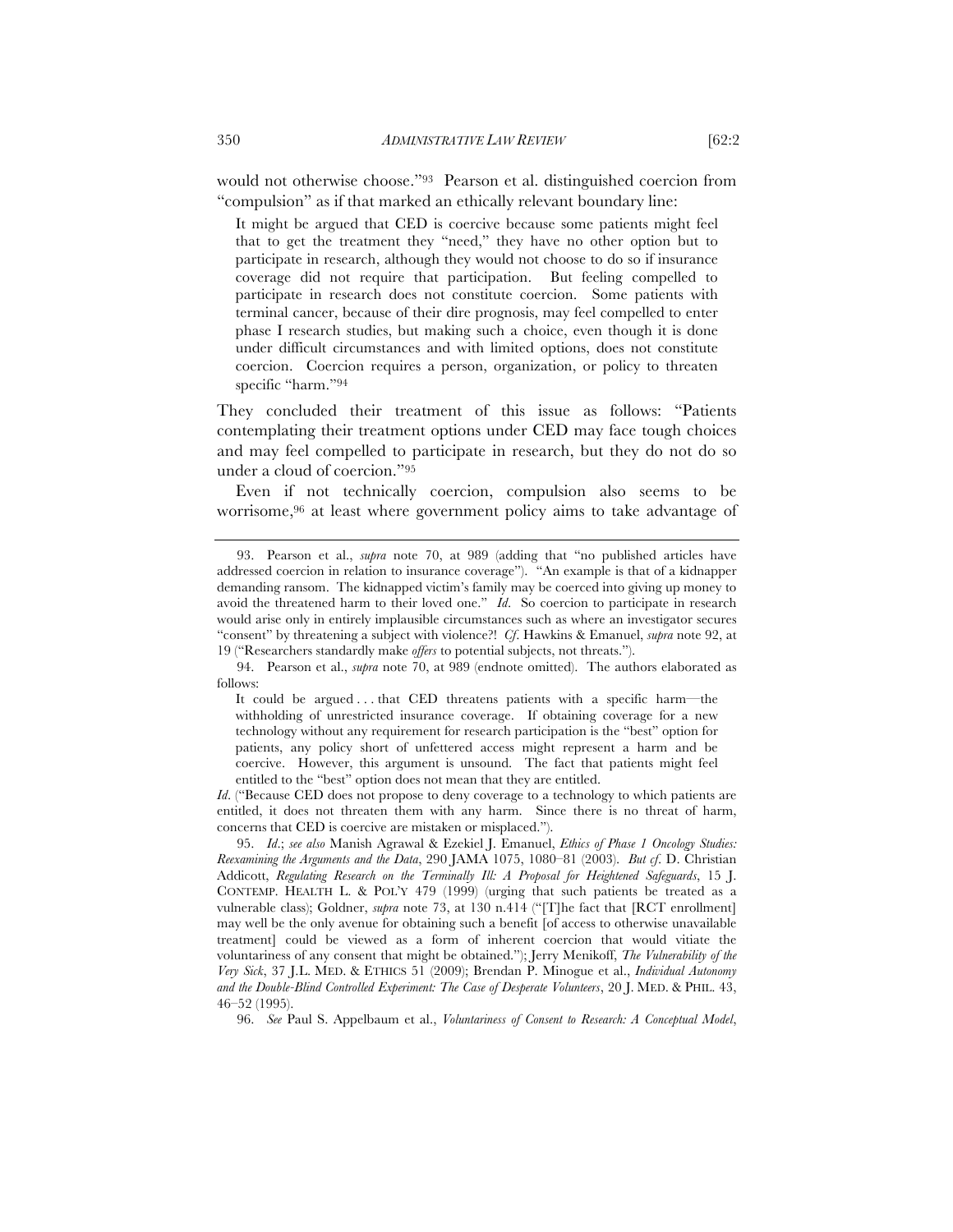would not otherwise choose."[93] Pearson et al. distinguished coercion from "compulsion" as if that marked an ethically relevant boundary line:

> It might be argued that CED is coercive because some patients might feel that to get the treatment they "need," they have no other option but to participate in research, although they would not choose to do so if insurance coverage did not require that participation. But feeling compelled to participate in research does not constitute coercion. Some patients with terminal cancer, because of their dire prognosis, may feel compelled to enter phase I research studies, but making such a choice, even though it is done under difficult circumstances and with limited options, does not constitute coercion. Coercion requires a person, organization, or policy to threaten specific "harm."[94]

They concluded their treatment of this issue as follows: "Patients contemplating their treatment options under CED may face tough choices and may feel compelled to participate in research, but they do not do so under a cloud of coercion."[95]

Even if not technically coercion, compulsion also seems to be worrisome,[96] at least where government policy aims to take advantage of

---

93. Pearson et al., *supra* note 70, at 989 (adding that "no published articles have addressed coercion in relation to insurance coverage"). "An example is that of a kidnapper demanding ransom. The kidnapped victim's family may be coerced into giving up money to avoid the threatened harm to their loved one." *Id.* So coercion to participate in research would arise only in entirely implausible circumstances such as where an investigator secures "consent" by threatening a subject with violence?! *Cf.* Hawkins & Emanuel, *supra* note 92, at 19 ("Researchers standardly make *offers* to potential subjects, not threats.").

94. Pearson et al., *supra* note 70, at 989 (endnote omitted). The authors elaborated as follows:

> It could be argued . . . that CED threatens patients with a specific harm—the withholding of unrestricted insurance coverage. If obtaining coverage for a new technology without any requirement for research participation is the "best" option for patients, any policy short of unfettered access might represent a harm and be coercive. However, this argument is unsound. The fact that patients might feel entitled to the "best" option does not mean that they are entitled.

*Id.* ("Because CED does not propose to deny coverage to a technology to which patients are entitled, it does not threaten them with any harm. Since there is no threat of harm, concerns that CED is coercive are mistaken or misplaced.").

95. *Id.*; *see also* Manish Agrawal & Ezekiel J. Emanuel, *Ethics of Phase 1 Oncology Studies: Reexamining the Arguments and the Data*, 290 JAMA 1075, 1080–81 (2003). *But cf.* D. Christian Addicott, *Regulating Research on the Terminally Ill: A Proposal for Heightened Safeguards*, 15 J. CONTEMP. HEALTH L. & POL'Y 479 (1999) (urging that such patients be treated as a vulnerable class); Goldner, *supra* note 73, at 130 n.414 ("[T]he fact that [RCT enrollment] may well be the only avenue for obtaining such a benefit [of access to otherwise unavailable treatment] could be viewed as a form of inherent coercion that would vitiate the voluntariness of any consent that might be obtained."); Jerry Menikoff, *The Vulnerability of the Very Sick*, 37 J.L. MED. & ETHICS 51 (2009); Brendan P. Minogue et al., *Individual Autonomy and the Double-Blind Controlled Experiment: The Case of Desperate Volunteers*, 20 J. MED. & PHIL. 43, 46–52 (1995).

96. *See* Paul S. Appelbaum et al., *Voluntariness of Consent to Research: A Conceptual Model*,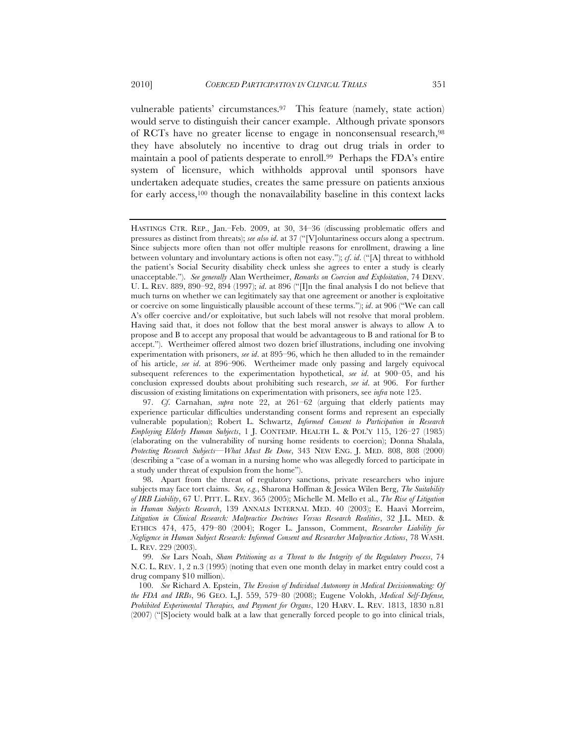vulnerable patients' circumstances.[97] This feature (namely, state action) would serve to distinguish their cancer example. Although private sponsors of RCTs have no greater license to engage in nonconsensual research,[98] they have absolutely no incentive to drag out drug trials in order to maintain a pool of patients desperate to enroll.[99] Perhaps the FDA's entire system of licensure, which withholds approval until sponsors have undertaken adequate studies, creates the same pressure on patients anxious for early access,[100] though the nonavailability baseline in this context lacks

---

HASTINGS CTR. REP., Jan.–Feb. 2009, at 30, 34–36 (discussing problematic offers and pressures as distinct from threats); *see also id.* at 37 ("[V]oluntariness occurs along a spectrum. Since subjects more often than not offer multiple reasons for enrollment, drawing a line between voluntary and involuntary actions is often not easy."); *cf. id.* ("[A] threat to withhold the patient's Social Security disability check unless she agrees to enter a study is clearly unacceptable."). *See generally* Alan Wertheimer, *Remarks on Coercion and Exploitation*, 74 DENV. U. L. REV. 889, 890–92, 894 (1997); *id.* at 896 ("[I]n the final analysis I do not believe that much turns on whether we can legitimately say that one agreement or another is exploitative or coercive on some linguistically plausible account of these terms."); *id.* at 906 ("We can call A's offer coercive and/or exploitative, but such labels will not resolve that moral problem. Having said that, it does not follow that the best moral answer is always to allow A to propose and B to accept any proposal that would be advantageous to B and rational for B to accept."). Wertheimer offered almost two dozen brief illustrations, including one involving experimentation with prisoners, *see id.* at 895–96, which he then alluded to in the remainder of his article, *see id.* at 896–906. Wertheimer made only passing and largely equivocal subsequent references to the experimentation hypothetical, *see id.* at 900–05, and his conclusion expressed doubts about prohibiting such research, *see id.* at 906. For further discussion of existing limitations on experimentation with prisoners, see *infra* note 125.

97. *Cf.* Carnahan, *supra* note 22, at 261–62 (arguing that elderly patients may experience particular difficulties understanding consent forms and represent an especially vulnerable population); Robert L. Schwartz, *Informed Consent to Participation in Research Employing Elderly Human Subjects*, 1 J. CONTEMP. HEALTH L. & POL'Y 115, 126–27 (1985) (elaborating on the vulnerability of nursing home residents to coercion); Donna Shalala, *Protecting Research Subjects—What Must Be Done*, 343 NEW ENG. J. MED. 808, 808 (2000) (describing a "case of a woman in a nursing home who was allegedly forced to participate in a study under threat of expulsion from the home").

98. Apart from the threat of regulatory sanctions, private researchers who injure subjects may face tort claims. *See, e.g.*, Sharona Hoffman & Jessica Wilen Berg, *The Suitability of IRB Liability*, 67 U. PITT. L. REV. 365 (2005); Michelle M. Mello et al., *The Rise of Litigation in Human Subjects Research*, 139 ANNALS INTERNAL MED. 40 (2003); E. Haavi Morreim, *Litigation in Clinical Research: Malpractice Doctrines Versus Research Realities*, 32 J.L. MED. & ETHICS 474, 475, 479–80 (2004); Roger L. Jansson, Comment, *Researcher Liability for Negligence in Human Subject Research: Informed Consent and Researcher Malpractice Actions*, 78 WASH. L. REV. 229 (2003).

99. *See* Lars Noah, *Sham Petitioning as a Threat to the Integrity of the Regulatory Process*, 74 N.C. L. REV. 1, 2 n.3 (1995) (noting that even one month delay in market entry could cost a drug company $10 million).

100. *See* Richard A. Epstein, *The Erosion of Individual Autonomy in Medical Decisionmaking: Of the FDA and IRBs*, 96 GEO. L.J. 559, 579–80 (2008); Eugene Volokh, *Medical Self-Defense, Prohibited Experimental Therapies, and Payment for Organs*, 120 HARV. L. REV. 1813, 1830 n.81 (2007) ("[S]ociety would balk at a law that generally forced people to go into clinical trials,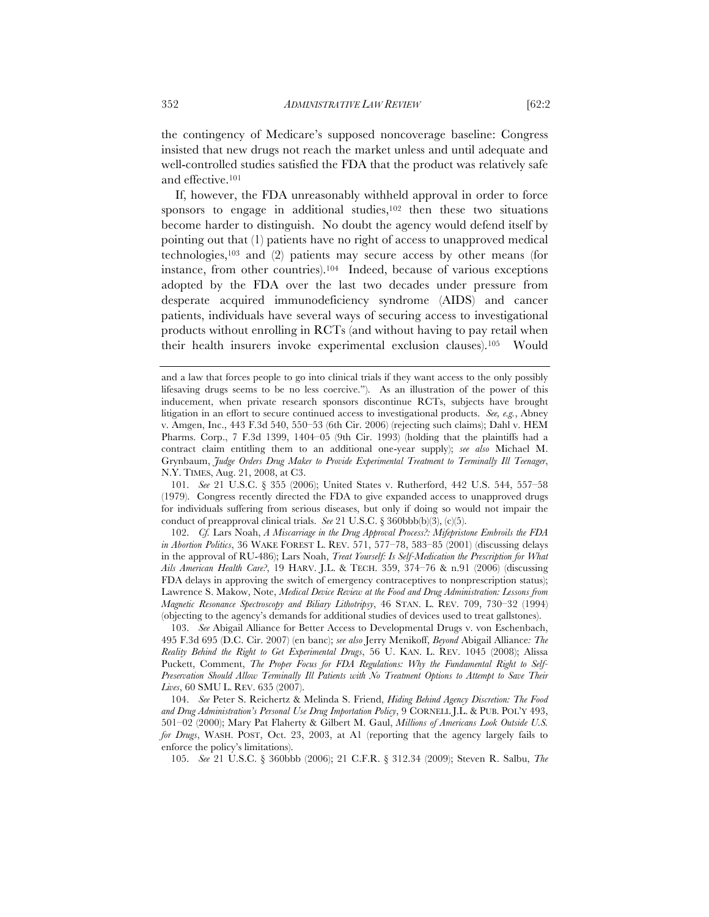the contingency of Medicare's supposed noncoverage baseline: Congress insisted that new drugs not reach the market unless and until adequate and well-controlled studies satisfied the FDA that the product was relatively safe and effective.[101]

If, however, the FDA unreasonably withheld approval in order to force sponsors to engage in additional studies,[102] then these two situations become harder to distinguish. No doubt the agency would defend itself by pointing out that (1) patients have no right of access to unapproved medical technologies,[103] and (2) patients may secure access by other means (for instance, from other countries).[104] Indeed, because of various exceptions adopted by the FDA over the last two decades under pressure from desperate acquired immunodeficiency syndrome (AIDS) and cancer patients, individuals have several ways of securing access to investigational products without enrolling in RCTs (and without having to pay retail when their health insurers invoke experimental exclusion clauses).[105] Would

---

and a law that forces people to go into clinical trials if they want access to the only possibly lifesaving drugs seems to be no less coercive."). As an illustration of the power of this inducement, when private research sponsors discontinue RCTs, subjects have brought litigation in an effort to secure continued access to investigational products. *See, e.g.*, Abney v. Amgen, Inc., 443 F.3d 540, 550–53 (6th Cir. 2006) (rejecting such claims); Dahl v. HEM Pharms. Corp., 7 F.3d 1399, 1404–05 (9th Cir. 1993) (holding that the plaintiffs had a contract claim entitling them to an additional one-year supply); *see also* Michael M. Grynbaum, *Judge Orders Drug Maker to Provide Experimental Treatment to Terminally Ill Teenager*, N.Y. TIMES, Aug. 21, 2008, at C3.

101. *See* 21 U.S.C. § 355 (2006); United States v. Rutherford, 442 U.S. 544, 557–58 (1979). Congress recently directed the FDA to give expanded access to unapproved drugs for individuals suffering from serious diseases, but only if doing so would not impair the conduct of preapproval clinical trials. *See* 21 U.S.C. § 360bbb(b)(3), (c)(5).

102. *Cf.* Lars Noah, *A Miscarriage in the Drug Approval Process?: Mifepristone Embroils the FDA in Abortion Politics*, 36 WAKE FOREST L. REV. 571, 577–78, 583–85 (2001) (discussing delays in the approval of RU-486); Lars Noah, *Treat Yourself: Is Self-Medication the Prescription for What Ails American Health Care?*, 19 HARV. J.L. & TECH. 359, 374–76 & n.91 (2006) (discussing FDA delays in approving the switch of emergency contraceptives to nonprescription status); Lawrence S. Makow, Note, *Medical Device Review at the Food and Drug Administration: Lessons from Magnetic Resonance Spectroscopy and Biliary Lithotripsy*, 46 STAN. L. REV. 709, 730–32 (1994) (objecting to the agency's demands for additional studies of devices used to treat gallstones).

103. *See* Abigail Alliance for Better Access to Developmental Drugs v. von Eschenbach, 495 F.3d 695 (D.C. Cir. 2007) (en banc); *see also* Jerry Menikoff, *Beyond* Abigail Alliance*: The Reality Behind the Right to Get Experimental Drugs*, 56 U. KAN. L. REV. 1045 (2008); Alissa Puckett, Comment, *The Proper Focus for FDA Regulations: Why the Fundamental Right to Self-Preservation Should Allow Terminally Ill Patients with No Treatment Options to Attempt to Save Their Lives*, 60 SMU L. REV. 635 (2007).

104. *See* Peter S. Reichertz & Melinda S. Friend, *Hiding Behind Agency Discretion: The Food and Drug Administration's Personal Use Drug Importation Policy*, 9 CORNELL J.L. & PUB. POL'Y 493, 501–02 (2000); Mary Pat Flaherty & Gilbert M. Gaul, *Millions of Americans Look Outside U.S. for Drugs*, WASH. POST, Oct. 23, 2003, at A1 (reporting that the agency largely fails to enforce the policy's limitations).

105. *See* 21 U.S.C. § 360bbb (2006); 21 C.F.R. § 312.34 (2009); Steven R. Salbu, *The*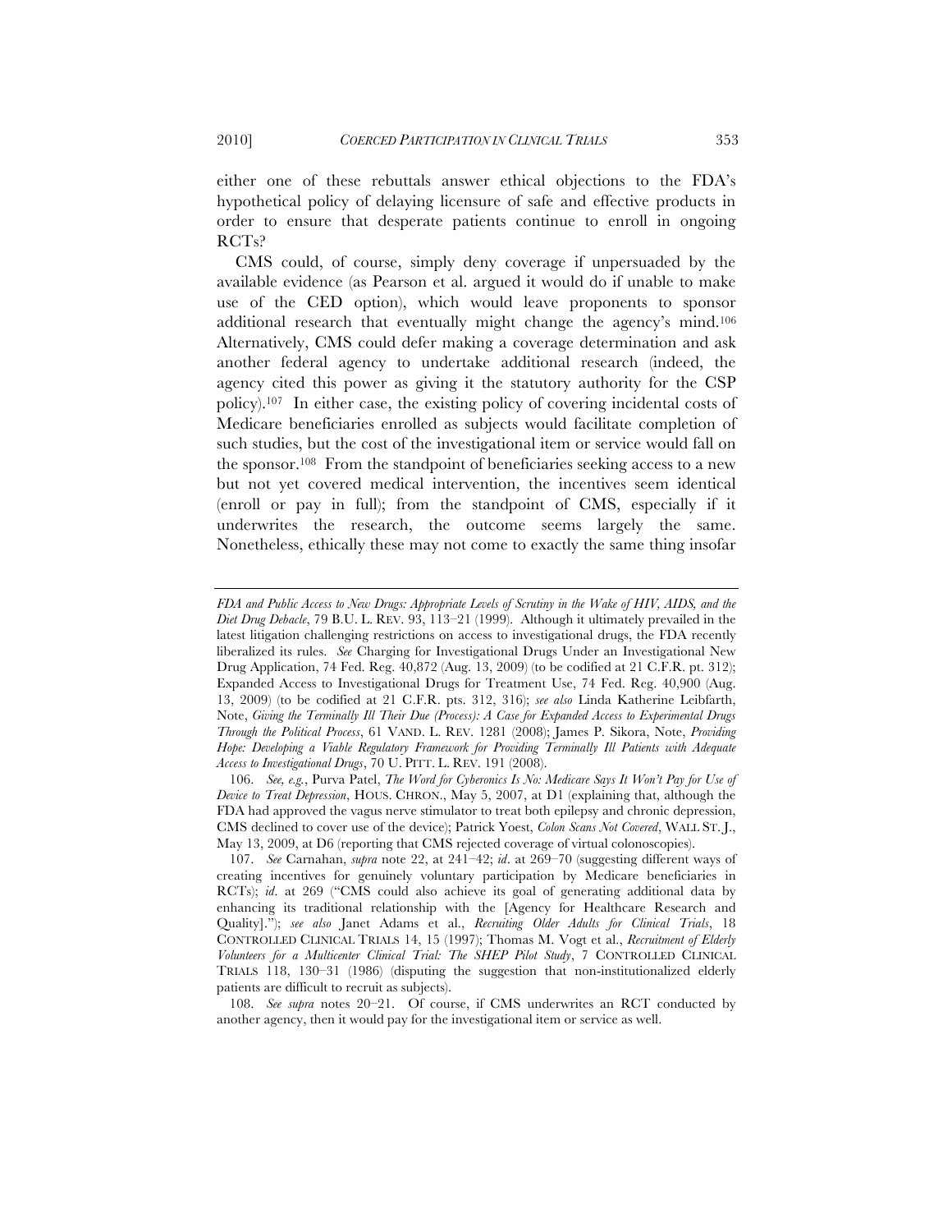either one of these rebuttals answer ethical objections to the FDA's hypothetical policy of delaying licensure of safe and effective products in order to ensure that desperate patients continue to enroll in ongoing RCTs?

CMS could, of course, simply deny coverage if unpersuaded by the available evidence (as Pearson et al. argued it would do if unable to make use of the CED option), which would leave proponents to sponsor additional research that eventually might change the agency's mind.[106] Alternatively, CMS could defer making a coverage determination and ask another federal agency to undertake additional research (indeed, the agency cited this power as giving it the statutory authority for the CSP policy).[107] In either case, the existing policy of covering incidental costs of Medicare beneficiaries enrolled as subjects would facilitate completion of such studies, but the cost of the investigational item or service would fall on the sponsor.[108] From the standpoint of beneficiaries seeking access to a new but not yet covered medical intervention, the incentives seem identical (enroll or pay in full); from the standpoint of CMS, especially if it underwrites the research, the outcome seems largely the same. Nonetheless, ethically these may not come to exactly the same thing insofar

---

*FDA and Public Access to New Drugs: Appropriate Levels of Scrutiny in the Wake of HIV, AIDS, and the Diet Drug Debacle*, 79 B.U. L. REV. 93, 113–21 (1999). Although it ultimately prevailed in the latest litigation challenging restrictions on access to investigational drugs, the FDA recently liberalized its rules. *See* Charging for Investigational Drugs Under an Investigational New Drug Application, 74 Fed. Reg. 40,872 (Aug. 13, 2009) (to be codified at 21 C.F.R. pt. 312); Expanded Access to Investigational Drugs for Treatment Use, 74 Fed. Reg. 40,900 (Aug. 13, 2009) (to be codified at 21 C.F.R. pts. 312, 316); *see also* Linda Katherine Leibfarth, Note, *Giving the Terminally Ill Their Due (Process): A Case for Expanded Access to Experimental Drugs Through the Political Process*, 61 VAND. L. REV. 1281 (2008); James P. Sikora, Note, *Providing Hope: Developing a Viable Regulatory Framework for Providing Terminally Ill Patients with Adequate Access to Investigational Drugs*, 70 U. PITT. L. REV. 191 (2008).

106. *See, e.g.*, Purva Patel, *The Word for Cyberonics Is No: Medicare Says It Won't Pay for Use of Device to Treat Depression*, HOUS. CHRON., May 5, 2007, at D1 (explaining that, although the FDA had approved the vagus nerve stimulator to treat both epilepsy and chronic depression, CMS declined to cover use of the device); Patrick Yoest, *Colon Scans Not Covered*, WALL ST. J., May 13, 2009, at D6 (reporting that CMS rejected coverage of virtual colonoscopies).

107. *See* Carnahan, *supra* note 22, at 241–42; *id.* at 269–70 (suggesting different ways of creating incentives for genuinely voluntary participation by Medicare beneficiaries in RCTs); *id.* at 269 ("CMS could also achieve its goal of generating additional data by enhancing its traditional relationship with the [Agency for Healthcare Research and Quality]."); *see also* Janet Adams et al., *Recruiting Older Adults for Clinical Trials*, 18 CONTROLLED CLINICAL TRIALS 14, 15 (1997); Thomas M. Vogt et al., *Recruitment of Elderly Volunteers for a Multicenter Clinical Trial: The SHEP Pilot Study*, 7 CONTROLLED CLINICAL TRIALS 118, 130–31 (1986) (disputing the suggestion that non-institutionalized elderly patients are difficult to recruit as subjects).

108. *See supra* notes 20–21. Of course, if CMS underwrites an RCT conducted by another agency, then it would pay for the investigational item or service as well.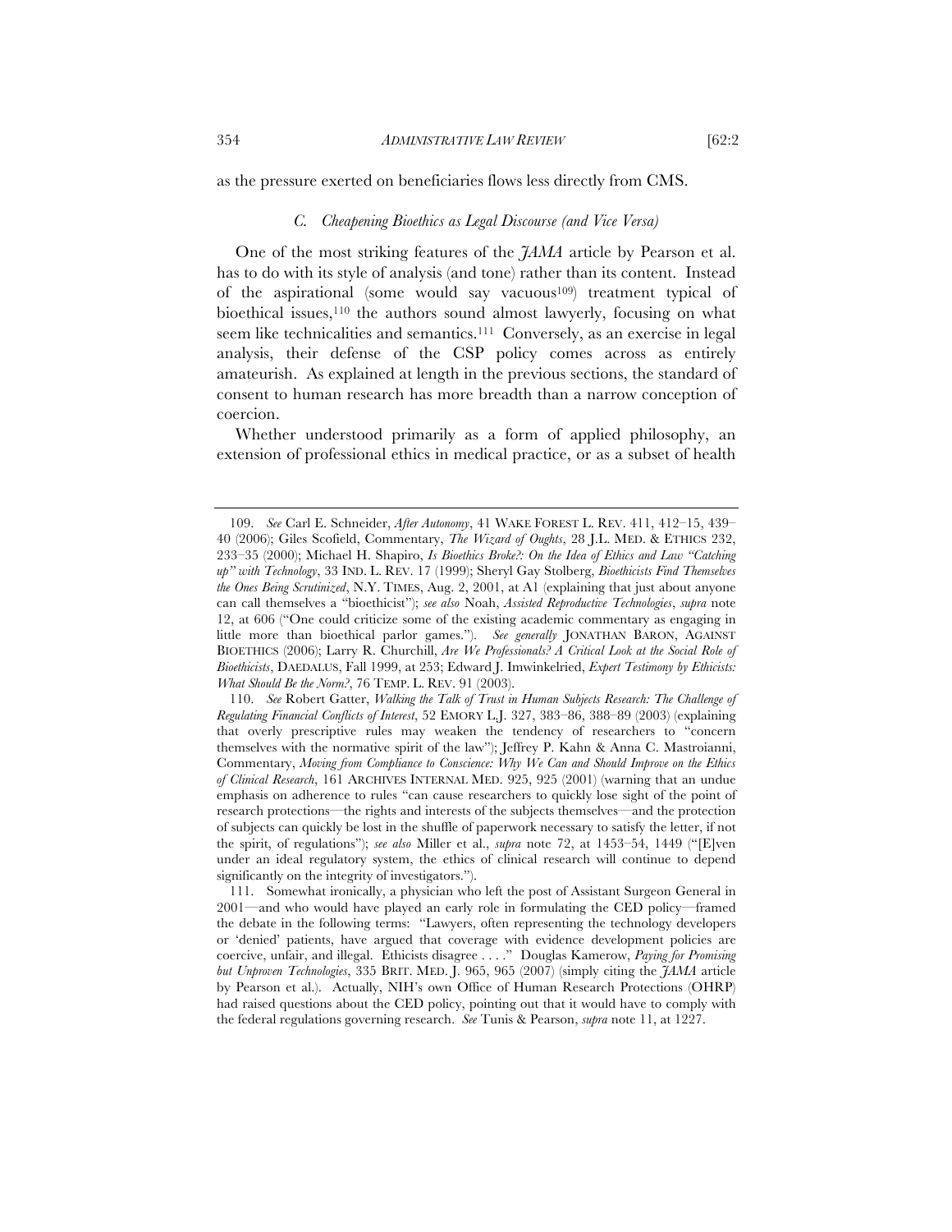as the pressure exerted on beneficiaries flows less directly from CMS.

### *C. Cheapening Bioethics as Legal Discourse (and Vice Versa)*

One of the most striking features of the *JAMA* article by Pearson et al. has to do with its style of analysis (and tone) rather than its content. Instead of the aspirational (some would say vacuous[109]) treatment typical of bioethical issues,[110] the authors sound almost lawyerly, focusing on what seem like technicalities and semantics.[111] Conversely, as an exercise in legal analysis, their defense of the CSP policy comes across as entirely amateurish. As explained at length in the previous sections, the standard of consent to human research has more breadth than a narrow conception of coercion.

Whether understood primarily as a form of applied philosophy, an extension of professional ethics in medical practice, or as a subset of health

---

109. *See* Carl E. Schneider, *After Autonomy*, 41 WAKE FOREST L. REV. 411, 412–15, 439–40 (2006); Giles Scofield, Commentary, *The Wizard of Oughts*, 28 J.L. MED. & ETHICS 232, 233–35 (2000); Michael H. Shapiro, *Is Bioethics Broke?: On the Idea of Ethics and Law "Catching up" with Technology*, 33 IND. L. REV. 17 (1999); Sheryl Gay Stolberg, *Bioethicists Find Themselves the Ones Being Scrutinized*, N.Y. TIMES, Aug. 2, 2001, at A1 (explaining that just about anyone can call themselves a "bioethicist"); *see also* Noah, *Assisted Reproductive Technologies*, *supra* note 12, at 606 ("One could criticize some of the existing academic commentary as engaging in little more than bioethical parlor games."). *See generally* JONATHAN BARON, AGAINST BIOETHICS (2006); Larry R. Churchill, *Are We Professionals? A Critical Look at the Social Role of Bioethicists*, DAEDALUS, Fall 1999, at 253; Edward J. Imwinkelried, *Expert Testimony by Ethicists: What Should Be the Norm?*, 76 TEMP. L. REV. 91 (2003).

110. *See* Robert Gatter, *Walking the Talk of Trust in Human Subjects Research: The Challenge of Regulating Financial Conflicts of Interest*, 52 EMORY L.J. 327, 383–86, 388–89 (2003) (explaining that overly prescriptive rules may weaken the tendency of researchers to "concern themselves with the normative spirit of the law"); Jeffrey P. Kahn & Anna C. Mastroianni, Commentary, *Moving from Compliance to Conscience: Why We Can and Should Improve on the Ethics of Clinical Research*, 161 ARCHIVES INTERNAL MED. 925, 925 (2001) (warning that an undue emphasis on adherence to rules "can cause researchers to quickly lose sight of the point of research protections—the rights and interests of the subjects themselves—and the protection of subjects can quickly be lost in the shuffle of paperwork necessary to satisfy the letter, if not the spirit, of regulations"); *see also* Miller et al., *supra* note 72, at 1453–54, 1449 ("[E]ven under an ideal regulatory system, the ethics of clinical research will continue to depend significantly on the integrity of investigators.").

111. Somewhat ironically, a physician who left the post of Assistant Surgeon General in 2001—and who would have played an early role in formulating the CED policy—framed the debate in the following terms: "Lawyers, often representing the technology developers or 'denied' patients, have argued that coverage with evidence development policies are coercive, unfair, and illegal. Ethicists disagree . . . ." Douglas Kamerow, *Paying for Promising but Unproven Technologies*, 335 BRIT. MED. J. 965, 965 (2007) (simply citing the *JAMA* article by Pearson et al.). Actually, NIH's own Office of Human Research Protections (OHRP) had raised questions about the CED policy, pointing out that it would have to comply with the federal regulations governing research. *See* Tunis & Pearson, *supra* note 11, at 1227.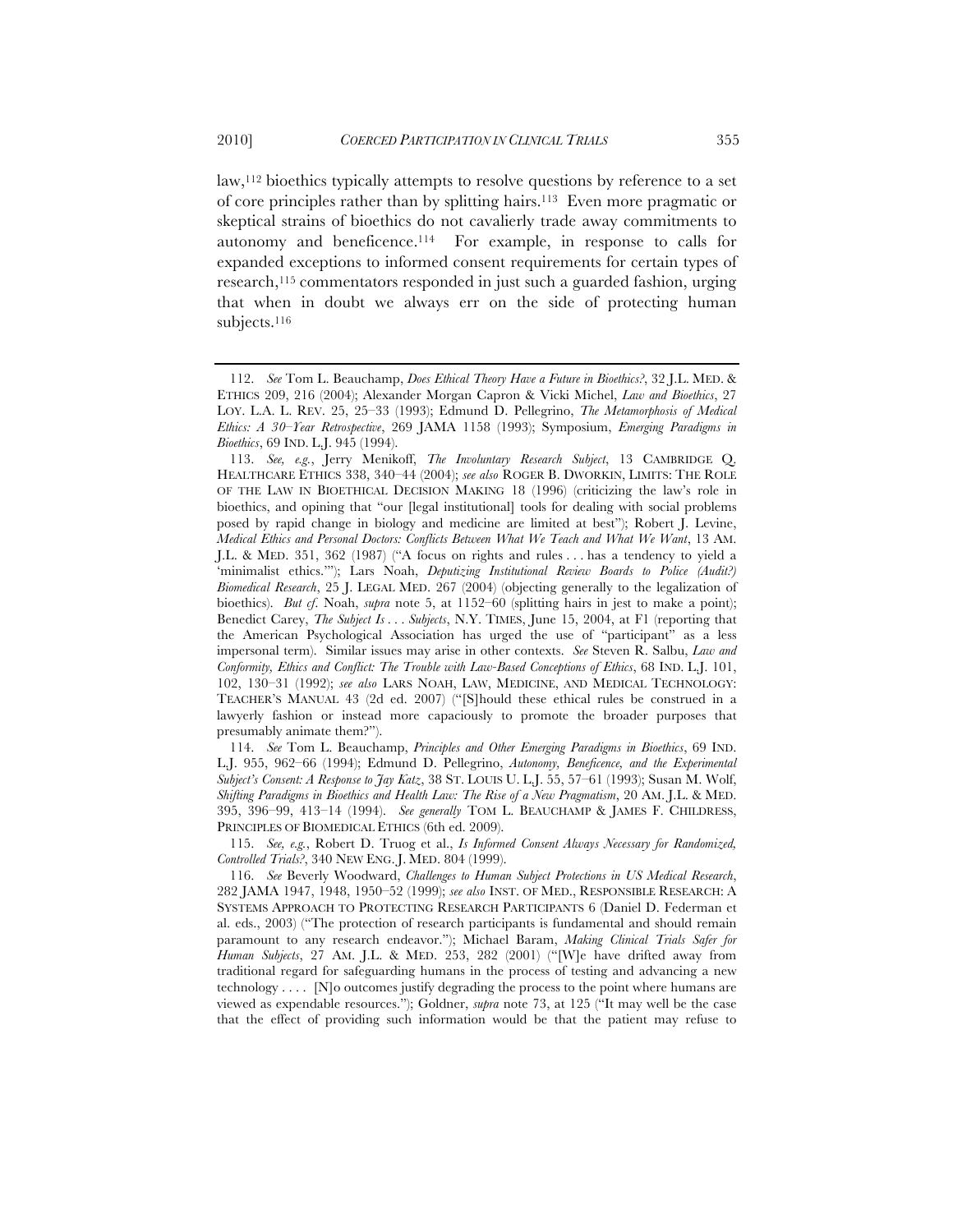law,[112] bioethics typically attempts to resolve questions by reference to a set of core principles rather than by splitting hairs.[113] Even more pragmatic or skeptical strains of bioethics do not cavalierly trade away commitments to autonomy and beneficence.[114] For example, in response to calls for expanded exceptions to informed consent requirements for certain types of research,[115] commentators responded in just such a guarded fashion, urging that when in doubt we always err on the side of protecting human subjects.[116]

---

112. *See* Tom L. Beauchamp, *Does Ethical Theory Have a Future in Bioethics?*, 32 J.L. MED. & ETHICS 209, 216 (2004); Alexander Morgan Capron & Vicki Michel, *Law and Bioethics*, 27 LOY. L.A. L. REV. 25, 25–33 (1993); Edmund D. Pellegrino, *The Metamorphosis of Medical Ethics: A 30–Year Retrospective*, 269 JAMA 1158 (1993); Symposium, *Emerging Paradigms in Bioethics*, 69 IND. L.J. 945 (1994).

113. *See, e.g.*, Jerry Menikoff, *The Involuntary Research Subject*, 13 CAMBRIDGE Q. HEALTHCARE ETHICS 338, 340–44 (2004); *see also* ROGER B. DWORKIN, LIMITS: THE ROLE OF THE LAW IN BIOETHICAL DECISION MAKING 18 (1996) (criticizing the law's role in bioethics, and opining that "our [legal institutional] tools for dealing with social problems posed by rapid change in biology and medicine are limited at best"); Robert J. Levine, *Medical Ethics and Personal Doctors: Conflicts Between What We Teach and What We Want*, 13 AM. J.L. & MED. 351, 362 (1987) ("A focus on rights and rules . . . has a tendency to yield a 'minimalist ethics.'"); Lars Noah, *Deputizing Institutional Review Boards to Police (Audit?) Biomedical Research*, 25 J. LEGAL MED. 267 (2004) (objecting generally to the legalization of bioethics). *But cf.* Noah, *supra* note 5, at 1152–60 (splitting hairs in jest to make a point); Benedict Carey, *The Subject Is . . . Subjects*, N.Y. TIMES, June 15, 2004, at F1 (reporting that the American Psychological Association has urged the use of "participant" as a less impersonal term). Similar issues may arise in other contexts. *See* Steven R. Salbu, *Law and Conformity, Ethics and Conflict: The Trouble with Law-Based Conceptions of Ethics*, 68 IND. L.J. 101, 102, 130–31 (1992); *see also* LARS NOAH, LAW, MEDICINE, AND MEDICAL TECHNOLOGY: TEACHER'S MANUAL 43 (2d ed. 2007) ("[S]hould these ethical rules be construed in a lawyerly fashion or instead more capaciously to promote the broader purposes that presumably animate them?").

114. *See* Tom L. Beauchamp, *Principles and Other Emerging Paradigms in Bioethics*, 69 IND. L.J. 955, 962–66 (1994); Edmund D. Pellegrino, *Autonomy, Beneficence, and the Experimental Subject's Consent: A Response to Jay Katz*, 38 ST. LOUIS U. L.J. 55, 57–61 (1993); Susan M. Wolf, *Shifting Paradigms in Bioethics and Health Law: The Rise of a New Pragmatism*, 20 AM. J.L. & MED. 395, 396–99, 413–14 (1994). *See generally* TOM L. BEAUCHAMP & JAMES F. CHILDRESS, PRINCIPLES OF BIOMEDICAL ETHICS (6th ed. 2009).

115. *See, e.g.*, Robert D. Truog et al., *Is Informed Consent Always Necessary for Randomized, Controlled Trials?*, 340 NEW ENG. J. MED. 804 (1999).

116. *See* Beverly Woodward, *Challenges to Human Subject Protections in US Medical Research*, 282 JAMA 1947, 1948, 1950–52 (1999); *see also* INST. OF MED., RESPONSIBLE RESEARCH: A SYSTEMS APPROACH TO PROTECTING RESEARCH PARTICIPANTS 6 (Daniel D. Federman et al. eds., 2003) ("The protection of research participants is fundamental and should remain paramount to any research endeavor."); Michael Baram, *Making Clinical Trials Safer for Human Subjects*, 27 AM. J.L. & MED. 253, 282 (2001) ("[W]e have drifted away from traditional regard for safeguarding humans in the process of testing and advancing a new technology . . . . [N]o outcomes justify degrading the process to the point where humans are viewed as expendable resources."); Goldner, *supra* note 73, at 125 ("It may well be the case that the effect of providing such information would be that the patient may refuse to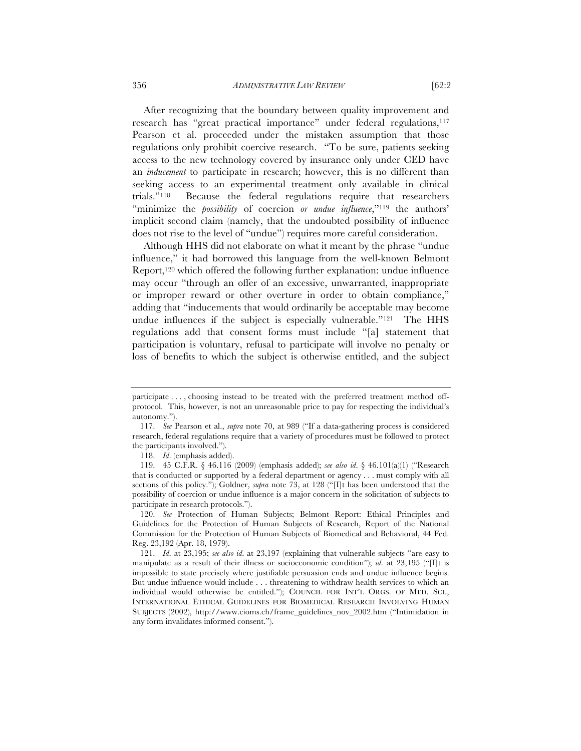After recognizing that the boundary between quality improvement and research has "great practical importance" under federal regulations,[117] Pearson et al. proceeded under the mistaken assumption that those regulations only prohibit coercive research. "To be sure, patients seeking access to the new technology covered by insurance only under CED have an *inducement* to participate in research; however, this is no different than seeking access to an experimental treatment only available in clinical trials."[118] Because the federal regulations require that researchers "minimize the *possibility* of coercion *or undue influence*,"[119] the authors' implicit second claim (namely, that the undoubted possibility of influence does not rise to the level of "undue") requires more careful consideration.

Although HHS did not elaborate on what it meant by the phrase "undue influence," it had borrowed this language from the well-known Belmont Report,[120] which offered the following further explanation: undue influence may occur "through an offer of an excessive, unwarranted, inappropriate or improper reward or other overture in order to obtain compliance," adding that "inducements that would ordinarily be acceptable may become undue influences if the subject is especially vulnerable."[121] The HHS regulations add that consent forms must include "[a] statement that participation is voluntary, refusal to participate will involve no penalty or loss of benefits to which the subject is otherwise entitled, and the subject

---

participate . . . , choosing instead to be treated with the preferred treatment method off-protocol. This, however, is not an unreasonable price to pay for respecting the individual's autonomy.").

117. *See* Pearson et al., *supra* note 70, at 989 ("If a data-gathering process is considered research, federal regulations require that a variety of procedures must be followed to protect the participants involved.").

118. *Id*. (emphasis added).

119. 45 C.F.R. § 46.116 (2009) (emphasis added); *see also id*. § 46.101(a)(1) ("Research that is conducted or supported by a federal department or agency . . . must comply with all sections of this policy."); Goldner, *supra* note 73, at 128 ("[I]t has been understood that the possibility of coercion or undue influence is a major concern in the solicitation of subjects to participate in research protocols.").

120. *See* Protection of Human Subjects; Belmont Report: Ethical Principles and Guidelines for the Protection of Human Subjects of Research, Report of the National Commission for the Protection of Human Subjects of Biomedical and Behavioral, 44 Fed. Reg. 23,192 (Apr. 18, 1979).

121. *Id*. at 23,195; *see also id*. at 23,197 (explaining that vulnerable subjects "are easy to manipulate as a result of their illness or socioeconomic condition"); *id*. at 23,195 ("[I]t is impossible to state precisely where justifiable persuasion ends and undue influence begins. But undue influence would include . . . threatening to withdraw health services to which an individual would otherwise be entitled."); COUNCIL FOR INT'L ORGS. OF MED. SCI., INTERNATIONAL ETHICAL GUIDELINES FOR BIOMEDICAL RESEARCH INVOLVING HUMAN SUBJECTS (2002), http://www.cioms.ch/frame_guidelines_nov_2002.htm ("Intimidation in any form invalidates informed consent.").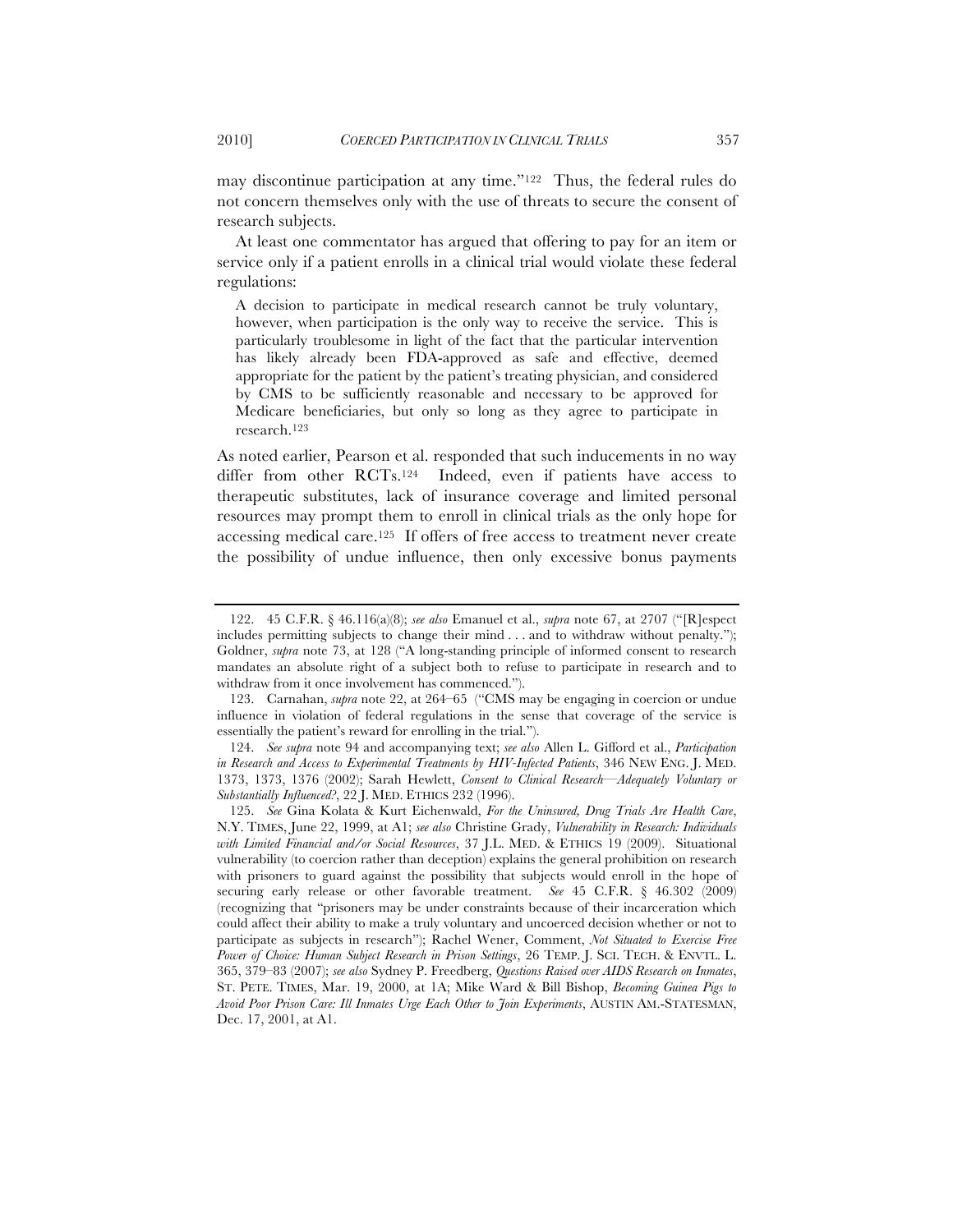may discontinue participation at any time."[122] Thus, the federal rules do not concern themselves only with the use of threats to secure the consent of research subjects.

At least one commentator has argued that offering to pay for an item or service only if a patient enrolls in a clinical trial would violate these federal regulations:

> A decision to participate in medical research cannot be truly voluntary, however, when participation is the only way to receive the service. This is particularly troublesome in light of the fact that the particular intervention has likely already been FDA-approved as safe and effective, deemed appropriate for the patient by the patient's treating physician, and considered by CMS to be sufficiently reasonable and necessary to be approved for Medicare beneficiaries, but only so long as they agree to participate in research.[123]

As noted earlier, Pearson et al. responded that such inducements in no way differ from other RCTs.[124] Indeed, even if patients have access to therapeutic substitutes, lack of insurance coverage and limited personal resources may prompt them to enroll in clinical trials as the only hope for accessing medical care.[125] If offers of free access to treatment never create the possibility of undue influence, then only excessive bonus payments

---

122. 45 C.F.R. § 46.116(a)(8); *see also* Emanuel et al., *supra* note 67, at 2707 ("[R]espect includes permitting subjects to change their mind . . . and to withdraw without penalty."); Goldner, *supra* note 73, at 128 ("A long-standing principle of informed consent to research mandates an absolute right of a subject both to refuse to participate in research and to withdraw from it once involvement has commenced.").

123. Carnahan, *supra* note 22, at 264–65 ("CMS may be engaging in coercion or undue influence in violation of federal regulations in the sense that coverage of the service is essentially the patient's reward for enrolling in the trial.").

124. *See supra* note 94 and accompanying text; *see also* Allen L. Gifford et al., *Participation in Research and Access to Experimental Treatments by HIV-Infected Patients*, 346 NEW ENG. J. MED. 1373, 1373, 1376 (2002); Sarah Hewlett, *Consent to Clinical Research—Adequately Voluntary or Substantially Influenced?*, 22 J. MED. ETHICS 232 (1996).

125. *See* Gina Kolata & Kurt Eichenwald, *For the Uninsured, Drug Trials Are Health Care*, N.Y. TIMES, June 22, 1999, at A1; *see also* Christine Grady, *Vulnerability in Research: Individuals with Limited Financial and/or Social Resources*, 37 J.L. MED. & ETHICS 19 (2009). Situational vulnerability (to coercion rather than deception) explains the general prohibition on research with prisoners to guard against the possibility that subjects would enroll in the hope of securing early release or other favorable treatment. *See* 45 C.F.R. § 46.302 (2009) (recognizing that "prisoners may be under constraints because of their incarceration which could affect their ability to make a truly voluntary and uncoerced decision whether or not to participate as subjects in research"); Rachel Wener, Comment, *Not Situated to Exercise Free Power of Choice: Human Subject Research in Prison Settings*, 26 TEMP. J. SCI. TECH. & ENVTL. L. 365, 379–83 (2007); *see also* Sydney P. Freedberg, *Questions Raised over AIDS Research on Inmates*, ST. PETE. TIMES, Mar. 19, 2000, at 1A; Mike Ward & Bill Bishop, *Becoming Guinea Pigs to Avoid Poor Prison Care: Ill Inmates Urge Each Other to Join Experiments*, AUSTIN AM.-STATESMAN, Dec. 17, 2001, at A1.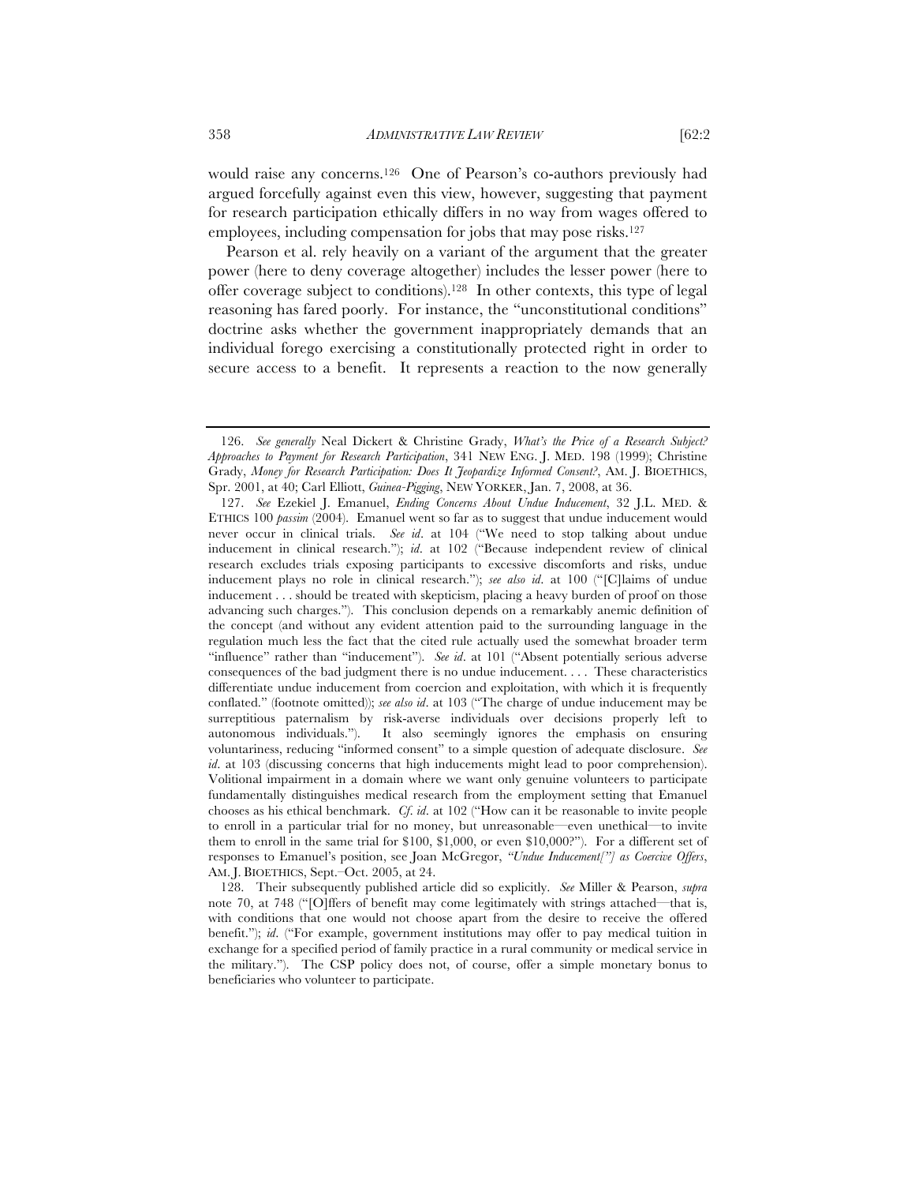would raise any concerns.[126] One of Pearson's co-authors previously had argued forcefully against even this view, however, suggesting that payment for research participation ethically differs in no way from wages offered to employees, including compensation for jobs that may pose risks.[127]

Pearson et al. rely heavily on a variant of the argument that the greater power (here to deny coverage altogether) includes the lesser power (here to offer coverage subject to conditions).[128] In other contexts, this type of legal reasoning has fared poorly. For instance, the "unconstitutional conditions" doctrine asks whether the government inappropriately demands that an individual forego exercising a constitutionally protected right in order to secure access to a benefit. It represents a reaction to the now generally

---

126. *See generally* Neal Dickert & Christine Grady, *What's the Price of a Research Subject? Approaches to Payment for Research Participation*, 341 NEW ENG. J. MED. 198 (1999); Christine Grady, *Money for Research Participation: Does It Jeopardize Informed Consent?*, AM. J. BIOETHICS, Spr. 2001, at 40; Carl Elliott, *Guinea-Pigging*, NEW YORKER, Jan. 7, 2008, at 36.

127. *See* Ezekiel J. Emanuel, *Ending Concerns About Undue Inducement*, 32 J.L. MED. & ETHICS 100 *passim* (2004). Emanuel went so far as to suggest that undue inducement would never occur in clinical trials. *See id*. at 104 ("We need to stop talking about undue inducement in clinical research."); *id*. at 102 ("Because independent review of clinical research excludes trials exposing participants to excessive discomforts and risks, undue inducement plays no role in clinical research."); *see also id*. at 100 ("[C]laims of undue inducement . . . should be treated with skepticism, placing a heavy burden of proof on those advancing such charges."). This conclusion depends on a remarkably anemic definition of the concept (and without any evident attention paid to the surrounding language in the regulation much less the fact that the cited rule actually used the somewhat broader term "influence" rather than "inducement"). *See id*. at 101 ("Absent potentially serious adverse consequences of the bad judgment there is no undue inducement. . . . These characteristics differentiate undue inducement from coercion and exploitation, with which it is frequently conflated." (footnote omitted)); *see also id*. at 103 ("The charge of undue inducement may be surreptitious paternalism by risk-averse individuals over decisions properly left to autonomous individuals."). It also seemingly ignores the emphasis on ensuring voluntariness, reducing "informed consent" to a simple question of adequate disclosure. *See id*. at 103 (discussing concerns that high inducements might lead to poor comprehension). Volitional impairment in a domain where we want only genuine volunteers to participate fundamentally distinguishes medical research from the employment setting that Emanuel chooses as his ethical benchmark. *Cf. id*. at 102 ("How can it be reasonable to invite people to enroll in a particular trial for no money, but unreasonable—even unethical—to invite them to enroll in the same trial for $100, $1,000, or even $10,000?"). For a different set of responses to Emanuel's position, see Joan McGregor, *"Undue Inducement["] as Coercive Offers*, AM. J. BIOETHICS, Sept.–Oct. 2005, at 24.

128. Their subsequently published article did so explicitly. *See* Miller & Pearson, *supra* note 70, at 748 ("[O]ffers of benefit may come legitimately with strings attached—that is, with conditions that one would not choose apart from the desire to receive the offered benefit."); *id*. ("For example, government institutions may offer to pay medical tuition in exchange for a specified period of family practice in a rural community or medical service in the military."). The CSP policy does not, of course, offer a simple monetary bonus to beneficiaries who volunteer to participate.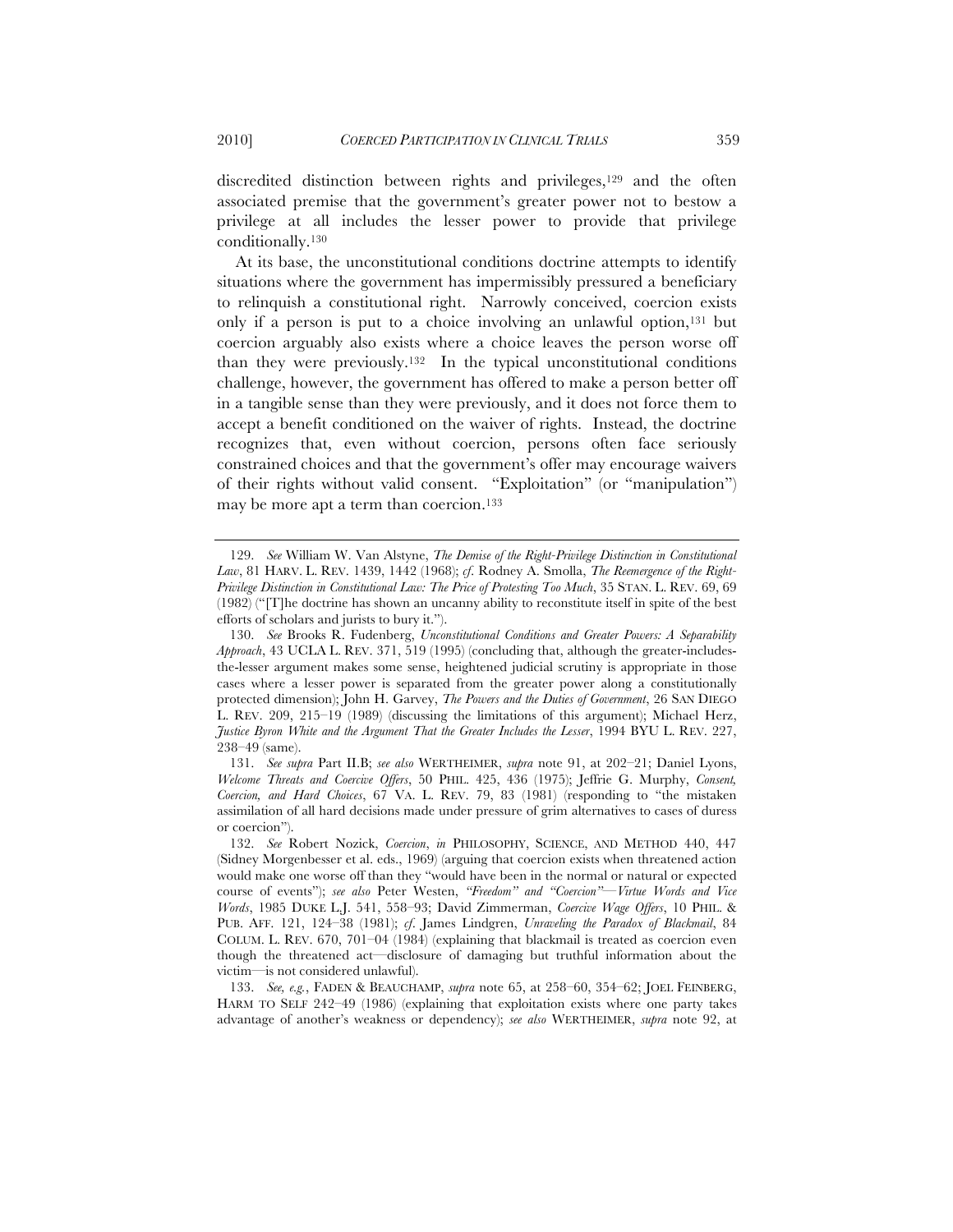discredited distinction between rights and privileges,[129] and the often associated premise that the government's greater power not to bestow a privilege at all includes the lesser power to provide that privilege conditionally.[130]

At its base, the unconstitutional conditions doctrine attempts to identify situations where the government has impermissibly pressured a beneficiary to relinquish a constitutional right. Narrowly conceived, coercion exists only if a person is put to a choice involving an unlawful option,[131] but coercion arguably also exists where a choice leaves the person worse off than they were previously.[132] In the typical unconstitutional conditions challenge, however, the government has offered to make a person better off in a tangible sense than they were previously, and it does not force them to accept a benefit conditioned on the waiver of rights. Instead, the doctrine recognizes that, even without coercion, persons often face seriously constrained choices and that the government's offer may encourage waivers of their rights without valid consent. "Exploitation" (or "manipulation") may be more apt a term than coercion.[133]

---

129. *See* William W. Van Alstyne, *The Demise of the Right-Privilege Distinction in Constitutional Law*, 81 HARV. L. REV. 1439, 1442 (1968); *cf.* Rodney A. Smolla, *The Reemergence of the Right-Privilege Distinction in Constitutional Law: The Price of Protesting Too Much*, 35 STAN. L. REV. 69, 69 (1982) ("[T]he doctrine has shown an uncanny ability to reconstitute itself in spite of the best efforts of scholars and jurists to bury it.").

130. *See* Brooks R. Fudenberg, *Unconstitutional Conditions and Greater Powers: A Separability Approach*, 43 UCLA L. REV. 371, 519 (1995) (concluding that, although the greater-includes-the-lesser argument makes some sense, heightened judicial scrutiny is appropriate in those cases where a lesser power is separated from the greater power along a constitutionally protected dimension); John H. Garvey, *The Powers and the Duties of Government*, 26 SAN DIEGO L. REV. 209, 215–19 (1989) (discussing the limitations of this argument); Michael Herz, *Justice Byron White and the Argument That the Greater Includes the Lesser*, 1994 BYU L. REV. 227, 238–49 (same).

131. *See supra* Part II.B; *see also* WERTHEIMER, *supra* note 91, at 202–21; Daniel Lyons, *Welcome Threats and Coercive Offers*, 50 PHIL. 425, 436 (1975); Jeffrie G. Murphy, *Consent, Coercion, and Hard Choices*, 67 VA. L. REV. 79, 83 (1981) (responding to "the mistaken assimilation of all hard decisions made under pressure of grim alternatives to cases of duress or coercion").

132. *See* Robert Nozick, *Coercion*, *in* PHILOSOPHY, SCIENCE, AND METHOD 440, 447 (Sidney Morgenbesser et al. eds., 1969) (arguing that coercion exists when threatened action would make one worse off than they "would have been in the normal or natural or expected course of events"); *see also* Peter Westen, *"Freedom" and "Coercion"—Virtue Words and Vice Words*, 1985 DUKE L.J. 541, 558–93; David Zimmerman, *Coercive Wage Offers*, 10 PHIL. & PUB. AFF. 121, 124–38 (1981); *cf.* James Lindgren, *Unraveling the Paradox of Blackmail*, 84 COLUM. L. REV. 670, 701–04 (1984) (explaining that blackmail is treated as coercion even though the threatened act—disclosure of damaging but truthful information about the victim—is not considered unlawful).

133. *See, e.g.*, FADEN & BEAUCHAMP, *supra* note 65, at 258–60, 354–62; JOEL FEINBERG, HARM TO SELF 242–49 (1986) (explaining that exploitation exists where one party takes advantage of another's weakness or dependency); *see also* WERTHEIMER, *supra* note 92, at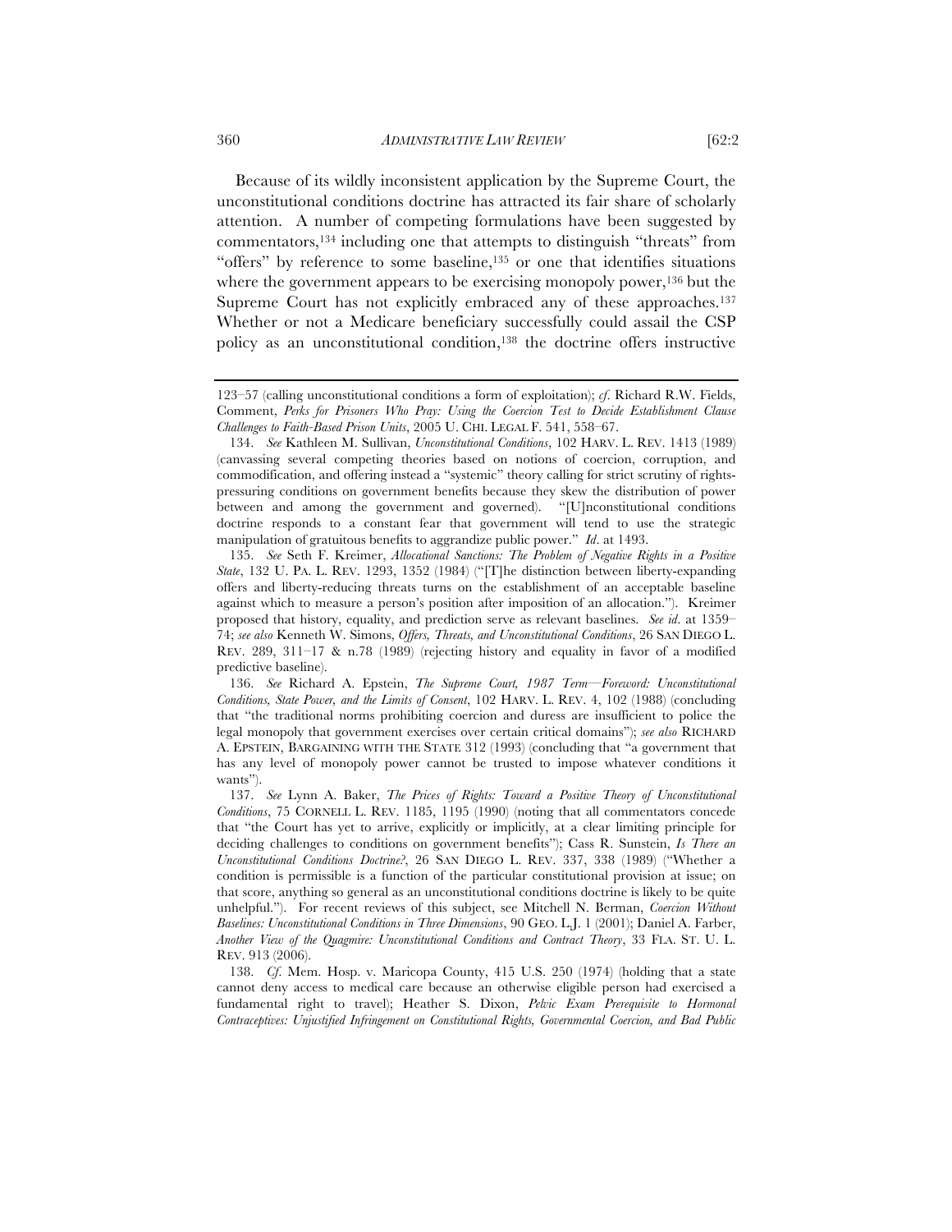Because of its wildly inconsistent application by the Supreme Court, the unconstitutional conditions doctrine has attracted its fair share of scholarly attention. A number of competing formulations have been suggested by commentators,[134] including one that attempts to distinguish "threats" from "offers" by reference to some baseline,[135] or one that identifies situations where the government appears to be exercising monopoly power,[136] but the Supreme Court has not explicitly embraced any of these approaches.[137] Whether or not a Medicare beneficiary successfully could assail the CSP policy as an unconstitutional condition,[138] the doctrine offers instructive

---

123–57 (calling unconstitutional conditions a form of exploitation); *cf*. Richard R.W. Fields, Comment, *Perks for Prisoners Who Pray: Using the Coercion Test to Decide Establishment Clause Challenges to Faith-Based Prison Units*, 2005 U. CHI. LEGAL F. 541, 558–67.

134. *See* Kathleen M. Sullivan, *Unconstitutional Conditions*, 102 HARV. L. REV. 1413 (1989) (canvassing several competing theories based on notions of coercion, corruption, and commodification, and offering instead a "systemic" theory calling for strict scrutiny of rights-pressuring conditions on government benefits because they skew the distribution of power between and among the government and governed). "[U]nconstitutional conditions doctrine responds to a constant fear that government will tend to use the strategic manipulation of gratuitous benefits to aggrandize public power." *Id*. at 1493.

135. *See* Seth F. Kreimer, *Allocational Sanctions: The Problem of Negative Rights in a Positive State*, 132 U. PA. L. REV. 1293, 1352 (1984) ("[T]he distinction between liberty-expanding offers and liberty-reducing threats turns on the establishment of an acceptable baseline against which to measure a person's position after imposition of an allocation."). Kreimer proposed that history, equality, and prediction serve as relevant baselines. *See id*. at 1359–74; *see also* Kenneth W. Simons, *Offers, Threats, and Unconstitutional Conditions*, 26 SAN DIEGO L. REV. 289, 311–17 & n.78 (1989) (rejecting history and equality in favor of a modified predictive baseline).

136. *See* Richard A. Epstein, *The Supreme Court, 1987 Term—Foreword: Unconstitutional Conditions, State Power, and the Limits of Consent*, 102 HARV. L. REV. 4, 102 (1988) (concluding that "the traditional norms prohibiting coercion and duress are insufficient to police the legal monopoly that government exercises over certain critical domains"); *see also* RICHARD A. EPSTEIN, BARGAINING WITH THE STATE 312 (1993) (concluding that "a government that has any level of monopoly power cannot be trusted to impose whatever conditions it wants").

137. *See* Lynn A. Baker, *The Prices of Rights: Toward a Positive Theory of Unconstitutional Conditions*, 75 CORNELL L. REV. 1185, 1195 (1990) (noting that all commentators concede that "the Court has yet to arrive, explicitly or implicitly, at a clear limiting principle for deciding challenges to conditions on government benefits"); Cass R. Sunstein, *Is There an Unconstitutional Conditions Doctrine?*, 26 SAN DIEGO L. REV. 337, 338 (1989) ("Whether a condition is permissible is a function of the particular constitutional provision at issue; on that score, anything so general as an unconstitutional conditions doctrine is likely to be quite unhelpful."). For recent reviews of this subject, see Mitchell N. Berman, *Coercion Without Baselines: Unconstitutional Conditions in Three Dimensions*, 90 GEO. L.J. 1 (2001); Daniel A. Farber, *Another View of the Quagmire: Unconstitutional Conditions and Contract Theory*, 33 FLA. ST. U. L. REV. 913 (2006).

138. *Cf*. Mem. Hosp. v. Maricopa County, 415 U.S. 250 (1974) (holding that a state cannot deny access to medical care because an otherwise eligible person had exercised a fundamental right to travel); Heather S. Dixon, *Pelvic Exam Prerequisite to Hormonal Contraceptives: Unjustified Infringement on Constitutional Rights, Governmental Coercion, and Bad Public*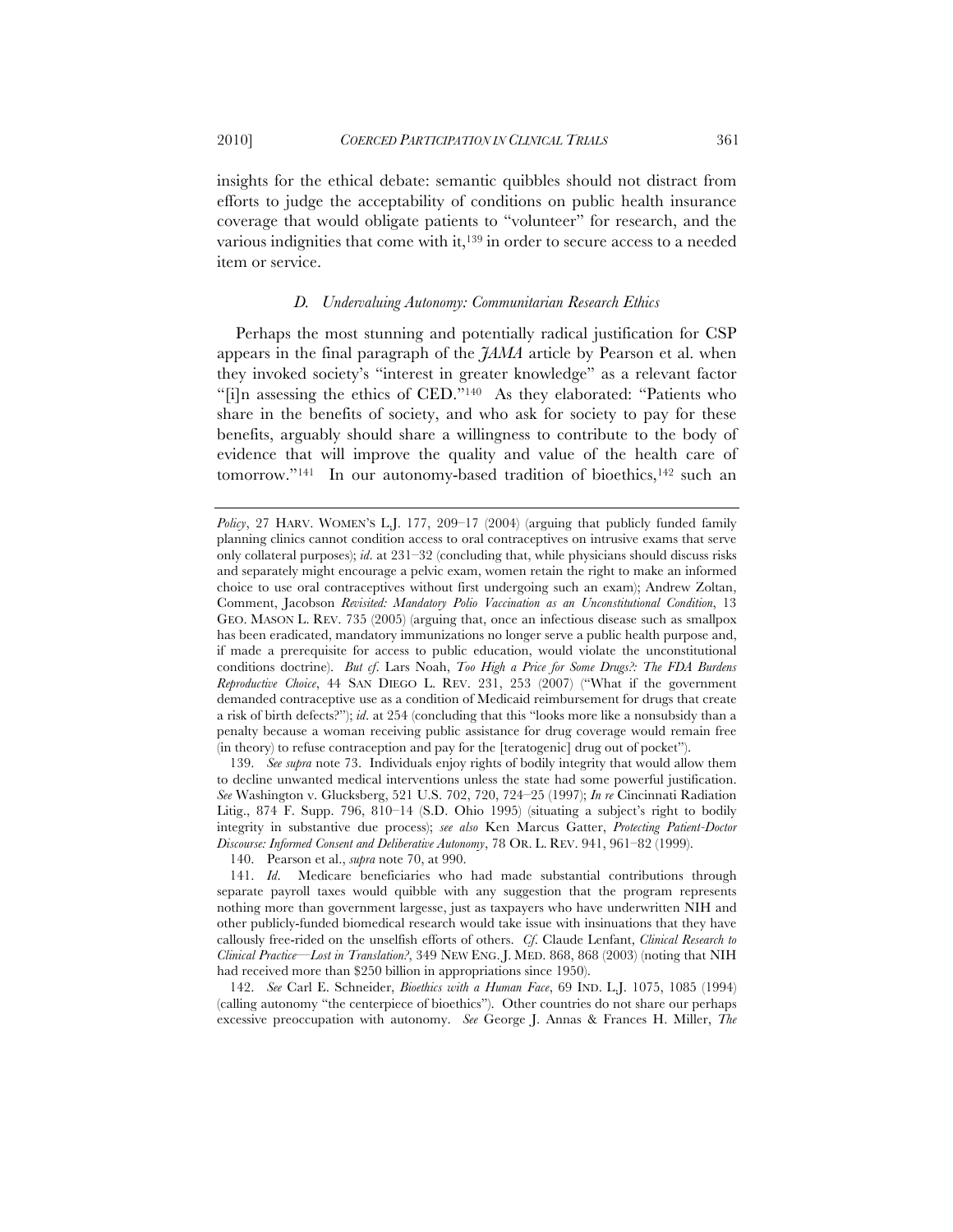insights for the ethical debate: semantic quibbles should not distract from efforts to judge the acceptability of conditions on public health insurance coverage that would obligate patients to "volunteer" for research, and the various indignities that come with it,[139] in order to secure access to a needed item or service.

### *D. Undervaluing Autonomy: Communitarian Research Ethics*

Perhaps the most stunning and potentially radical justification for CSP appears in the final paragraph of the *JAMA* article by Pearson et al. when they invoked society's "interest in greater knowledge" as a relevant factor "[i]n assessing the ethics of CED."[140] As they elaborated: "Patients who share in the benefits of society, and who ask for society to pay for these benefits, arguably should share a willingness to contribute to the body of evidence that will improve the quality and value of the health care of tomorrow."[141] In our autonomy-based tradition of bioethics,[142] such an

---

*Policy*, 27 HARV. WOMEN'S L.J. 177, 209–17 (2004) (arguing that publicly funded family planning clinics cannot condition access to oral contraceptives on intrusive exams that serve only collateral purposes); *id.* at 231–32 (concluding that, while physicians should discuss risks and separately might encourage a pelvic exam, women retain the right to make an informed choice to use oral contraceptives without first undergoing such an exam); Andrew Zoltan, Comment, Jacobson *Revisited: Mandatory Polio Vaccination as an Unconstitutional Condition*, 13 GEO. MASON L. REV. 735 (2005) (arguing that, once an infectious disease such as smallpox has been eradicated, mandatory immunizations no longer serve a public health purpose and, if made a prerequisite for access to public education, would violate the unconstitutional conditions doctrine). *But cf.* Lars Noah, *Too High a Price for Some Drugs?: The FDA Burdens Reproductive Choice*, 44 SAN DIEGO L. REV. 231, 253 (2007) ("What if the government demanded contraceptive use as a condition of Medicaid reimbursement for drugs that create a risk of birth defects?"); *id.* at 254 (concluding that this "looks more like a nonsubsidy than a penalty because a woman receiving public assistance for drug coverage would remain free (in theory) to refuse contraception and pay for the [teratogenic] drug out of pocket").

139. *See supra* note 73. Individuals enjoy rights of bodily integrity that would allow them to decline unwanted medical interventions unless the state had some powerful justification. *See* Washington v. Glucksberg, 521 U.S. 702, 720, 724–25 (1997); *In re* Cincinnati Radiation Litig., 874 F. Supp. 796, 810–14 (S.D. Ohio 1995) (situating a subject's right to bodily integrity in substantive due process); *see also* Ken Marcus Gatter, *Protecting Patient-Doctor Discourse: Informed Consent and Deliberative Autonomy*, 78 OR. L. REV. 941, 961–82 (1999).

140. Pearson et al., *supra* note 70, at 990.

141. *Id.* Medicare beneficiaries who had made substantial contributions through separate payroll taxes would quibble with any suggestion that the program represents nothing more than government largesse, just as taxpayers who have underwritten NIH and other publicly-funded biomedical research would take issue with insinuations that they have callously free-rided on the unselfish efforts of others. *Cf.* Claude Lenfant, *Clinical Research to Clinical Practice—Lost in Translation?*, 349 NEW ENG. J. MED. 868, 868 (2003) (noting that NIH had received more than $250 billion in appropriations since 1950).

142. *See* Carl E. Schneider, *Bioethics with a Human Face*, 69 IND. L.J. 1075, 1085 (1994) (calling autonomy "the centerpiece of bioethics"). Other countries do not share our perhaps excessive preoccupation with autonomy. *See* George J. Annas & Frances H. Miller, *The*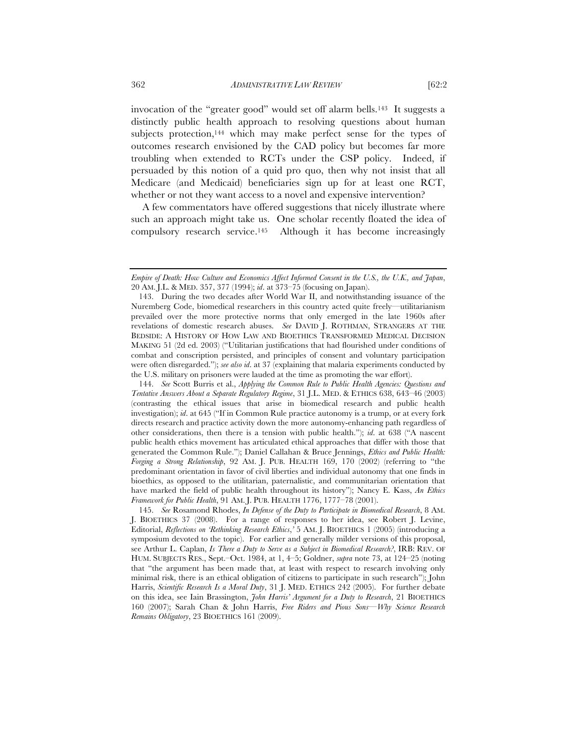invocation of the "greater good" would set off alarm bells.[143] It suggests a distinctly public health approach to resolving questions about human subjects protection,[144] which may make perfect sense for the types of outcomes research envisioned by the CAD policy but becomes far more troubling when extended to RCTs under the CSP policy. Indeed, if persuaded by this notion of a quid pro quo, then why not insist that all Medicare (and Medicaid) beneficiaries sign up for at least one RCT, whether or not they want access to a novel and expensive intervention?

A few commentators have offered suggestions that nicely illustrate where such an approach might take us. One scholar recently floated the idea of compulsory research service.[145] Although it has become increasingly

---

*Empire of Death: How Culture and Economics Affect Informed Consent in the U.S., the U.K., and Japan*, 20 AM. J.L. & MED. 357, 377 (1994); *id*. at 373–75 (focusing on Japan).

143. During the two decades after World War II, and notwithstanding issuance of the Nuremberg Code, biomedical researchers in this country acted quite freely—utilitarianism prevailed over the more protective norms that only emerged in the late 1960s after revelations of domestic research abuses. *See* DAVID J. ROTHMAN, STRANGERS AT THE BEDSIDE: A HISTORY OF HOW LAW AND BIOETHICS TRANSFORMED MEDICAL DECISION MAKING 51 (2d ed. 2003) ("Utilitarian justifications that had flourished under conditions of combat and conscription persisted, and principles of consent and voluntary participation were often disregarded."); *see also id*. at 37 (explaining that malaria experiments conducted by the U.S. military on prisoners were lauded at the time as promoting the war effort).

144. *See* Scott Burris et al., *Applying the Common Rule to Public Health Agencies: Questions and Tentative Answers About a Separate Regulatory Regime*, 31 J.L. MED. & ETHICS 638, 643–46 (2003) (contrasting the ethical issues that arise in biomedical research and public health investigation); *id*. at 645 ("If in Common Rule practice autonomy is a trump, or at every fork directs research and practice activity down the more autonomy-enhancing path regardless of other considerations, then there is a tension with public health."); *id*. at 638 ("A nascent public health ethics movement has articulated ethical approaches that differ with those that generated the Common Rule."); Daniel Callahan & Bruce Jennings, *Ethics and Public Health: Forging a Strong Relationship*, 92 AM. J. PUB. HEALTH 169, 170 (2002) (referring to "the predominant orientation in favor of civil liberties and individual autonomy that one finds in bioethics, as opposed to the utilitarian, paternalistic, and communitarian orientation that have marked the field of public health throughout its history"); Nancy E. Kass, *An Ethics Framework for Public Health*, 91 AM. J. PUB. HEALTH 1776, 1777–78 (2001).

145. *See* Rosamond Rhodes, *In Defense of the Duty to Participate in Biomedical Research*, 8 AM. J. BIOETHICS 37 (2008). For a range of responses to her idea, see Robert J. Levine, Editorial, *Reflections on 'Rethinking Research Ethics*,*'* 5 AM. J. BIOETHICS 1 (2005) (introducing a symposium devoted to the topic). For earlier and generally milder versions of this proposal, see Arthur L. Caplan, *Is There a Duty to Serve as a Subject in Biomedical Research?*, IRB: REV. OF HUM. SUBJECTS RES., Sept.–Oct. 1984, at 1, 4–5; Goldner, *supra* note 73, at 124–25 (noting that "the argument has been made that, at least with respect to research involving only minimal risk, there is an ethical obligation of citizens to participate in such research"); John Harris, *Scientific Research Is a Moral Duty*, 31 J. MED. ETHICS 242 (2005). For further debate on this idea, see Iain Brassington, *John Harris' Argument for a Duty to Research*, 21 BIOETHICS 160 (2007); Sarah Chan & John Harris, *Free Riders and Pious Sons—Why Science Research Remains Obligatory*, 23 BIOETHICS 161 (2009).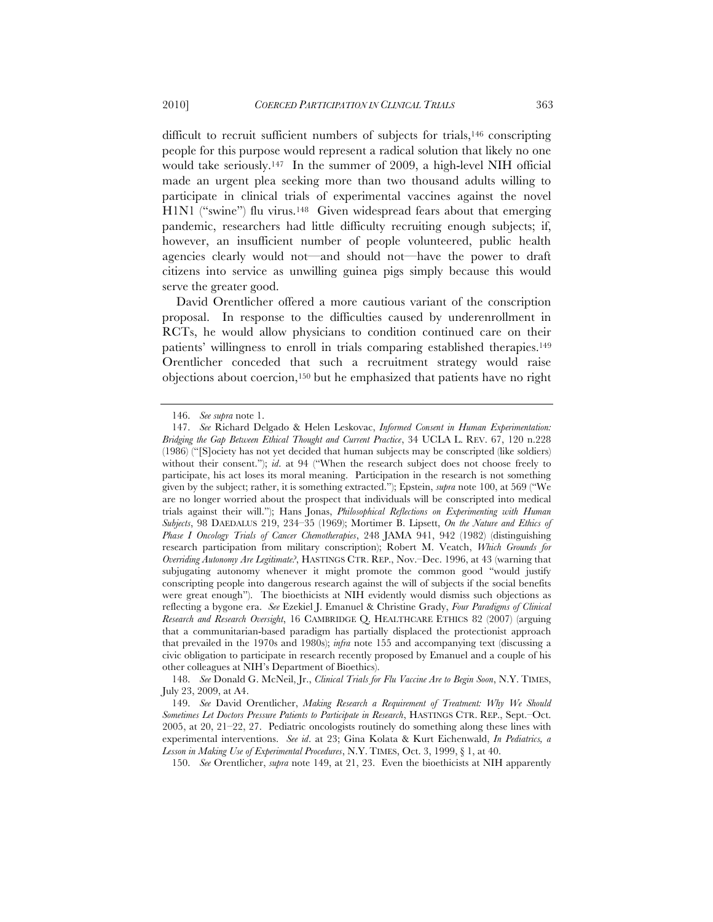difficult to recruit sufficient numbers of subjects for trials,[146] conscripting people for this purpose would represent a radical solution that likely no one would take seriously.[147] In the summer of 2009, a high-level NIH official made an urgent plea seeking more than two thousand adults willing to participate in clinical trials of experimental vaccines against the novel H1N1 ("swine") flu virus.[148] Given widespread fears about that emerging pandemic, researchers had little difficulty recruiting enough subjects; if, however, an insufficient number of people volunteered, public health agencies clearly would not—and should not—have the power to draft citizens into service as unwilling guinea pigs simply because this would serve the greater good.

David Orentlicher offered a more cautious variant of the conscription proposal. In response to the difficulties caused by underenrollment in RCTs, he would allow physicians to condition continued care on their patients' willingness to enroll in trials comparing established therapies.[149] Orentlicher conceded that such a recruitment strategy would raise objections about coercion,[150] but he emphasized that patients have no right

---

146. *See supra* note 1.

147. *See* Richard Delgado & Helen Leskovac, *Informed Consent in Human Experimentation: Bridging the Gap Between Ethical Thought and Current Practice*, 34 UCLA L. REV. 67, 120 n.228 (1986) ("[S]ociety has not yet decided that human subjects may be conscripted (like soldiers) without their consent."); *id.* at 94 ("When the research subject does not choose freely to participate, his act loses its moral meaning. Participation in the research is not something given by the subject; rather, it is something extracted."); Epstein, *supra* note 100, at 569 ("We are no longer worried about the prospect that individuals will be conscripted into medical trials against their will."); Hans Jonas, *Philosophical Reflections on Experimenting with Human Subjects*, 98 DAEDALUS 219, 234–35 (1969); Mortimer B. Lipsett, *On the Nature and Ethics of Phase I Oncology Trials of Cancer Chemotherapies*, 248 JAMA 941, 942 (1982) (distinguishing research participation from military conscription); Robert M. Veatch, *Which Grounds for Overriding Autonomy Are Legitimate?*, HASTINGS CTR. REP., Nov.–Dec. 1996, at 43 (warning that subjugating autonomy whenever it might promote the common good "would justify conscripting people into dangerous research against the will of subjects if the social benefits were great enough"). The bioethicists at NIH evidently would dismiss such objections as reflecting a bygone era. *See* Ezekiel J. Emanuel & Christine Grady, *Four Paradigms of Clinical Research and Research Oversight*, 16 CAMBRIDGE Q. HEALTHCARE ETHICS 82 (2007) (arguing that a communitarian-based paradigm has partially displaced the protectionist approach that prevailed in the 1970s and 1980s); *infra* note 155 and accompanying text (discussing a civic obligation to participate in research recently proposed by Emanuel and a couple of his other colleagues at NIH's Department of Bioethics).

148. *See* Donald G. McNeil, Jr., *Clinical Trials for Flu Vaccine Are to Begin Soon*, N.Y. TIMES, July 23, 2009, at A4.

149. *See* David Orentlicher, *Making Research a Requirement of Treatment: Why We Should Sometimes Let Doctors Pressure Patients to Participate in Research*, HASTINGS CTR. REP., Sept.–Oct. 2005, at 20, 21–22, 27. Pediatric oncologists routinely do something along these lines with experimental interventions. *See id.* at 23; Gina Kolata & Kurt Eichenwald, *In Pediatrics, a Lesson in Making Use of Experimental Procedures*, N.Y. TIMES, Oct. 3, 1999, § 1, at 40.

150. *See* Orentlicher, *supra* note 149, at 21, 23. Even the bioethicists at NIH apparently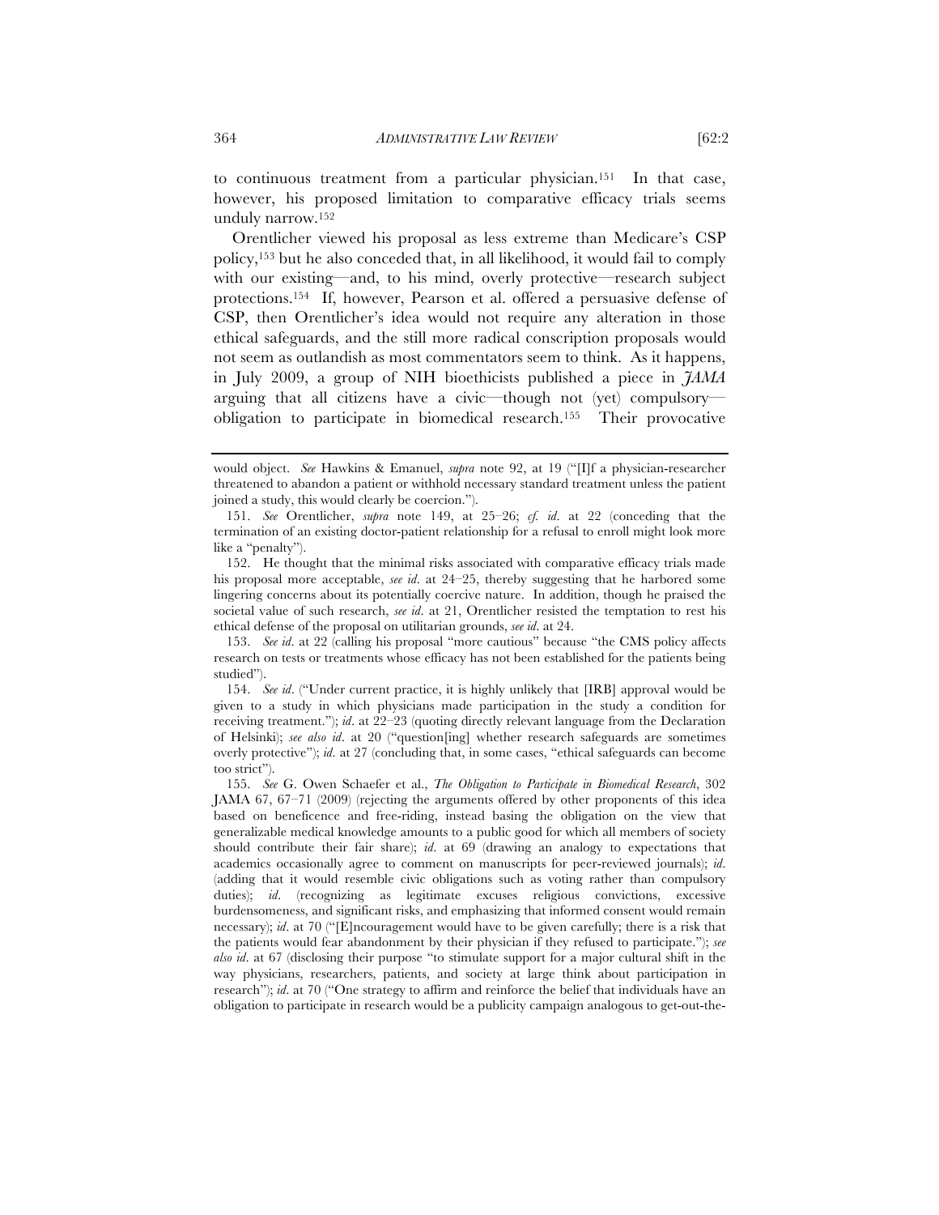to continuous treatment from a particular physician.[151] In that case, however, his proposed limitation to comparative efficacy trials seems unduly narrow.[152]

Orentlicher viewed his proposal as less extreme than Medicare's CSP policy,[153] but he also conceded that, in all likelihood, it would fail to comply with our existing—and, to his mind, overly protective—research subject protections.[154] If, however, Pearson et al. offered a persuasive defense of CSP, then Orentlicher's idea would not require any alteration in those ethical safeguards, and the still more radical conscription proposals would not seem as outlandish as most commentators seem to think. As it happens, in July 2009, a group of NIH bioethicists published a piece in *JAMA* arguing that all citizens have a civic—though not (yet) compulsory—obligation to participate in biomedical research.[155] Their provocative

---

would object. *See* Hawkins & Emanuel, *supra* note 92, at 19 ("[I]f a physician-researcher threatened to abandon a patient or withhold necessary standard treatment unless the patient joined a study, this would clearly be coercion.").

151. *See* Orentlicher, *supra* note 149, at 25–26; *cf. id.* at 22 (conceding that the termination of an existing doctor-patient relationship for a refusal to enroll might look more like a "penalty").

152. He thought that the minimal risks associated with comparative efficacy trials made his proposal more acceptable, *see id.* at 24–25, thereby suggesting that he harbored some lingering concerns about its potentially coercive nature. In addition, though he praised the societal value of such research, *see id.* at 21, Orentlicher resisted the temptation to rest his ethical defense of the proposal on utilitarian grounds, *see id.* at 24.

153. *See id.* at 22 (calling his proposal "more cautious" because "the CMS policy affects research on tests or treatments whose efficacy has not been established for the patients being studied").

154. *See id.* ("Under current practice, it is highly unlikely that [IRB] approval would be given to a study in which physicians made participation in the study a condition for receiving treatment."); *id.* at 22–23 (quoting directly relevant language from the Declaration of Helsinki); *see also id.* at 20 ("question[ing] whether research safeguards are sometimes overly protective"); *id.* at 27 (concluding that, in some cases, "ethical safeguards can become too strict").

155. *See* G. Owen Schaefer et al., *The Obligation to Participate in Biomedical Research*, 302 JAMA 67, 67–71 (2009) (rejecting the arguments offered by other proponents of this idea based on beneficence and free-riding, instead basing the obligation on the view that generalizable medical knowledge amounts to a public good for which all members of society should contribute their fair share); *id.* at 69 (drawing an analogy to expectations that academics occasionally agree to comment on manuscripts for peer-reviewed journals); *id.* (adding that it would resemble civic obligations such as voting rather than compulsory duties); *id.* (recognizing as legitimate excuses religious convictions, excessive burdensomeness, and significant risks, and emphasizing that informed consent would remain necessary); *id.* at 70 ("[E]ncouragement would have to be given carefully; there is a risk that the patients would fear abandonment by their physician if they refused to participate."); *see also id.* at 67 (disclosing their purpose "to stimulate support for a major cultural shift in the way physicians, researchers, patients, and society at large think about participation in research"); *id.* at 70 ("One strategy to affirm and reinforce the belief that individuals have an obligation to participate in research would be a publicity campaign analogous to get-out-the-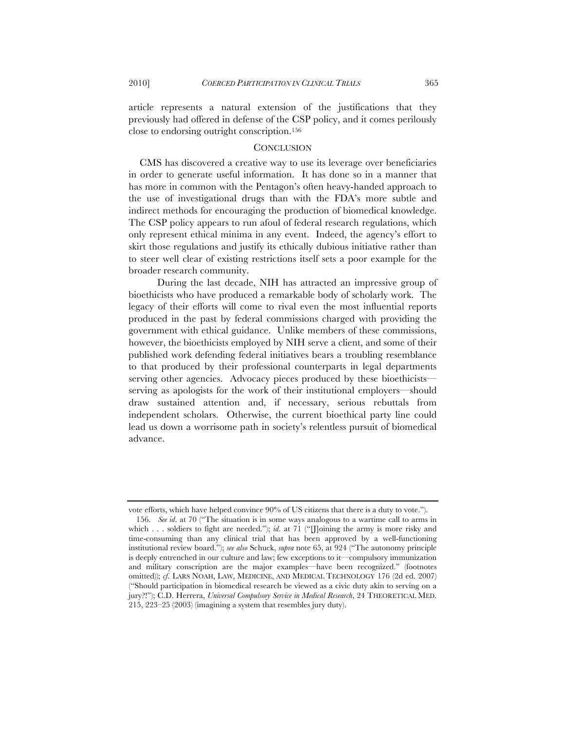article represents a natural extension of the justifications that they previously had offered in defense of the CSP policy, and it comes perilously close to endorsing outright conscription.[156]

## CONCLUSION

CMS has discovered a creative way to use its leverage over beneficiaries in order to generate useful information. It has done so in a manner that has more in common with the Pentagon's often heavy-handed approach to the use of investigational drugs than with the FDA's more subtle and indirect methods for encouraging the production of biomedical knowledge. The CSP policy appears to run afoul of federal research regulations, which only represent ethical minima in any event. Indeed, the agency's effort to skirt those regulations and justify its ethically dubious initiative rather than to steer well clear of existing restrictions itself sets a poor example for the broader research community.

During the last decade, NIH has attracted an impressive group of bioethicists who have produced a remarkable body of scholarly work. The legacy of their efforts will come to rival even the most influential reports produced in the past by federal commissions charged with providing the government with ethical guidance. Unlike members of these commissions, however, the bioethicists employed by NIH serve a client, and some of their published work defending federal initiatives bears a troubling resemblance to that produced by their professional counterparts in legal departments serving other agencies. Advocacy pieces produced by these bioethicists—serving as apologists for the work of their institutional employers—should draw sustained attention and, if necessary, serious rebuttals from independent scholars. Otherwise, the current bioethical party line could lead us down a worrisome path in society's relentless pursuit of biomedical advance.

---

vote efforts, which have helped convince 90% of US citizens that there is a duty to vote.").

156. *See id.* at 70 ("The situation is in some ways analogous to a wartime call to arms in which . . . soldiers to fight are needed."); *id.* at 71 ("[J]oining the army is more risky and time-consuming than any clinical trial that has been approved by a well-functioning institutional review board."); *see also* Schuck, *supra* note 65, at 924 ("The autonomy principle is deeply entrenched in our culture and law; few exceptions to it—compulsory immunization and military conscription are the major examples—have been recognized." (footnotes omitted)); *cf.* LARS NOAH, LAW, MEDICINE, AND MEDICAL TECHNOLOGY 176 (2d ed. 2007) ("Should participation in biomedical research be viewed as a civic duty akin to serving on a jury?!"); C.D. Herrera, *Universal Compulsory Service in Medical Research*, 24 THEORETICAL MED. 215, 223–25 (2003) (imagining a system that resembles jury duty).